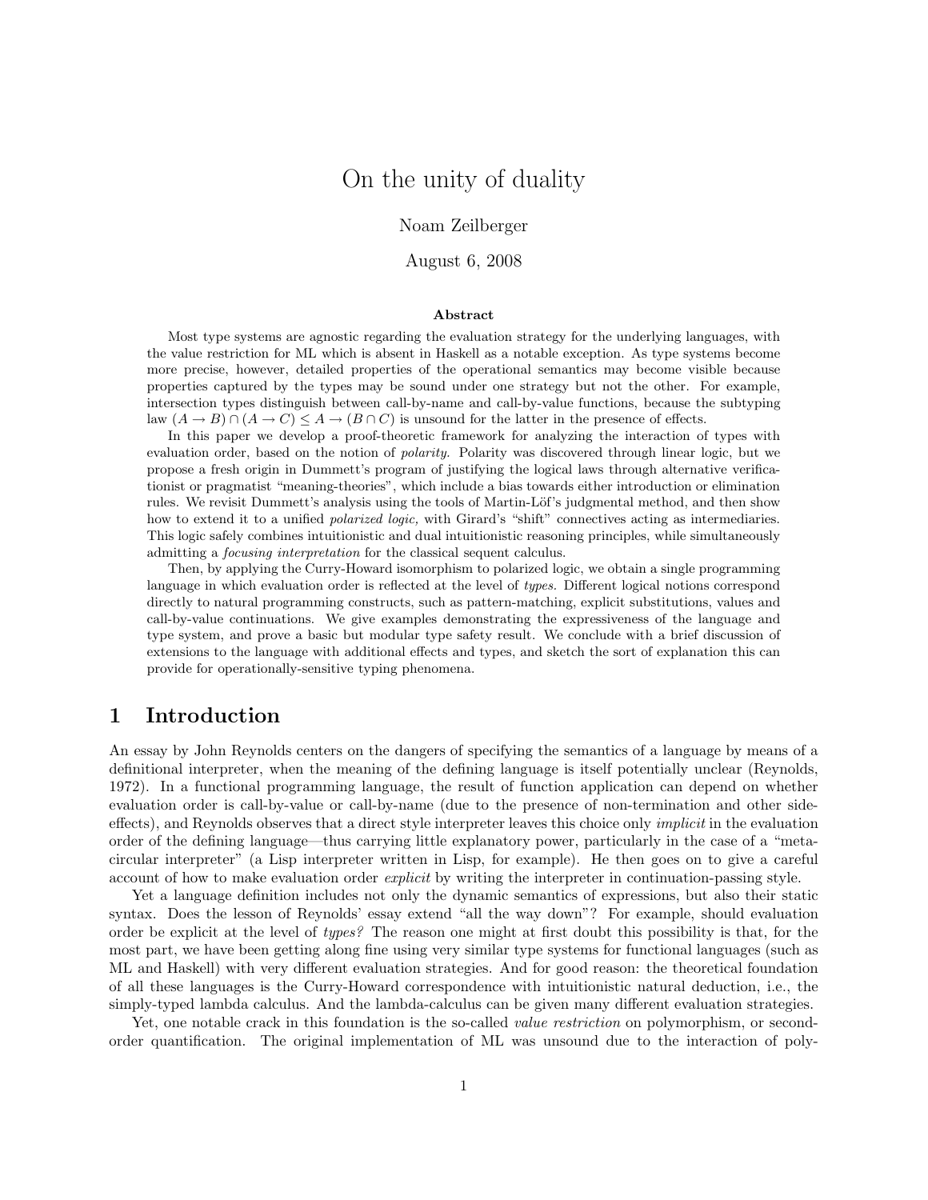# On the unity of duality

Noam Zeilberger

August 6, 2008

### Abstract

Most type systems are agnostic regarding the evaluation strategy for the underlying languages, with the value restriction for ML which is absent in Haskell as a notable exception. As type systems become more precise, however, detailed properties of the operational semantics may become visible because properties captured by the types may be sound under one strategy but not the other. For example, intersection types distinguish between call-by-name and call-by-value functions, because the subtyping law $(A \to B) \cap (A \to C) \leq A \to (B \cap C)$ is unsound for the latter in the presence of effects.

In this paper we develop a proof-theoretic framework for analyzing the interaction of types with evaluation order, based on the notion of *polarity.* Polarity was discovered through linear logic, but we propose a fresh origin in Dummett's program of justifying the logical laws through alternative verificationist or pragmatist "meaning-theories", which include a bias towards either introduction or elimination rules. We revisit Dummett's analysis using the tools of Martin-Löf's judgmental method, and then show how to extend it to a unified *polarized logic,* with Girard's "shift" connectives acting as intermediaries. This logic safely combines intuitionistic and dual intuitionistic reasoning principles, while simultaneously admitting a *focusing interpretation* for the classical sequent calculus.

Then, by applying the Curry-Howard isomorphism to polarized logic, we obtain a single programming language in which evaluation order is reflected at the level of *types.* Different logical notions correspond directly to natural programming constructs, such as pattern-matching, explicit substitutions, values and call-by-value continuations. We give examples demonstrating the expressiveness of the language and type system, and prove a basic but modular type safety result. We conclude with a brief discussion of extensions to the language with additional effects and types, and sketch the sort of explanation this can provide for operationally-sensitive typing phenomena.

## 1 Introduction

An essay by John Reynolds centers on the dangers of specifying the semantics of a language by means of a definitional interpreter, when the meaning of the defining language is itself potentially unclear (Reynolds, 1972). In a functional programming language, the result of function application can depend on whether evaluation order is call-by-value or call-by-name (due to the presence of non-termination and other side-effects), and Reynolds observes that a direct style interpreter leaves this choice only *implicit* in the evaluation order of the defining language—thus carrying little explanatory power, particularly in the case of a "meta-circular interpreter" (a Lisp interpreter written in Lisp, for example). He then goes on to give a careful account of how to make evaluation order *explicit* by writing the interpreter in continuation-passing style.

Yet a language definition includes not only the dynamic semantics of expressions, but also their static syntax. Does the lesson of Reynolds' essay extend "all the way down"? For example, should evaluation order be explicit at the level of *types?* The reason one might at first doubt this possibility is that, for the most part, we have been getting along fine using very similar type systems for functional languages (such as ML and Haskell) with very different evaluation strategies. And for good reason: the theoretical foundation of all these languages is the Curry-Howard correspondence with intuitionistic natural deduction, i.e., the simply-typed lambda calculus. And the lambda-calculus can be given many different evaluation strategies.

Yet, one notable crack in this foundation is the so-called *value restriction* on polymorphism, or second-order quantification. The original implementation of ML was unsound due to the interaction of poly-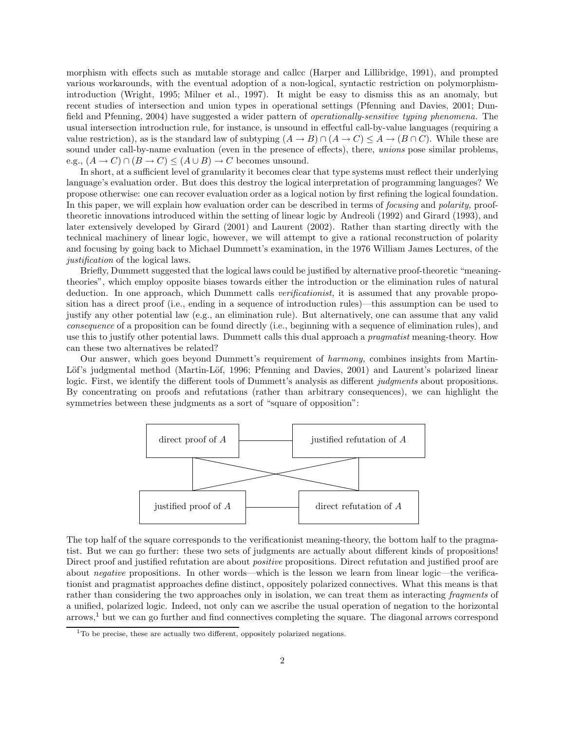morphism with effects such as mutable storage and callcc (Harper and Lillibridge, 1991), and prompted various workarounds, with the eventual adoption of a non-logical, syntactic restriction on polymorphism-introduction (Wright, 1995; Milner et al., 1997). It might be easy to dismiss this as an anomaly, but recent studies of intersection and union types in operational settings (Pfenning and Davies, 2001; Dunfield and Pfenning, 2004) have suggested a wider pattern of *operationally-sensitive typing phenomena*. The usual intersection introduction rule, for instance, is unsound in effectful call-by-value languages (requiring a value restriction), as is the standard law of subtyping $(A \to B) \cap (A \to C) \leq A \to (B \cap C)$. While these are sound under call-by-name evaluation (even in the presence of effects), there, *unions* pose similar problems, e.g., $(A \to C) \cap (B \to C) \leq (A \cup B) \to C$ becomes unsound.

In short, at a sufficient level of granularity it becomes clear that type systems must reflect their underlying language's evaluation order. But does this destroy the logical interpretation of programming languages? We propose otherwise: one can recover evaluation order as a logical notion by first refining the logical foundation. In this paper, we will explain how evaluation order can be described in terms of *focusing* and *polarity,* proof-theoretic innovations introduced within the setting of linear logic by Andreoli (1992) and Girard (1993), and later extensively developed by Girard (2001) and Laurent (2002). Rather than starting directly with the technical machinery of linear logic, however, we will attempt to give a rational reconstruction of polarity and focusing by going back to Michael Dummett's examination, in the 1976 William James Lectures, of the *justification* of the logical laws.

Briefly, Dummett suggested that the logical laws could be justified by alternative proof-theoretic "meaning-theories", which employ opposite biases towards either the introduction or the elimination rules of natural deduction. In one approach, which Dummett calls *verificationist,* it is assumed that any provable proposition has a direct proof (i.e., ending in a sequence of introduction rules)—this assumption can be used to justify any other potential law (e.g., an elimination rule). But alternatively, one can assume that any valid *consequence* of a proposition can be found directly (i.e., beginning with a sequence of elimination rules), and use this to justify other potential laws. Dummett calls this dual approach a *pragmatist* meaning-theory. How can these two alternatives be related?

Our answer, which goes beyond Dummett's requirement of *harmony,* combines insights from Martin-Löf's judgmental method (Martin-Löf, 1996; Pfenning and Davies, 2001) and Laurent's polarized linear logic. First, we identify the different tools of Dummett's analysis as different *judgments* about propositions. By concentrating on proofs and refutations (rather than arbitrary consequences), we can highlight the symmetries between these judgments as a sort of "square of opposition":

| direct proof of $A$ | justified refutation of $A$ |
|---|---|
| justified proof of $A$ | direct refutation of $A$ |

The top half of the square corresponds to the verificationist meaning-theory, the bottom half to the pragmatist. But we can go further: these two sets of judgments are actually about different kinds of propositions! Direct proof and justified refutation are about *positive* propositions. Direct refutation and justified proof are about *negative* propositions. In other words—which is the lesson we learn from linear logic—the verificationist and pragmatist approaches define distinct, oppositely polarized connectives. What this means is that rather than considering the two approaches only in isolation, we can treat them as interacting *fragments* of a unified, polarized logic. Indeed, not only can we ascribe the usual operation of negation to the horizontal arrows,[1] but we can go further and find connectives completing the square. The diagonal arrows correspond

[1] To be precise, these are actually two different, oppositely polarized negations.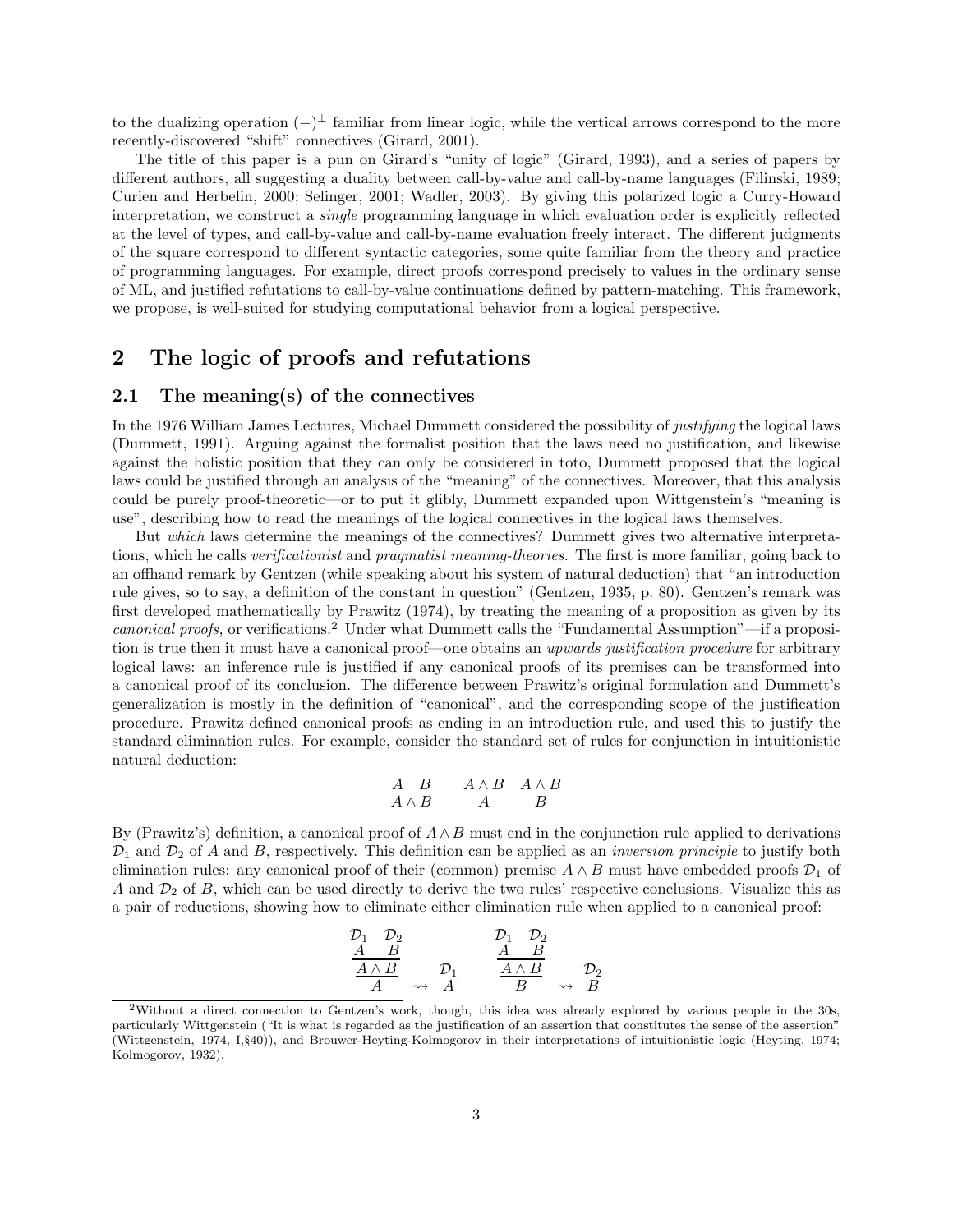to the dualizing operation $(-)^\perp$ familiar from linear logic, while the vertical arrows correspond to the more recently-discovered "shift" connectives (Girard, 2001).

The title of this paper is a pun on Girard's "unity of logic" (Girard, 1993), and a series of papers by different authors, all suggesting a duality between call-by-value and call-by-name languages (Filinski, 1989; Curien and Herbelin, 2000; Selinger, 2001; Wadler, 2003). By giving this polarized logic a Curry-Howard interpretation, we construct a *single* programming language in which evaluation order is explicitly reflected at the level of types, and call-by-value and call-by-name evaluation freely interact. The different judgments of the square correspond to different syntactic categories, some quite familiar from the theory and practice of programming languages. For example, direct proofs correspond precisely to values in the ordinary sense of ML, and justified refutations to call-by-value continuations defined by pattern-matching. This framework, we propose, is well-suited for studying computational behavior from a logical perspective.

## 2 The logic of proofs and refutations

### 2.1 The meaning(s) of the connectives

In the 1976 William James Lectures, Michael Dummett considered the possibility of *justifying* the logical laws (Dummett, 1991). Arguing against the formalist position that the laws need no justification, and likewise against the holistic position that they can only be considered in toto, Dummett proposed that the logical laws could be justified through an analysis of the "meaning" of the connectives. Moreover, that this analysis could be purely proof-theoretic—or to put it glibly, Dummett expanded upon Wittgenstein's "meaning is use", describing how to read the meanings of the logical connectives in the logical laws themselves.

But *which* laws determine the meanings of the connectives? Dummett gives two alternative interpretations, which he calls *verificationist* and *pragmatist meaning-theories.* The first is more familiar, going back to an offhand remark by Gentzen (while speaking about his system of natural deduction) that "an introduction rule gives, so to say, a definition of the constant in question" (Gentzen, 1935, p. 80). Gentzen's remark was first developed mathematically by Prawitz (1974), by treating the meaning of a proposition as given by its *canonical proofs,* or verifications.[2] Under what Dummett calls the "Fundamental Assumption"—if a proposition is true then it must have a canonical proof—one obtains an *upwards justification procedure* for arbitrary logical laws: an inference rule is justified if any canonical proofs of its premises can be transformed into a canonical proof of its conclusion. The difference between Prawitz's original formulation and Dummett's generalization is mostly in the definition of "canonical", and the corresponding scope of the justification procedure. Prawitz defined canonical proofs as ending in an introduction rule, and used this to justify the standard elimination rules. For example, consider the standard set of rules for conjunction in intuitionistic natural deduction:

$$\frac{A \quad B}{A \wedge B} \qquad \frac{A \wedge B}{A} \quad \frac{A \wedge B}{B}$$

By (Prawitz's) definition, a canonical proof of $A \wedge B$ must end in the conjunction rule applied to derivations $\mathcal{D}_1$ and $\mathcal{D}_2$ of $A$ and $B$, respectively. This definition can be applied as an *inversion principle* to justify both elimination rules: any canonical proof of their (common) premise $A \wedge B$ must have embedded proofs $\mathcal{D}_1$ of $A$ and $\mathcal{D}_2$ of $B$, which can be used directly to derive the two rules' respective conclusions. Visualize this as a pair of reductions, showing how to eliminate either elimination rule when applied to a canonical proof:

$$\dfrac{\dfrac{\begin{matrix}\mathcal{D}_1 & \mathcal{D}_2 \\ A & B\end{matrix}}{A \wedge B}}{A} \;\leadsto\; \begin{matrix}\mathcal{D}_1 \\ A\end{matrix} \qquad\qquad \dfrac{\dfrac{\begin{matrix}\mathcal{D}_1 & \mathcal{D}_2 \\ A & B\end{matrix}}{A \wedge B}}{B} \;\leadsto\; \begin{matrix}\mathcal{D}_2 \\ B\end{matrix}$$

[2] Without a direct connection to Gentzen's work, though, this idea was already explored by various people in the 30s, particularly Wittgenstein ("It is what is regarded as the justification of an assertion that constitutes the sense of the assertion" (Wittgenstein, 1974, I,§40)), and Brouwer-Heyting-Kolmogorov in their interpretations of intuitionistic logic (Heyting, 1974; Kolmogorov, 1932).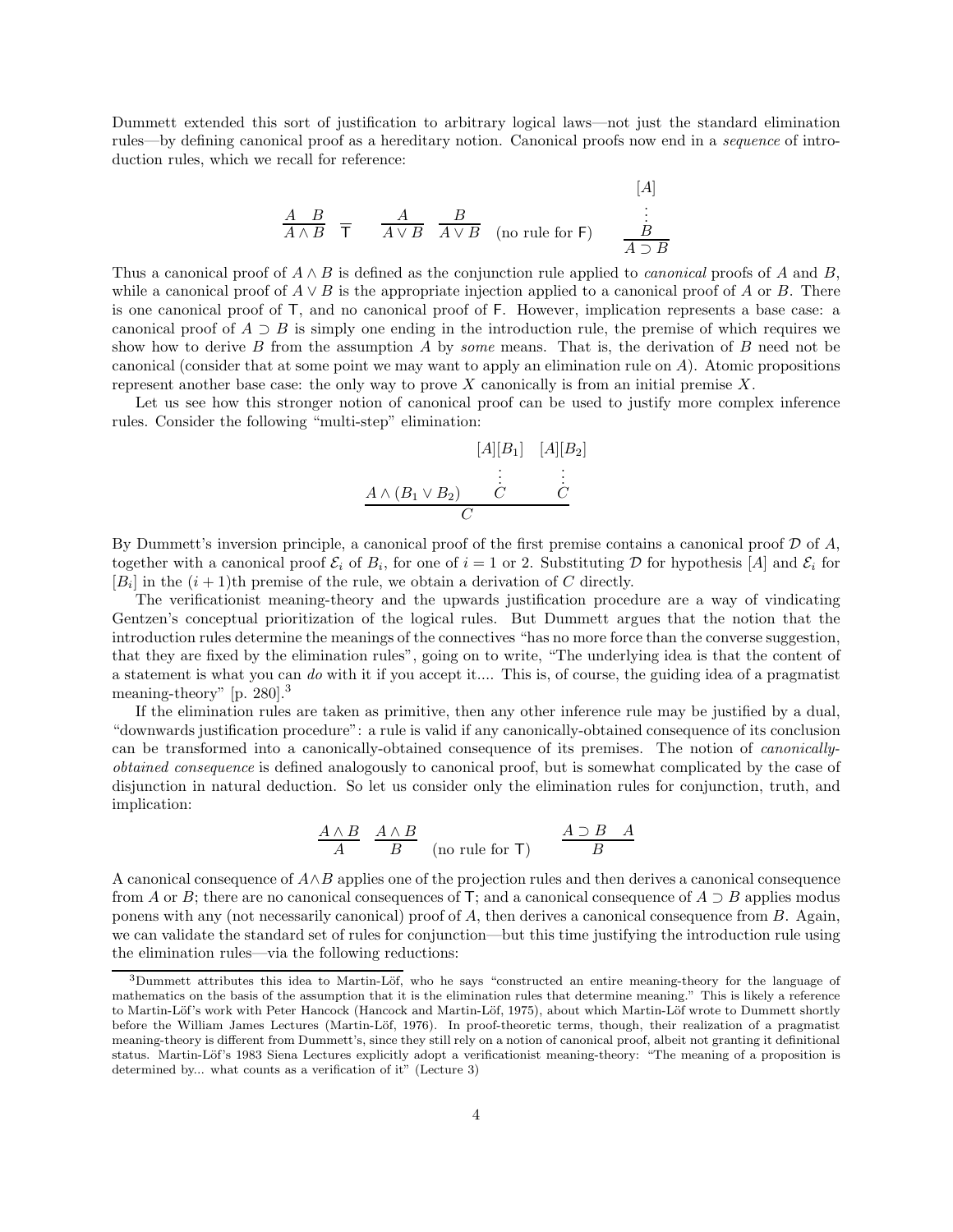Dummett extended this sort of justification to arbitrary logical laws—not just the standard elimination rules—by defining canonical proof as a hereditary notion. Canonical proofs now end in a *sequence* of introduction rules, which we recall for reference:

$$\frac{A \quad B}{A \wedge B} \qquad \frac{}{\mathsf{T}} \qquad \frac{A}{A \vee B} \quad \frac{B}{A \vee B} \quad \text{(no rule for F)} \qquad \frac{\begin{array}{c}[A] \\ \vdots \\ B\end{array}}{A \supset B}$$

Thus a canonical proof of $A \wedge B$ is defined as the conjunction rule applied to *canonical* proofs of $A$ and $B$, while a canonical proof of $A \vee B$ is the appropriate injection applied to a canonical proof of $A$ or $B$. There is one canonical proof of $\mathsf{T}$, and no canonical proof of $\mathsf{F}$. However, implication represents a base case: a canonical proof of $A \supset B$ is simply one ending in the introduction rule, the premise of which requires we show how to derive $B$ from the assumption $A$ by *some* means. That is, the derivation of $B$ need not be canonical (consider that at some point we may want to apply an elimination rule on $A$). Atomic propositions represent another base case: the only way to prove $X$ canonically is from an initial premise $X$.

Let us see how this stronger notion of canonical proof can be used to justify more complex inference rules. Consider the following "multi-step" elimination:

$$\frac{A \wedge (B_1 \vee B_2) \qquad \begin{array}{c}[A][B_1] \\ \vdots \\ C\end{array} \qquad \begin{array}{c}[A][B_2] \\ \vdots \\ C\end{array}}{C}$$

By Dummett's inversion principle, a canonical proof of the first premise contains a canonical proof $\mathcal{D}$ of $A$, together with a canonical proof $\mathcal{E}_i$ of $B_i$, for one of $i = 1$ or 2. Substituting $\mathcal{D}$ for hypothesis $[A]$ and $\mathcal{E}_i$ for $[B_i]$ in the $(i+1)$th premise of the rule, we obtain a derivation of $C$ directly.

The verificationist meaning-theory and the upwards justification procedure are a way of vindicating Gentzen's conceptual prioritization of the logical rules. But Dummett argues that the notion that the introduction rules determine the meanings of the connectives "has no more force than the converse suggestion, that they are fixed by the elimination rules", going on to write, "The underlying idea is that the content of a statement is what you can *do* with it if you accept it.... This is, of course, the guiding idea of a pragmatist meaning-theory" [p. 280].[3]

If the elimination rules are taken as primitive, then any other inference rule may be justified by a dual, "downwards justification procedure": a rule is valid if any canonically-obtained consequence of its conclusion can be transformed into a canonically-obtained consequence of its premises. The notion of *canonically-obtained consequence* is defined analogously to canonical proof, but is somewhat complicated by the case of disjunction in natural deduction. So let us consider only the elimination rules for conjunction, truth, and implication:

$$\frac{A \wedge B}{A} \quad \frac{A \wedge B}{B} \quad \text{(no rule for T)} \qquad \frac{A \supset B \quad A}{B}$$

A canonical consequence of $A \wedge B$ applies one of the projection rules and then derives a canonical consequence from $A$ or $B$; there are no canonical consequences of $\mathsf{T}$; and a canonical consequence of $A \supset B$ applies modus ponens with any (not necessarily canonical) proof of $A$, then derives a canonical consequence from $B$. Again, we can validate the standard set of rules for conjunction—but this time justifying the introduction rule using the elimination rules—via the following reductions:

[3]Dummett attributes this idea to Martin-Löf, who he says "constructed an entire meaning-theory for the language of mathematics on the basis of the assumption that it is the elimination rules that determine meaning." This is likely a reference to Martin-Löf's work with Peter Hancock (Hancock and Martin-Löf, 1975), about which Martin-Löf wrote to Dummett shortly before the William James Lectures (Martin-Löf, 1976). In proof-theoretic terms, though, their realization of a pragmatist meaning-theory is different from Dummett's, since they still rely on a notion of canonical proof, albeit not granting it definitional status. Martin-Löf's 1983 Siena Lectures explicitly adopt a verificationist meaning-theory: "The meaning of a proposition is determined by... what counts as a verification of it" (Lecture 3)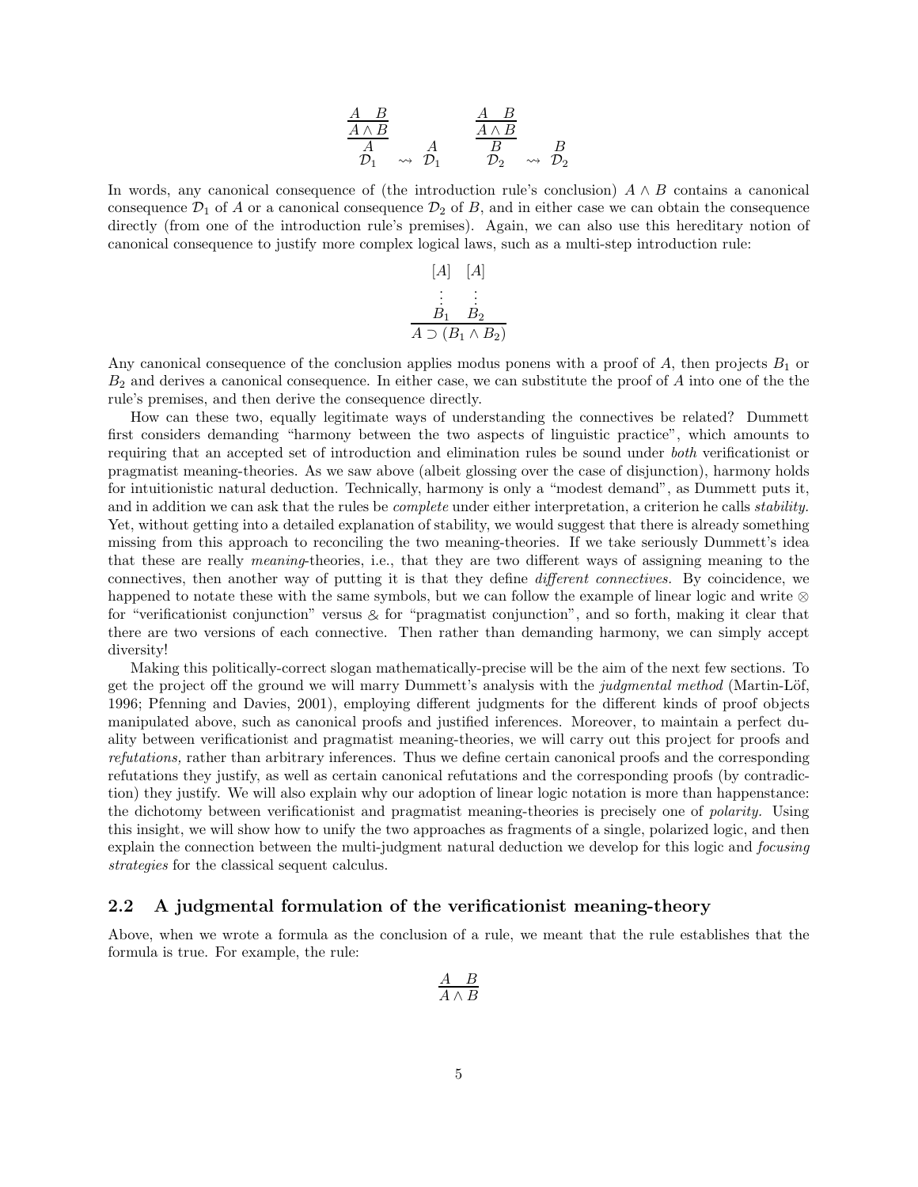$$
\dfrac{\dfrac{\dfrac{A \quad B}{A \wedge B}}{A}}{\mathcal{D}_1} \rightsquigarrow \begin{array}{c} A \\ \mathcal{D}_1 \end{array} \qquad \dfrac{\dfrac{\dfrac{A \quad B}{A \wedge B}}{B}}{\mathcal{D}_2} \rightsquigarrow \begin{array}{c} B \\ \mathcal{D}_2 \end{array}
$$

In words, any canonical consequence of (the introduction rule's conclusion) $A \wedge B$ contains a canonical consequence $\mathcal{D}_1$ of $A$ or a canonical consequence $\mathcal{D}_2$ of $B$, and in either case we can obtain the consequence directly (from one of the introduction rule's premises). Again, we can also use this hereditary notion of canonical consequence to justify more complex logical laws, such as a multi-step introduction rule:

$$
\dfrac{\begin{array}{cc} [A] & [A] \\ \vdots & \vdots \\ B_1 & B_2 \end{array}}{A \supset (B_1 \wedge B_2)}
$$

Any canonical consequence of the conclusion applies modus ponens with a proof of $A$, then projects $B_1$ or $B_2$ and derives a canonical consequence. In either case, we can substitute the proof of $A$ into one of the the rule's premises, and then derive the consequence directly.

How can these two, equally legitimate ways of understanding the connectives be related? Dummett first considers demanding "harmony between the two aspects of linguistic practice", which amounts to requiring that an accepted set of introduction and elimination rules be sound under *both* verificationist or pragmatist meaning-theories. As we saw above (albeit glossing over the case of disjunction), harmony holds for intuitionistic natural deduction. Technically, harmony is only a "modest demand", as Dummett puts it, and in addition we can ask that the rules be *complete* under either interpretation, a criterion he calls *stability.* Yet, without getting into a detailed explanation of stability, we would suggest that there is already something missing from this approach to reconciling the two meaning-theories. If we take seriously Dummett's idea that these are really *meaning*-theories, i.e., that they are two different ways of assigning meaning to the connectives, then another way of putting it is that they define *different connectives.* By coincidence, we happened to notate these with the same symbols, but we can follow the example of linear logic and write $\otimes$ for "verificationist conjunction" versus $\&$ for "pragmatist conjunction", and so forth, making it clear that there are two versions of each connective. Then rather than demanding harmony, we can simply accept diversity!

Making this politically-correct slogan mathematically-precise will be the aim of the next few sections. To get the project off the ground we will marry Dummett's analysis with the *judgmental method* (Martin-Löf, 1996; Pfenning and Davies, 2001), employing different judgments for the different kinds of proof objects manipulated above, such as canonical proofs and justified inferences. Moreover, to maintain a perfect duality between verificationist and pragmatist meaning-theories, we will carry out this project for proofs and *refutations,* rather than arbitrary inferences. Thus we define certain canonical proofs and the corresponding refutations they justify, as well as certain canonical refutations and the corresponding proofs (by contradiction) they justify. We will also explain why our adoption of linear logic notation is more than happenstance: the dichotomy between verificationist and pragmatist meaning-theories is precisely one of *polarity.* Using this insight, we will show how to unify the two approaches as fragments of a single, polarized logic, and then explain the connection between the multi-judgment natural deduction we develop for this logic and *focusing strategies* for the classical sequent calculus.

## 2.2 A judgmental formulation of the verificationist meaning-theory

Above, when we wrote a formula as the conclusion of a rule, we meant that the rule establishes that the formula is true. For example, the rule:

$$
\dfrac{A \quad B}{A \wedge B}
$$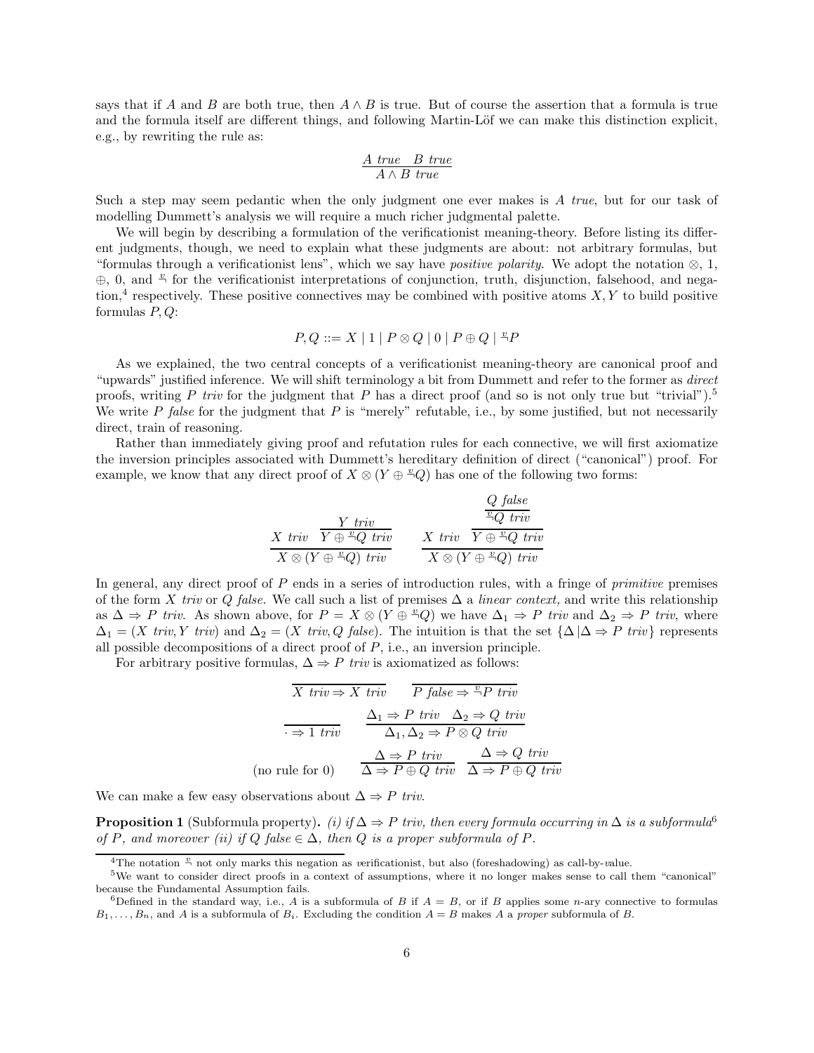says that if $A$ and $B$ are both true, then $A \wedge B$ is true. But of course the assertion that a formula is true and the formula itself are different things, and following Martin-Löf we can make this distinction explicit, e.g., by rewriting the rule as:

$$\frac{A\ \mathit{true} \quad B\ \mathit{true}}{A \wedge B\ \mathit{true}}$$

Such a step may seem pedantic when the only judgment one ever makes is $A$ *true*, but for our task of modelling Dummett's analysis we will require a much richer judgmental palette.

We will begin by describing a formulation of the verificationist meaning-theory. Before listing its different judgments, though, we need to explain what these judgments are about: not arbitrary formulas, but "formulas through a verificationist lens", which we say have *positive polarity.* We adopt the notation $\otimes$, $1$, $\oplus$, $0$, and $\overset{v}{\neg}$ for the verificationist interpretations of conjunction, truth, disjunction, falsehood, and negation,[4] respectively. These positive connectives may be combined with positive atoms $X, Y$ to build positive formulas $P, Q$:

$$P, Q ::= X \mid 1 \mid P \otimes Q \mid 0 \mid P \oplus Q \mid \overset{v}{\neg} P$$

As we explained, the two central concepts of a verificationist meaning-theory are canonical proof and "upwards" justified inference. We will shift terminology a bit from Dummett and refer to the former as *direct* proofs, writing $P$ *triv* for the judgment that $P$ has a direct proof (and so is not only true but "trivial").[5] We write $P$ *false* for the judgment that $P$ is "merely" refutable, i.e., by some justified, but not necessarily direct, train of reasoning.

Rather than immediately giving proof and refutation rules for each connective, we will first axiomatize the inversion principles associated with Dummett's hereditary definition of direct ("canonical") proof. For example, we know that any direct proof of $X \otimes (Y \oplus \overset{v}{\neg} Q)$ has one of the following two forms:

$$\frac{X\ \mathit{triv} \quad \dfrac{Y\ \mathit{triv}}{Y \oplus \overset{v}{\neg} Q\ \mathit{triv}}}{X \otimes (Y \oplus \overset{v}{\neg} Q)\ \mathit{triv}} \qquad \frac{X\ \mathit{triv} \quad \dfrac{\dfrac{Q\ \mathit{false}}{\overset{v}{\neg} Q\ \mathit{triv}}}{Y \oplus \overset{v}{\neg} Q\ \mathit{triv}}}{X \otimes (Y \oplus \overset{v}{\neg} Q)\ \mathit{triv}}$$

In general, any direct proof of $P$ ends in a series of introduction rules, with a fringe of *primitive* premises of the form $X$ *triv* or $Q$ *false.* We call such a list of premises $\Delta$ a *linear context,* and write this relationship as $\Delta \Rightarrow P$ *triv*. As shown above, for $P = X \otimes (Y \oplus \overset{v}{\neg} Q)$ we have $\Delta_1 \Rightarrow P$ *triv* and $\Delta_2 \Rightarrow P$ *triv*, where $\Delta_1 = (X\ \mathit{triv}, Y\ \mathit{triv})$ and $\Delta_2 = (X\ \mathit{triv}, Q\ \mathit{false})$. The intuition is that the set $\{\Delta \mid \Delta \Rightarrow P\ \mathit{triv}\}$ represents all possible decompositions of a direct proof of $P$, i.e., an inversion principle.

For arbitrary positive formulas, $\Delta \Rightarrow P$ *triv* is axiomatized as follows:

$$\frac{}{X\ \mathit{triv} \Rightarrow X\ \mathit{triv}} \qquad \frac{}{P\ \mathit{false} \Rightarrow \overset{v}{\neg} P\ \mathit{triv}}$$

$$\frac{}{\cdot \Rightarrow 1\ \mathit{triv}} \qquad \frac{\Delta_1 \Rightarrow P\ \mathit{triv} \quad \Delta_2 \Rightarrow Q\ \mathit{triv}}{\Delta_1, \Delta_2 \Rightarrow P \otimes Q\ \mathit{triv}}$$

$$\text{(no rule for 0)} \qquad \frac{\Delta \Rightarrow P\ \mathit{triv}}{\Delta \Rightarrow P \oplus Q\ \mathit{triv}} \quad \frac{\Delta \Rightarrow Q\ \mathit{triv}}{\Delta \Rightarrow P \oplus Q\ \mathit{triv}}$$

We can make a few easy observations about $\Delta \Rightarrow P$ *triv.*

**Proposition 1** (Subformula property)**.** *(i) if $\Delta \Rightarrow P$ triv, then every formula occurring in $\Delta$ is a subformula*[6] *of $P$, and moreover (ii) if $Q$ false $\in \Delta$, then $Q$ is a proper subformula of $P$.*

---

[4] The notation $\overset{v}{\neg}$ not only marks this negation as *v*erificationist, but also (foreshadowing) as call-by-*v*alue.

[5] We want to consider direct proofs in a context of assumptions, where it no longer makes sense to call them "canonical" because the Fundamental Assumption fails.

[6] Defined in the standard way, i.e., $A$ is a subformula of $B$ if $A = B$, or if $B$ applies some $n$-ary connective to formulas $B_1, \ldots, B_n$, and $A$ is a subformula of $B_i$. Excluding the condition $A = B$ makes $A$ a *proper* subformula of $B$.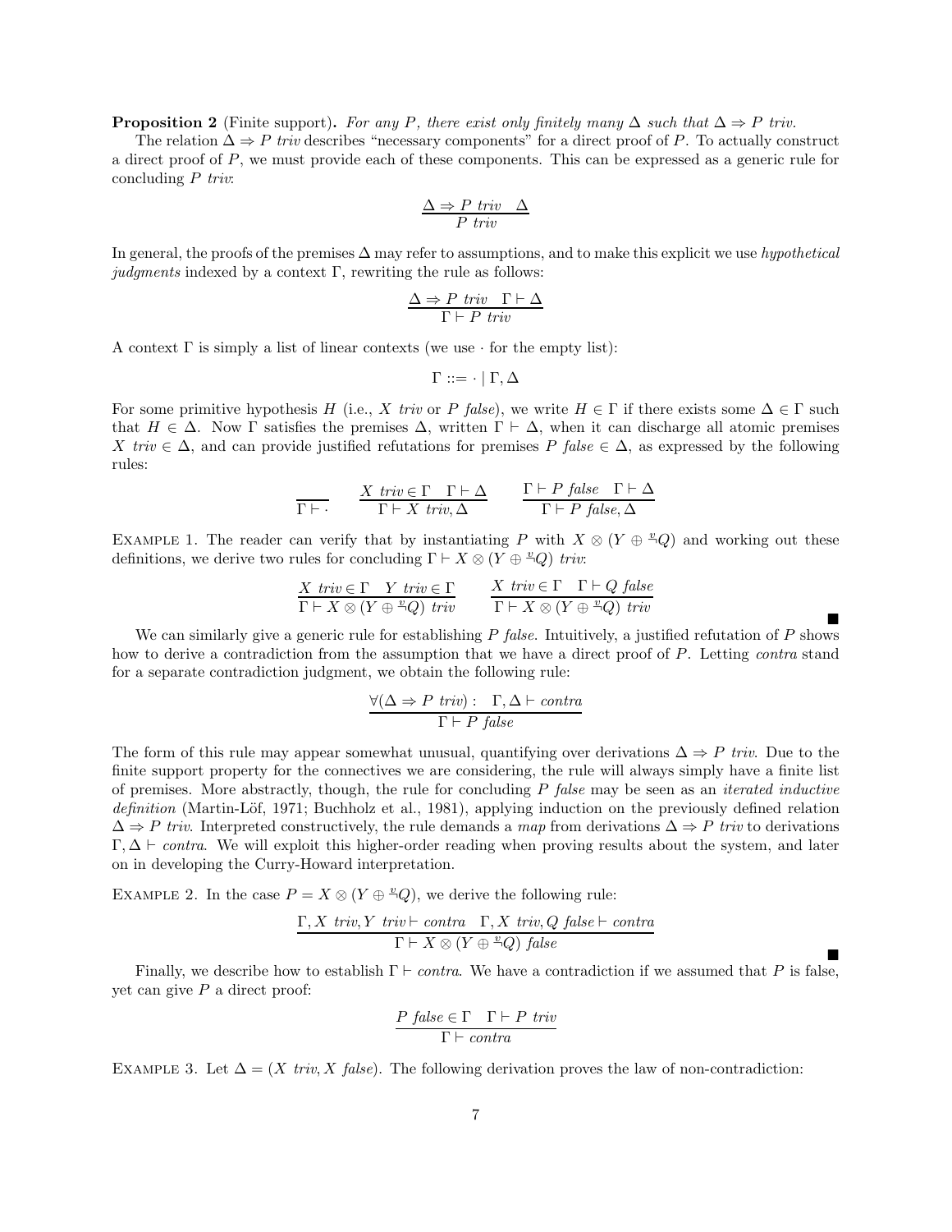**Proposition 2** (Finite support)**.** *For any $P$, there exist only finitely many $\Delta$ such that $\Delta \Rightarrow P$ triv.*

The relation $\Delta \Rightarrow P\ \mathit{triv}$ describes "necessary components" for a direct proof of $P$. To actually construct a direct proof of $P$, we must provide each of these components. This can be expressed as a generic rule for concluding $P\ \mathit{triv}$:

$$\frac{\Delta \Rightarrow P\ \mathit{triv} \quad \Delta}{P\ \mathit{triv}}$$

In general, the proofs of the premises $\Delta$ may refer to assumptions, and to make this explicit we use *hypothetical judgments* indexed by a context $\Gamma$, rewriting the rule as follows:

$$\frac{\Delta \Rightarrow P\ \mathit{triv} \quad \Gamma \vdash \Delta}{\Gamma \vdash P\ \mathit{triv}}$$

A context $\Gamma$ is simply a list of linear contexts (we use $\cdot$ for the empty list):

$$\Gamma ::= \cdot \mid \Gamma, \Delta$$

For some primitive hypothesis $H$ (i.e., $X\ \mathit{triv}$ or $P\ \mathit{false}$), we write $H \in \Gamma$ if there exists some $\Delta \in \Gamma$ such that $H \in \Delta$. Now $\Gamma$ satisfies the premises $\Delta$, written $\Gamma \vdash \Delta$, when it can discharge all atomic premises $X\ \mathit{triv} \in \Delta$, and can provide justified refutations for premises $P\ \mathit{false} \in \Delta$, as expressed by the following rules:

$$\frac{}{\Gamma \vdash \cdot} \qquad \frac{X\ \mathit{triv} \in \Gamma \quad \Gamma \vdash \Delta}{\Gamma \vdash X\ \mathit{triv}, \Delta} \qquad \frac{\Gamma \vdash P\ \mathit{false} \quad \Gamma \vdash \Delta}{\Gamma \vdash P\ \mathit{false}, \Delta}$$

Example 1. The reader can verify that by instantiating $P$ with $X \otimes (Y \oplus {\overset{v}{\neg}}Q)$ and working out these definitions, we derive two rules for concluding $\Gamma \vdash X \otimes (Y \oplus {\overset{v}{\neg}}Q)\ \mathit{triv}$:

$$\frac{X\ \mathit{triv} \in \Gamma \quad Y\ \mathit{triv} \in \Gamma}{\Gamma \vdash X \otimes (Y \oplus {\overset{v}{\neg}}Q)\ \mathit{triv}} \qquad \frac{X\ \mathit{triv} \in \Gamma \quad \Gamma \vdash Q\ \mathit{false}}{\Gamma \vdash X \otimes (Y \oplus {\overset{v}{\neg}}Q)\ \mathit{triv}}$$

■

We can similarly give a generic rule for establishing $P\ \mathit{false}$. Intuitively, a justified refutation of $P$ shows how to derive a contradiction from the assumption that we have a direct proof of $P$. Letting *contra* stand for a separate contradiction judgment, we obtain the following rule:

$$\frac{\forall(\Delta \Rightarrow P\ \mathit{triv}): \quad \Gamma, \Delta \vdash \mathit{contra}}{\Gamma \vdash P\ \mathit{false}}$$

The form of this rule may appear somewhat unusual, quantifying over derivations $\Delta \Rightarrow P\ \mathit{triv}$. Due to the finite support property for the connectives we are considering, the rule will always simply have a finite list of premises. More abstractly, though, the rule for concluding $P\ \mathit{false}$ may be seen as an *iterated inductive definition* (Martin-Löf, 1971; Buchholz et al., 1981), applying induction on the previously defined relation $\Delta \Rightarrow P\ \mathit{triv}$. Interpreted constructively, the rule demands a *map* from derivations $\Delta \Rightarrow P\ \mathit{triv}$ to derivations $\Gamma, \Delta \vdash \mathit{contra}$. We will exploit this higher-order reading when proving results about the system, and later on in developing the Curry-Howard interpretation.

Example 2. In the case $P = X \otimes (Y \oplus {\overset{v}{\neg}}Q)$, we derive the following rule:

$$\frac{\Gamma, X\ \mathit{triv}, Y\ \mathit{triv} \vdash \mathit{contra} \quad \Gamma, X\ \mathit{triv}, Q\ \mathit{false} \vdash \mathit{contra}}{\Gamma \vdash X \otimes (Y \oplus {\overset{v}{\neg}}Q)\ \mathit{false}}$$

■

Finally, we describe how to establish $\Gamma \vdash \mathit{contra}$. We have a contradiction if we assumed that $P$ is false, yet can give $P$ a direct proof:

$$\frac{P\ \mathit{false} \in \Gamma \quad \Gamma \vdash P\ \mathit{triv}}{\Gamma \vdash \mathit{contra}}$$

Example 3. Let $\Delta = (X\ \mathit{triv}, X\ \mathit{false})$. The following derivation proves the law of non-contradiction: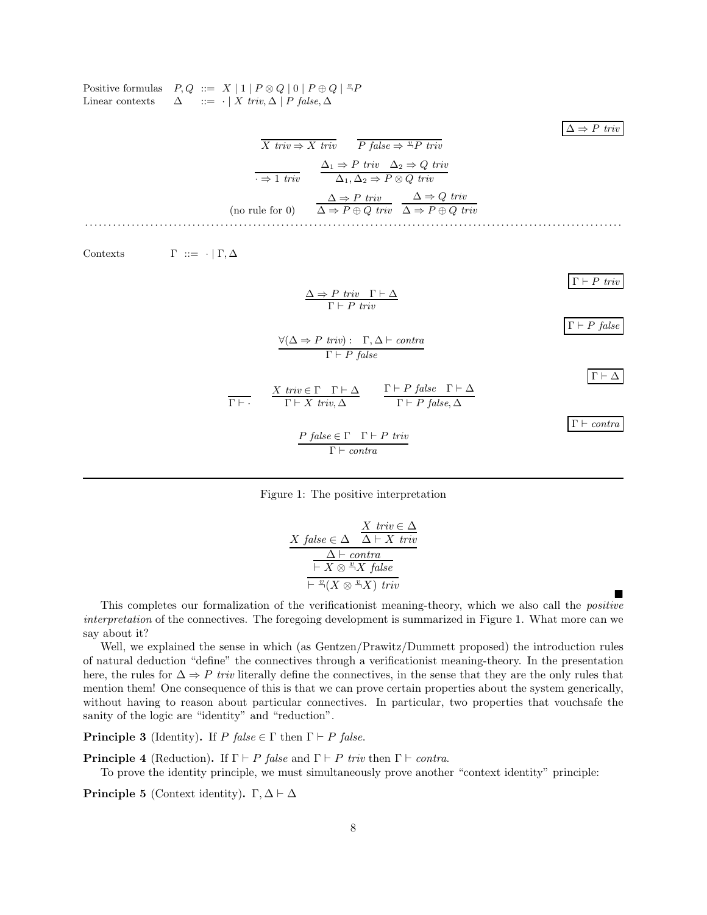Positive formulas $\quad P, Q \ ::= \ X \mid 1 \mid P \otimes Q \mid 0 \mid P \oplus Q \mid {\stackrel{v}{\neg}} P$

Linear contexts $\quad \Delta \ ::= \ \cdot \mid X \ triv, \Delta \mid P \ false, \Delta$

$$\boxed{\Delta \Rightarrow P \ triv}$$

$$\frac{}{X \ triv \Rightarrow X \ triv} \qquad \frac{}{P \ false \Rightarrow {\stackrel{v}{\neg}} P \ triv}$$

$$\frac{}{\cdot \Rightarrow 1 \ triv} \qquad \frac{\Delta_1 \Rightarrow P \ triv \quad \Delta_2 \Rightarrow Q \ triv}{\Delta_1, \Delta_2 \Rightarrow P \otimes Q \ triv}$$

$$\text{(no rule for 0)} \qquad \frac{\Delta \Rightarrow P \ triv}{\Delta \Rightarrow P \oplus Q \ triv} \quad \frac{\Delta \Rightarrow Q \ triv}{\Delta \Rightarrow P \oplus Q \ triv}$$

Contexts $\quad \Gamma \ ::= \ \cdot \mid \Gamma, \Delta$

$$\boxed{\Gamma \vdash P \ triv}$$

$$\frac{\Delta \Rightarrow P \ triv \quad \Gamma \vdash \Delta}{\Gamma \vdash P \ triv}$$

$$\boxed{\Gamma \vdash P \ false}$$

$$\frac{\forall (\Delta \Rightarrow P \ triv) : \quad \Gamma, \Delta \vdash contra}{\Gamma \vdash P \ false}$$

$$\boxed{\Gamma \vdash \Delta}$$

$$\frac{}{\Gamma \vdash \cdot} \qquad \frac{X \ triv \in \Gamma \quad \Gamma \vdash \Delta}{\Gamma \vdash X \ triv, \Delta} \qquad \frac{\Gamma \vdash P \ false \quad \Gamma \vdash \Delta}{\Gamma \vdash P \ false, \Delta}$$

$$\boxed{\Gamma \vdash contra}$$

$$\frac{P \ false \in \Gamma \quad \Gamma \vdash P \ triv}{\Gamma \vdash contra}$$

Figure 1: The positive interpretation

$$\cfrac{\cfrac{\cfrac{X \ false \in \Delta \quad \cfrac{X \ triv \in \Delta}{\Delta \vdash X \ triv}}{\Delta \vdash contra}}{\vdash X \otimes {\stackrel{v}{\neg}} X \ false}}{\vdash {\stackrel{v}{\neg}} (X \otimes {\stackrel{v}{\neg}} X) \ triv}$$

■

This completes our formalization of the verificationist meaning-theory, which we also call the *positive interpretation* of the connectives. The foregoing development is summarized in Figure 1. What more can we say about it?

Well, we explained the sense in which (as Gentzen/Prawitz/Dummett proposed) the introduction rules of natural deduction "define" the connectives through a verificationist meaning-theory. In the presentation here, the rules for $\Delta \Rightarrow P \ triv$ literally define the connectives, in the sense that they are the only rules that mention them! One consequence of this is that we can prove certain properties about the system generically, without having to reason about particular connectives. In particular, two properties that vouchsafe the sanity of the logic are "identity" and "reduction".

**Principle 3** (Identity)**.** *If $P \ false \in \Gamma$ then $\Gamma \vdash P \ false$.*

**Principle 4** (Reduction)**.** *If $\Gamma \vdash P \ false$ and $\Gamma \vdash P \ triv$ then $\Gamma \vdash contra$.*

To prove the identity principle, we must simultaneously prove another "context identity" principle:

**Principle 5** (Context identity)**.** $\Gamma, \Delta \vdash \Delta$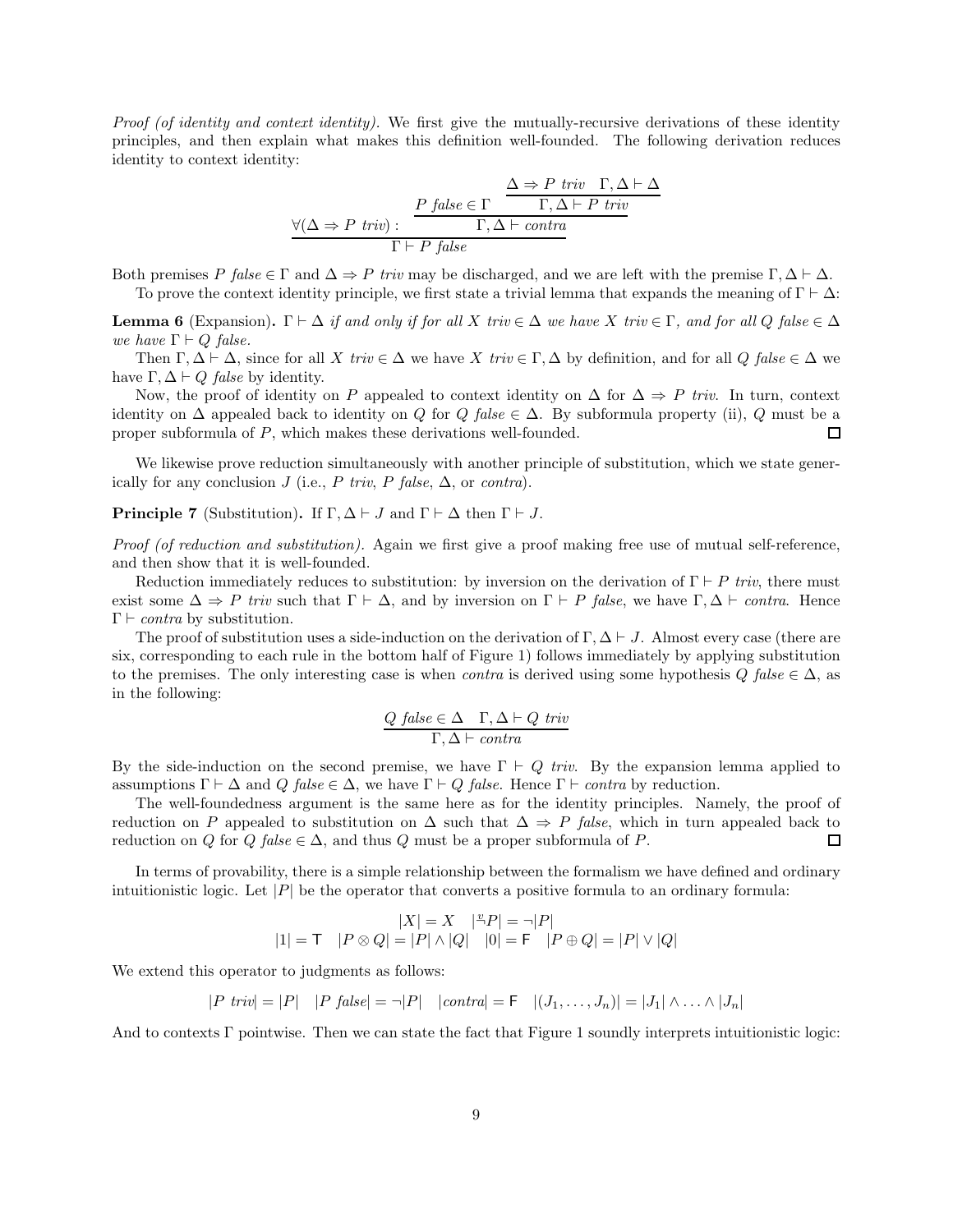*Proof (of identity and context identity).* We first give the mutually-recursive derivations of these identity principles, and then explain what makes this definition well-founded. The following derivation reduces identity to context identity:

$$\dfrac{\forall(\Delta \Rightarrow P\ triv) : \quad \dfrac{P\ false \in \Gamma \qquad \dfrac{\Delta \Rightarrow P\ triv \quad \Gamma, \Delta \vdash \Delta}{\Gamma, \Delta \vdash P\ triv}}{\Gamma, \Delta \vdash contra}}{\Gamma \vdash P\ false}$$

Both premises $P\ false \in \Gamma$ and $\Delta \Rightarrow P\ triv$ may be discharged, and we are left with the premise $\Gamma, \Delta \vdash \Delta$.

To prove the context identity principle, we first state a trivial lemma that expands the meaning of $\Gamma \vdash \Delta$:

**Lemma 6** (Expansion)**.** *$\Gamma \vdash \Delta$ if and only if for all $X\ triv \in \Delta$ we have $X\ triv \in \Gamma$, and for all $Q\ false \in \Delta$ we have $\Gamma \vdash Q\ false$.*

Then $\Gamma, \Delta \vdash \Delta$, since for all $X\ triv \in \Delta$ we have $X\ triv \in \Gamma, \Delta$ by definition, and for all $Q\ false \in \Delta$ we have $\Gamma, \Delta \vdash Q\ false$ by identity.

Now, the proof of identity on $P$ appealed to context identity on $\Delta$ for $\Delta \Rightarrow P\ triv$. In turn, context identity on $\Delta$ appealed back to identity on $Q$ for $Q\ false \in \Delta$. By subformula property (ii), $Q$ must be a proper subformula of $P$, which makes these derivations well-founded. ☐

We likewise prove reduction simultaneously with another principle of substitution, which we state generically for any conclusion $J$ (i.e., $P\ triv$, $P\ false$, $\Delta$, or *contra*).

**Principle 7** (Substitution)**.** If $\Gamma, \Delta \vdash J$ and $\Gamma \vdash \Delta$ then $\Gamma \vdash J$.

*Proof (of reduction and substitution).* Again we first give a proof making free use of mutual self-reference, and then show that it is well-founded.

Reduction immediately reduces to substitution: by inversion on the derivation of $\Gamma \vdash P\ triv$, there must exist some $\Delta \Rightarrow P\ triv$ such that $\Gamma \vdash \Delta$, and by inversion on $\Gamma \vdash P\ false$, we have $\Gamma, \Delta \vdash contra$. Hence $\Gamma \vdash contra$ by substitution.

The proof of substitution uses a side-induction on the derivation of $\Gamma, \Delta \vdash J$. Almost every case (there are six, corresponding to each rule in the bottom half of Figure 1) follows immediately by applying substitution to the premises. The only interesting case is when *contra* is derived using some hypothesis $Q\ false \in \Delta$, as in the following:

$$\dfrac{Q\ false \in \Delta \qquad \Gamma, \Delta \vdash Q\ triv}{\Gamma, \Delta \vdash contra}$$

By the side-induction on the second premise, we have $\Gamma \vdash Q\ triv$. By the expansion lemma applied to assumptions $\Gamma \vdash \Delta$ and $Q\ false \in \Delta$, we have $\Gamma \vdash Q\ false$. Hence $\Gamma \vdash contra$ by reduction.

The well-foundedness argument is the same here as for the identity principles. Namely, the proof of reduction on $P$ appealed to substitution on $\Delta$ such that $\Delta \Rightarrow P\ false$, which in turn appealed back to reduction on $Q$ for $Q\ false \in \Delta$, and thus $Q$ must be a proper subformula of $P$. ☐

In terms of provability, there is a simple relationship between the formalism we have defined and ordinary intuitionistic logic. Let $|P|$ be the operator that converts a positive formula to an ordinary formula:

$$|X| = X \quad |\neg^{v} P| = \neg|P|$$
$$|1| = \mathsf{T} \quad |P \otimes Q| = |P| \wedge |Q| \quad |0| = \mathsf{F} \quad |P \oplus Q| = |P| \vee |Q|$$

We extend this operator to judgments as follows:

$$|P\ triv| = |P| \quad |P\ false| = \neg|P| \quad |contra| = \mathsf{F} \quad |(J_1, \ldots, J_n)| = |J_1| \wedge \ldots \wedge |J_n|$$

And to contexts $\Gamma$ pointwise. Then we can state the fact that Figure 1 soundly interprets intuitionistic logic: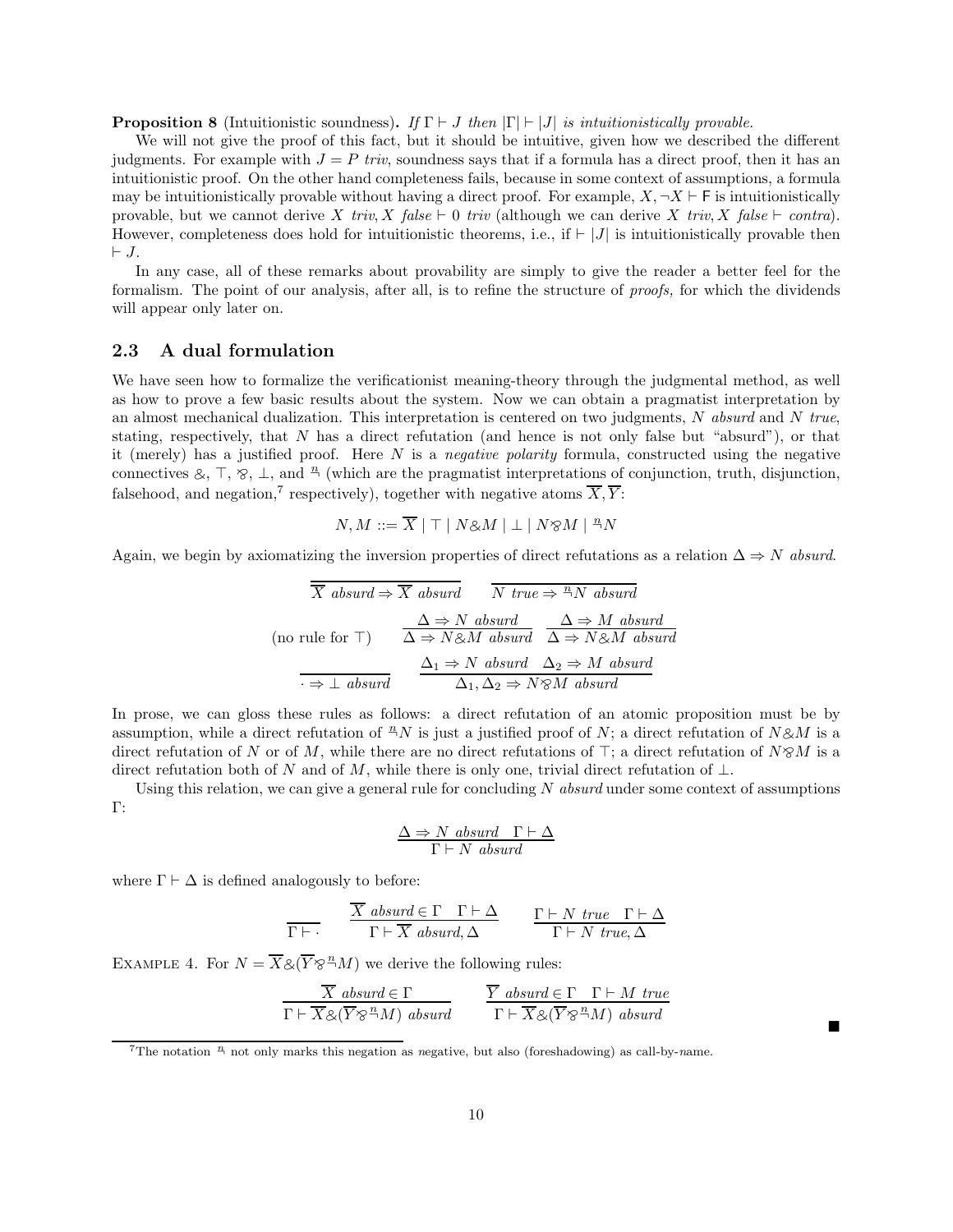**Proposition 8** (Intuitionistic soundness)**.** *If* $\Gamma \vdash J$ *then* $|\Gamma| \vdash |J|$ *is intuitionistically provable.*

We will not give the proof of this fact, but it should be intuitive, given how we described the different judgments. For example with $J = P$ *triv*, soundness says that if a formula has a direct proof, then it has an intuitionistic proof. On the other hand completeness fails, because in some context of assumptions, a formula may be intuitionistically provable without having a direct proof. For example, $X, \neg X \vdash \mathsf{F}$ is intuitionistically provable, but we cannot derive $X$ *triv*$, X$ *false* $\vdash 0$ *triv* (although we can derive $X$ *triv*$, X$ *false* $\vdash$ *contra*). However, completeness does hold for intuitionistic theorems, i.e., if $\vdash |J|$ is intuitionistically provable then $\vdash J$.

In any case, all of these remarks about provability are simply to give the reader a better feel for the formalism. The point of our analysis, after all, is to refine the structure of *proofs,* for which the dividends will appear only later on.

## 2.3 A dual formulation

We have seen how to formalize the verificationist meaning-theory through the judgmental method, as well as how to prove a few basic results about the system. Now we can obtain a pragmatist interpretation by an almost mechanical dualization. This interpretation is centered on two judgments, $N$ *absurd* and $N$ *true*, stating, respectively, that $N$ has a direct refutation (and hence is not only false but "absurd"), or that it (merely) has a justified proof. Here $N$ is a *negative polarity* formula, constructed using the negative connectives $\&$, $\top$, $⅋$, $\bot$, and $\overset{n}{\neg}$ (which are the pragmatist interpretations of conjunction, truth, disjunction, falsehood, and negation,[7] respectively), together with negative atoms $\overline{X}, \overline{Y}$:

$$N, M ::= \overline{X} \mid \top \mid N \& M \mid \bot \mid N ⅋ M \mid \overset{n}{\neg} N$$

Again, we begin by axiomatizing the inversion properties of direct refutations as a relation $\Delta \Rightarrow N$ *absurd*.

$$\frac{}{\overline{X}\ \textit{absurd} \Rightarrow \overline{X}\ \textit{absurd}} \qquad \frac{}{N\ \textit{true} \Rightarrow \overset{n}{\neg} N\ \textit{absurd}}$$

$$(\text{no rule for } \top) \qquad \frac{\Delta \Rightarrow N\ \textit{absurd}}{\Delta \Rightarrow N \& M\ \textit{absurd}} \quad \frac{\Delta \Rightarrow M\ \textit{absurd}}{\Delta \Rightarrow N \& M\ \textit{absurd}}$$

$$\frac{}{\cdot \Rightarrow \bot\ \textit{absurd}} \qquad \frac{\Delta_1 \Rightarrow N\ \textit{absurd} \quad \Delta_2 \Rightarrow M\ \textit{absurd}}{\Delta_1, \Delta_2 \Rightarrow N ⅋ M\ \textit{absurd}}$$

In prose, we can gloss these rules as follows: a direct refutation of an atomic proposition must be by assumption, while a direct refutation of $\overset{n}{\neg} N$ is just a justified proof of $N$; a direct refutation of $N \& M$ is a direct refutation of $N$ or of $M$, while there are no direct refutations of $\top$; a direct refutation of $N ⅋ M$ is a direct refutation both of $N$ and of $M$, while there is only one, trivial direct refutation of $\bot$.

Using this relation, we can give a general rule for concluding $N$ *absurd* under some context of assumptions $\Gamma$:

$$\frac{\Delta \Rightarrow N\ \textit{absurd} \quad \Gamma \vdash \Delta}{\Gamma \vdash N\ \textit{absurd}}$$

where $\Gamma \vdash \Delta$ is defined analogously to before:

$$\frac{}{\Gamma \vdash \cdot} \qquad \frac{\overline{X}\ \textit{absurd} \in \Gamma \quad \Gamma \vdash \Delta}{\Gamma \vdash \overline{X}\ \textit{absurd}, \Delta} \qquad \frac{\Gamma \vdash N\ \textit{true} \quad \Gamma \vdash \Delta}{\Gamma \vdash N\ \textit{true}, \Delta}$$

Example 4. For $N = \overline{X} \& (\overline{Y} ⅋ \overset{n}{\neg} M)$ we derive the following rules:

$$\frac{\overline{X}\ \textit{absurd} \in \Gamma}{\Gamma \vdash \overline{X} \& (\overline{Y} ⅋ \overset{n}{\neg} M)\ \textit{absurd}} \qquad \frac{\overline{Y}\ \textit{absurd} \in \Gamma \quad \Gamma \vdash M\ \textit{true}}{\Gamma \vdash \overline{X} \& (\overline{Y} ⅋ \overset{n}{\neg} M)\ \textit{absurd}}$$

■

[7] The notation $\overset{n}{\neg}$ not only marks this negation as *n*egative, but also (foreshadowing) as call-by-*n*ame.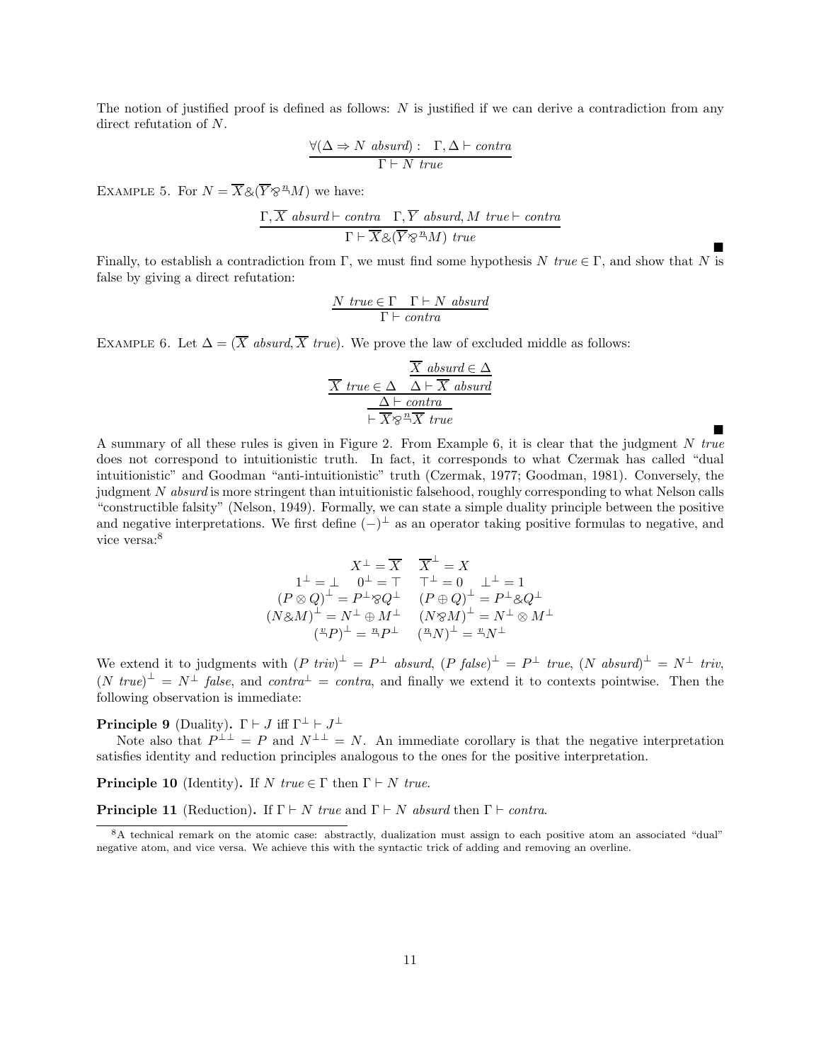The notion of justified proof is defined as follows: $N$ is justified if we can derive a contradiction from any direct refutation of $N$.

$$\frac{\forall(\Delta \Rightarrow N\ \mathit{absurd}) : \quad \Gamma, \Delta \vdash \mathit{contra}}{\Gamma \vdash N\ \mathit{true}}$$

Example 5. For $N = \overline{X} \& (\overline{Y} \parr {}^{n}\!\lnot M)$ we have:

$$\frac{\Gamma, \overline{X}\ \mathit{absurd} \vdash \mathit{contra} \quad \Gamma, \overline{Y}\ \mathit{absurd}, M\ \mathit{true} \vdash \mathit{contra}}{\Gamma \vdash \overline{X} \& (\overline{Y} \parr {}^{n}\!\lnot M)\ \mathit{true}}$$

■

Finally, to establish a contradiction from $\Gamma$, we must find some hypothesis $N\ \mathit{true} \in \Gamma$, and show that $N$ is false by giving a direct refutation:

$$\frac{N\ \mathit{true} \in \Gamma \quad \Gamma \vdash N\ \mathit{absurd}}{\Gamma \vdash \mathit{contra}}$$

Example 6. Let $\Delta = (\overline{X}\ \mathit{absurd}, \overline{X}\ \mathit{true})$. We prove the law of excluded middle as follows:

$$\cfrac{\cfrac{\overline{X}\ \mathit{true} \in \Delta \quad \cfrac{\overline{X}\ \mathit{absurd} \in \Delta}{\Delta \vdash \overline{X}\ \mathit{absurd}}}{\Delta \vdash \mathit{contra}}}{\vdash \overline{X} \parr {}^{n}\!\lnot \overline{X}\ \mathit{true}}$$

■

A summary of all these rules is given in Figure 2. From Example 6, it is clear that the judgment $N\ \mathit{true}$ does not correspond to intuitionistic truth. In fact, it corresponds to what Czermak has called "dual intuitionistic" and Goodman "anti-intuitionistic" truth (Czermak, 1977; Goodman, 1981). Conversely, the judgment $N\ \mathit{absurd}$ is more stringent than intuitionistic falsehood, roughly corresponding to what Nelson calls "constructible falsity" (Nelson, 1949). Formally, we can state a simple duality principle between the positive and negative interpretations. We first define $(-)^\perp$ as an operator taking positive formulas to negative, and vice versa:[8]

$$\begin{array}{c}
X^\perp = \overline{X} \quad \overline{X}^\perp = X \\
1^\perp = \bot \quad 0^\perp = \top \quad \top^\perp = 0 \quad \bot^\perp = 1 \\
(P \otimes Q)^\perp = P^\perp \parr Q^\perp \quad (P \oplus Q)^\perp = P^\perp \& Q^\perp \\
(N \& M)^\perp = N^\perp \oplus M^\perp \quad (N \parr M)^\perp = N^\perp \otimes M^\perp \\
({}^{v}\!\lnot P)^\perp = {}^{n}\!\lnot P^\perp \quad ({}^{n}\!\lnot N)^\perp = {}^{v}\!\lnot N^\perp
\end{array}$$

We extend it to judgments with $(P\ \mathit{triv})^\perp = P^\perp\ \mathit{absurd}$, $(P\ \mathit{false})^\perp = P^\perp\ \mathit{true}$, $(N\ \mathit{absurd})^\perp = N^\perp\ \mathit{triv}$, $(N\ \mathit{true})^\perp = N^\perp\ \mathit{false}$, and $\mathit{contra}^\perp = \mathit{contra}$, and finally we extend it to contexts pointwise. Then the following observation is immediate:

**Principle 9** (Duality). $\Gamma \vdash J$ iff $\Gamma^\perp \vdash J^\perp$

Note also that $P^{\perp\perp} = P$ and $N^{\perp\perp} = N$. An immediate corollary is that the negative interpretation satisfies identity and reduction principles analogous to the ones for the positive interpretation.

**Principle 10** (Identity). If $N\ \mathit{true} \in \Gamma$ then $\Gamma \vdash N\ \mathit{true}$.

**Principle 11** (Reduction). If $\Gamma \vdash N\ \mathit{true}$ and $\Gamma \vdash N\ \mathit{absurd}$ then $\Gamma \vdash \mathit{contra}$.

[8] A technical remark on the atomic case: abstractly, dualization must assign to each positive atom an associated "dual" negative atom, and vice versa. We achieve this with the syntactic trick of adding and removing an overline.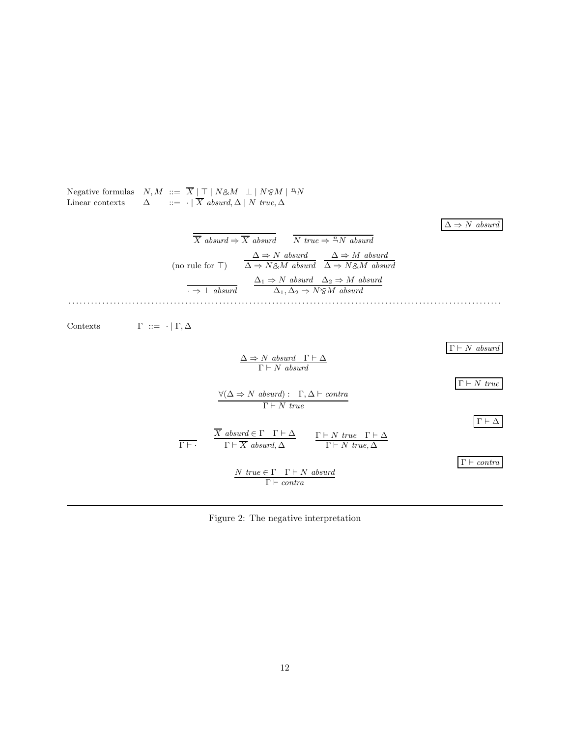Negative formulas $\quad N, M \ ::= \ \overline{X} \mid \top \mid N \& M \mid \bot \mid N \parr M \mid \urcorner N$

Linear contexts $\quad \Delta \ ::= \ \cdot \mid \overline{X}\ \mathit{absurd}, \Delta \mid N\ \mathit{true}, \Delta$

$\boxed{\Delta \Rightarrow N\ \mathit{absurd}}$

$$\frac{}{\overline{X}\ \mathit{absurd} \Rightarrow \overline{X}\ \mathit{absurd}} \qquad \frac{}{N\ \mathit{true} \Rightarrow \urcorner N\ \mathit{absurd}}$$

$$\text{(no rule for } \top) \qquad \frac{\Delta \Rightarrow N\ \mathit{absurd}}{\Delta \Rightarrow N \& M\ \mathit{absurd}} \quad \frac{\Delta \Rightarrow M\ \mathit{absurd}}{\Delta \Rightarrow N \& M\ \mathit{absurd}}$$

$$\frac{}{\cdot \Rightarrow \bot\ \mathit{absurd}} \qquad \frac{\Delta_1 \Rightarrow N\ \mathit{absurd} \quad \Delta_2 \Rightarrow M\ \mathit{absurd}}{\Delta_1, \Delta_2 \Rightarrow N \parr M\ \mathit{absurd}}$$

---

Contexts $\quad \Gamma \ ::= \ \cdot \mid \Gamma, \Delta$

$\boxed{\Gamma \vdash N\ \mathit{absurd}}$

$$\frac{\Delta \Rightarrow N\ \mathit{absurd} \quad \Gamma \vdash \Delta}{\Gamma \vdash N\ \mathit{absurd}}$$

$\boxed{\Gamma \vdash N\ \mathit{true}}$

$$\frac{\forall(\Delta \Rightarrow N\ \mathit{absurd}) : \quad \Gamma, \Delta \vdash \mathit{contra}}{\Gamma \vdash N\ \mathit{true}}$$

$\boxed{\Gamma \vdash \Delta}$

$$\frac{}{\Gamma \vdash \cdot} \qquad \frac{\overline{X}\ \mathit{absurd} \in \Gamma \quad \Gamma \vdash \Delta}{\Gamma \vdash \overline{X}\ \mathit{absurd}, \Delta} \qquad \frac{\Gamma \vdash N\ \mathit{true} \quad \Gamma \vdash \Delta}{\Gamma \vdash N\ \mathit{true}, \Delta}$$

$\boxed{\Gamma \vdash \mathit{contra}}$

$$\frac{N\ \mathit{true} \in \Gamma \quad \Gamma \vdash N\ \mathit{absurd}}{\Gamma \vdash \mathit{contra}}$$

Figure 2: The negative interpretation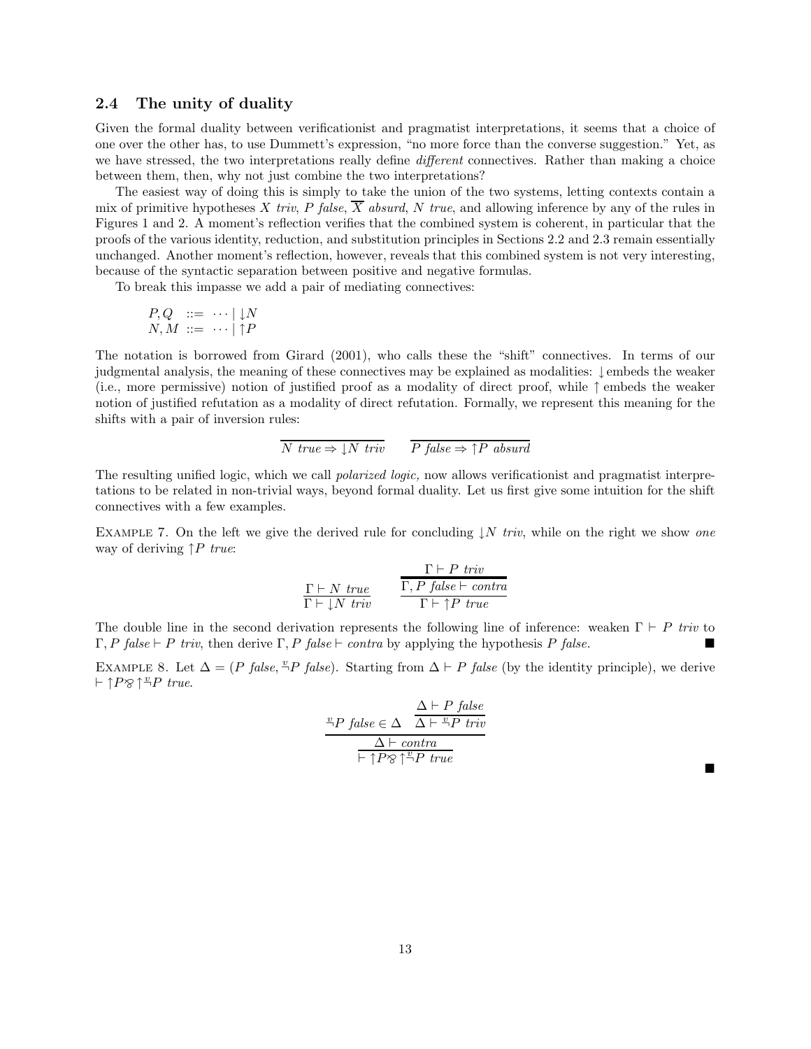### 2.4 The unity of duality

Given the formal duality between verificationist and pragmatist interpretations, it seems that a choice of one over the other has, to use Dummett's expression, "no more force than the converse suggestion." Yet, as we have stressed, the two interpretations really define *different* connectives. Rather than making a choice between them, then, why not just combine the two interpretations?

The easiest way of doing this is simply to take the union of the two systems, letting contexts contain a mix of primitive hypotheses $X$ *triv*, $P$ *false*, $\overline{X}$ *absurd*, $N$ *true*, and allowing inference by any of the rules in Figures 1 and 2. A moment's reflection verifies that the combined system is coherent, in particular that the proofs of the various identity, reduction, and substitution principles in Sections 2.2 and 2.3 remain essentially unchanged. Another moment's reflection, however, reveals that this combined system is not very interesting, because of the syntactic separation between positive and negative formulas.

To break this impasse we add a pair of mediating connectives:

$$
\begin{array}{lcl}
P, Q & ::= & \cdots \mid {\downarrow}N \\
N, M & ::= & \cdots \mid {\uparrow}P
\end{array}
$$

The notation is borrowed from Girard (2001), who calls these the "shift" connectives. In terms of our judgmental analysis, the meaning of these connectives may be explained as modalities: $\downarrow$ embeds the weaker (i.e., more permissive) notion of justified proof as a modality of direct proof, while $\uparrow$ embeds the weaker notion of justified refutation as a modality of direct refutation. Formally, we represent this meaning for the shifts with a pair of inversion rules:

$$
\frac{}{N\ \textit{true} \Rightarrow {\downarrow}N\ \textit{triv}} \qquad \frac{}{P\ \textit{false} \Rightarrow {\uparrow}P\ \textit{absurd}}
$$

The resulting unified logic, which we call *polarized logic,* now allows verificationist and pragmatist interpretations to be related in non-trivial ways, beyond formal duality. Let us first give some intuition for the shift connectives with a few examples.

Example 7. On the left we give the derived rule for concluding ${\downarrow}N$ *triv*, while on the right we show *one* way of deriving ${\uparrow}P$ *true*:

$$
\frac{\Gamma \vdash N\ \textit{true}}{\Gamma \vdash {\downarrow}N\ \textit{triv}} \qquad \frac{\dfrac{\Gamma \vdash P\ \textit{triv}}{\Gamma, P\ \textit{false} \vdash \textit{contra}}}{\Gamma \vdash {\uparrow}P\ \textit{true}}
$$

The double line in the second derivation represents the following line of inference: weaken $\Gamma \vdash P$ *triv* to $\Gamma, P$ *false* $\vdash P$ *triv*, then derive $\Gamma, P$ *false* $\vdash$ *contra* by applying the hypothesis $P$ *false*. ■

Example 8. Let $\Delta = (P\ \textit{false}, \overset{v}{\neg}P\ \textit{false})$. Starting from $\Delta \vdash P$ *false* (by the identity principle), we derive $\vdash {\uparrow}P \mathbin{⅋} {\uparrow}\overset{v}{\neg}P$ *true*.

$$
\frac{\dfrac{\overset{v}{\neg}P\ \textit{false} \in \Delta \quad \dfrac{\Delta \vdash P\ \textit{false}}{\Delta \vdash \overset{v}{\neg}P\ \textit{triv}}}{\Delta \vdash \textit{contra}}}{\vdash {\uparrow}P \mathbin{⅋} {\uparrow}\overset{v}{\neg}P\ \textit{true}}
$$

■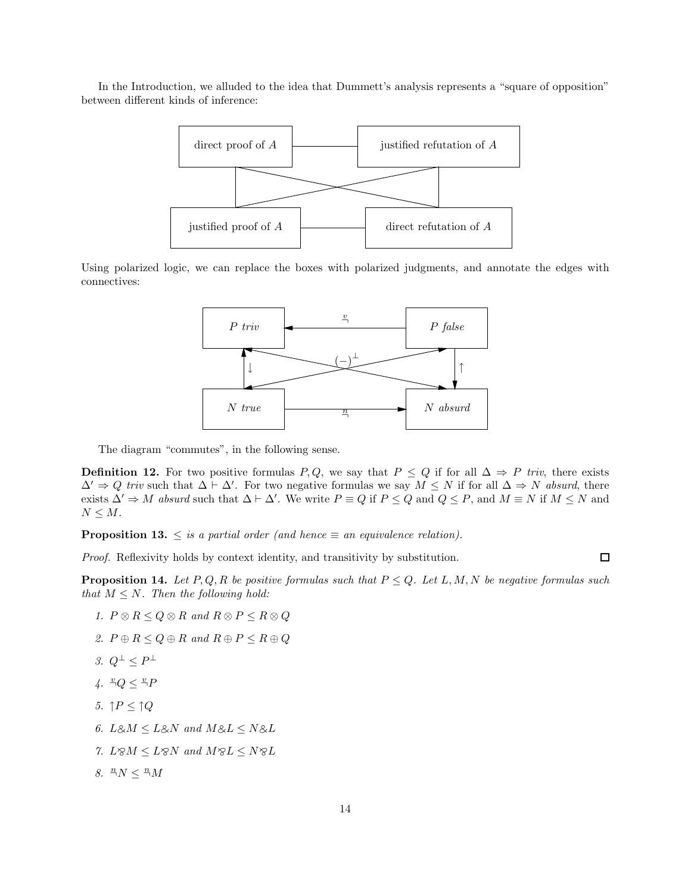In the Introduction, we alluded to the idea that Dummett's analysis represents a "square of opposition" between different kinds of inference:

| direct proof of $A$ | justified refutation of $A$ |
| --- | --- |
| justified proof of $A$ | direct refutation of $A$ |

Using polarized logic, we can replace the boxes with polarized judgments, and annotate the edges with connectives:

| $P$ *triv* | $\overset{v}{\neg}$ | $P$ *false* |
| --- | --- | --- |
| $\downarrow$ | $(-)^{\perp}$ | $\uparrow$ |
| $N$ *true* | $\overset{n}{\neg}$ | $N$ *absurd* |

The diagram "commutes", in the following sense.

**Definition 12.** For two positive formulas $P, Q$, we say that $P \leq Q$ if for all $\Delta \Rightarrow P$ *triv*, there exists $\Delta' \Rightarrow Q$ *triv* such that $\Delta \vdash \Delta'$. For two negative formulas we say $M \leq N$ if for all $\Delta \Rightarrow N$ *absurd*, there exists $\Delta' \Rightarrow M$ *absurd* such that $\Delta \vdash \Delta'$. We write $P \equiv Q$ if $P \leq Q$ and $Q \leq P$, and $M \equiv N$ if $M \leq N$ and $N \leq M$.

**Proposition 13.** *$\leq$ is a partial order (and hence $\equiv$ an equivalence relation).*

*Proof.* Reflexivity holds by context identity, and transitivity by substitution. $\square$

**Proposition 14.** *Let $P, Q, R$ be positive formulas such that $P \leq Q$. Let $L, M, N$ be negative formulas such that $M \leq N$. Then the following hold:*

1. $P \otimes R \leq Q \otimes R$ *and* $R \otimes P \leq R \otimes Q$
2. $P \oplus R \leq Q \oplus R$ *and* $R \oplus P \leq R \oplus Q$
3. $Q^{\perp} \leq P^{\perp}$
4. $\overset{v}{\neg} Q \leq \overset{v}{\neg} P$
5. $\uparrow P \leq \uparrow Q$
6. $L \& M \leq L \& N$ *and* $M \& L \leq N \& L$
7. $L ⅋ M \leq L ⅋ N$ *and* $M ⅋ L \leq N ⅋ L$
8. $\overset{n}{\neg} N \leq \overset{n}{\neg} M$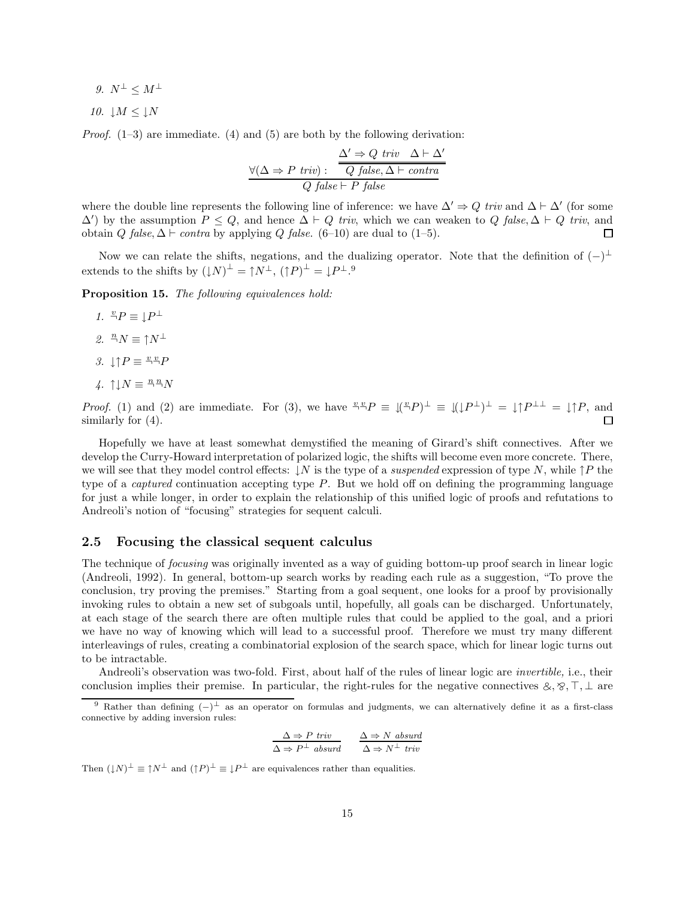9. $N^\perp \leq M^\perp$

10. $\downarrow M \leq \downarrow N$

*Proof.* (1–3) are immediate. (4) and (5) are both by the following derivation:

$$\dfrac{\forall(\Delta \Rightarrow P\ triv) : \quad \dfrac{\Delta' \Rightarrow Q\ triv \quad \Delta \vdash \Delta'}{Q\ false, \Delta \vdash contra}}{Q\ false \vdash P\ false}$$

where the double line represents the following line of inference: we have $\Delta' \Rightarrow Q\ triv$ and $\Delta \vdash \Delta'$ (for some $\Delta'$) by the assumption $P \leq Q$, and hence $\Delta \vdash Q\ triv$, which we can weaken to $Q\ false, \Delta \vdash Q\ triv$, and obtain $Q\ false, \Delta \vdash contra$ by applying $Q\ false$. (6–10) are dual to (1–5). ☐

Now we can relate the shifts, negations, and the dualizing operator. Note that the definition of $(-)^\perp$ extends to the shifts by $(\downarrow N)^\perp = \uparrow N^\perp$, $(\uparrow P)^\perp = \downarrow P^\perp$.[9]

**Proposition 15.** *The following equivalences hold:*

1. $\overset{v}{\neg} P \equiv \downarrow P^\perp$
2. $\overset{n}{\neg} N \equiv \uparrow N^\perp$
3. $\downarrow\uparrow P \equiv \overset{v}{\neg}\overset{v}{\neg} P$
4. $\uparrow\downarrow N \equiv \overset{n}{\neg}\overset{n}{\neg} N$

*Proof.* (1) and (2) are immediate. For (3), we have $\overset{v}{\neg}\overset{v}{\neg} P \equiv \downarrow(\overset{v}{\neg} P)^\perp \equiv \downarrow(\downarrow P^\perp)^\perp = \downarrow\uparrow P^{\perp\perp} = \downarrow\uparrow P$, and similarly for (4). ☐

Hopefully we have at least somewhat demystified the meaning of Girard's shift connectives. After we develop the Curry-Howard interpretation of polarized logic, the shifts will become even more concrete. There, we will see that they model control effects: $\downarrow N$ is the type of a *suspended* expression of type $N$, while $\uparrow P$ the type of a *captured* continuation accepting type $P$. But we hold off on defining the programming language for just a while longer, in order to explain the relationship of this unified logic of proofs and refutations to Andreoli's notion of "focusing" strategies for sequent calculi.

## 2.5 Focusing the classical sequent calculus

The technique of *focusing* was originally invented as a way of guiding bottom-up proof search in linear logic (Andreoli, 1992). In general, bottom-up search works by reading each rule as a suggestion, "To prove the conclusion, try proving the premises." Starting from a goal sequent, one looks for a proof by provisionally invoking rules to obtain a new set of subgoals until, hopefully, all goals can be discharged. Unfortunately, at each stage of the search there are often multiple rules that could be applied to the goal, and a priori we have no way of knowing which will lead to a successful proof. Therefore we must try many different interleavings of rules, creating a combinatorial explosion of the search space, which for linear logic turns out to be intractable.

Andreoli's observation was two-fold. First, about half of the rules of linear logic are *invertible,* i.e., their conclusion implies their premise. In particular, the right-rules for the negative connectives $\&, \parr, \top, \bot$ are

[9] Rather than defining $(-)^\perp$ as an operator on formulas and judgments, we can alternatively define it as a first-class connective by adding inversion rules:

$$\dfrac{\Delta \Rightarrow P\ triv}{\Delta \Rightarrow P^\perp\ absurd} \qquad \dfrac{\Delta \Rightarrow N\ absurd}{\Delta \Rightarrow N^\perp\ triv}$$

Then $(\downarrow N)^\perp \equiv \uparrow N^\perp$ and $(\uparrow P)^\perp \equiv \downarrow P^\perp$ are equivalences rather than equalities.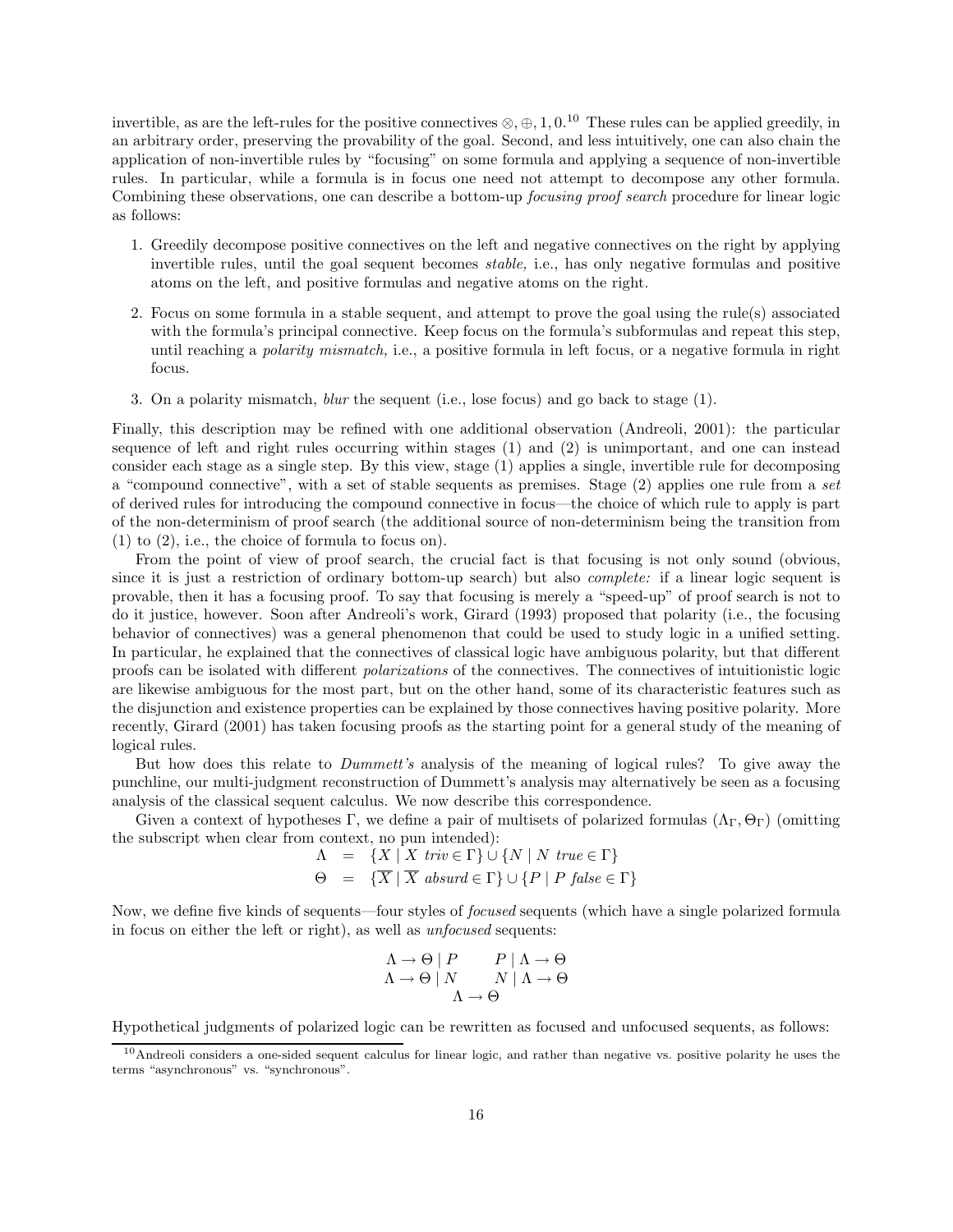invertible, as are the left-rules for the positive connectives $\otimes, \oplus, 1, 0$.[10] These rules can be applied greedily, in an arbitrary order, preserving the provability of the goal. Second, and less intuitively, one can also chain the application of non-invertible rules by "focusing" on some formula and applying a sequence of non-invertible rules. In particular, while a formula is in focus one need not attempt to decompose any other formula. Combining these observations, one can describe a bottom-up *focusing proof search* procedure for linear logic as follows:

1. Greedily decompose positive connectives on the left and negative connectives on the right by applying invertible rules, until the goal sequent becomes *stable,* i.e., has only negative formulas and positive atoms on the left, and positive formulas and negative atoms on the right.

2. Focus on some formula in a stable sequent, and attempt to prove the goal using the rule(s) associated with the formula's principal connective. Keep focus on the formula's subformulas and repeat this step, until reaching a *polarity mismatch,* i.e., a positive formula in left focus, or a negative formula in right focus.

3. On a polarity mismatch, *blur* the sequent (i.e., lose focus) and go back to stage (1).

Finally, this description may be refined with one additional observation (Andreoli, 2001): the particular sequence of left and right rules occurring within stages (1) and (2) is unimportant, and one can instead consider each stage as a single step. By this view, stage (1) applies a single, invertible rule for decomposing a "compound connective", with a set of stable sequents as premises. Stage (2) applies one rule from a *set* of derived rules for introducing the compound connective in focus—the choice of which rule to apply is part of the non-determinism of proof search (the additional source of non-determinism being the transition from (1) to (2), i.e., the choice of formula to focus on).

From the point of view of proof search, the crucial fact is that focusing is not only sound (obvious, since it is just a restriction of ordinary bottom-up search) but also *complete:* if a linear logic sequent is provable, then it has a focusing proof. To say that focusing is merely a "speed-up" of proof search is not to do it justice, however. Soon after Andreoli's work, Girard (1993) proposed that polarity (i.e., the focusing behavior of connectives) was a general phenomenon that could be used to study logic in a unified setting. In particular, he explained that the connectives of classical logic have ambiguous polarity, but that different proofs can be isolated with different *polarizations* of the connectives. The connectives of intuitionistic logic are likewise ambiguous for the most part, but on the other hand, some of its characteristic features such as the disjunction and existence properties can be explained by those connectives having positive polarity. More recently, Girard (2001) has taken focusing proofs as the starting point for a general study of the meaning of logical rules.

But how does this relate to *Dummett's* analysis of the meaning of logical rules? To give away the punchline, our multi-judgment reconstruction of Dummett's analysis may alternatively be seen as a focusing analysis of the classical sequent calculus. We now describe this correspondence.

Given a context of hypotheses $\Gamma$, we define a pair of multisets of polarized formulas $(\Lambda_\Gamma, \Theta_\Gamma)$ (omitting the subscript when clear from context, no pun intended):

$$\begin{aligned} \Lambda &= \{X \mid X \ \mathit{triv} \in \Gamma\} \cup \{N \mid N \ \mathit{true} \in \Gamma\} \\ \Theta &= \{\overline{X} \mid \overline{X} \ \mathit{absurd} \in \Gamma\} \cup \{P \mid P \ \mathit{false} \in \Gamma\} \end{aligned}$$

Now, we define five kinds of sequents—four styles of *focused* sequents (which have a single polarized formula in focus on either the left or right), as well as *unfocused* sequents:

$$\begin{array}{cc} \Lambda \to \Theta \mid P & P \mid \Lambda \to \Theta \\ \Lambda \to \Theta \mid N & N \mid \Lambda \to \Theta \\ \multicolumn{2}{c}{\Lambda \to \Theta} \end{array}$$

Hypothetical judgments of polarized logic can be rewritten as focused and unfocused sequents, as follows:

[10] Andreoli considers a one-sided sequent calculus for linear logic, and rather than negative vs. positive polarity he uses the terms "asynchronous" vs. "synchronous".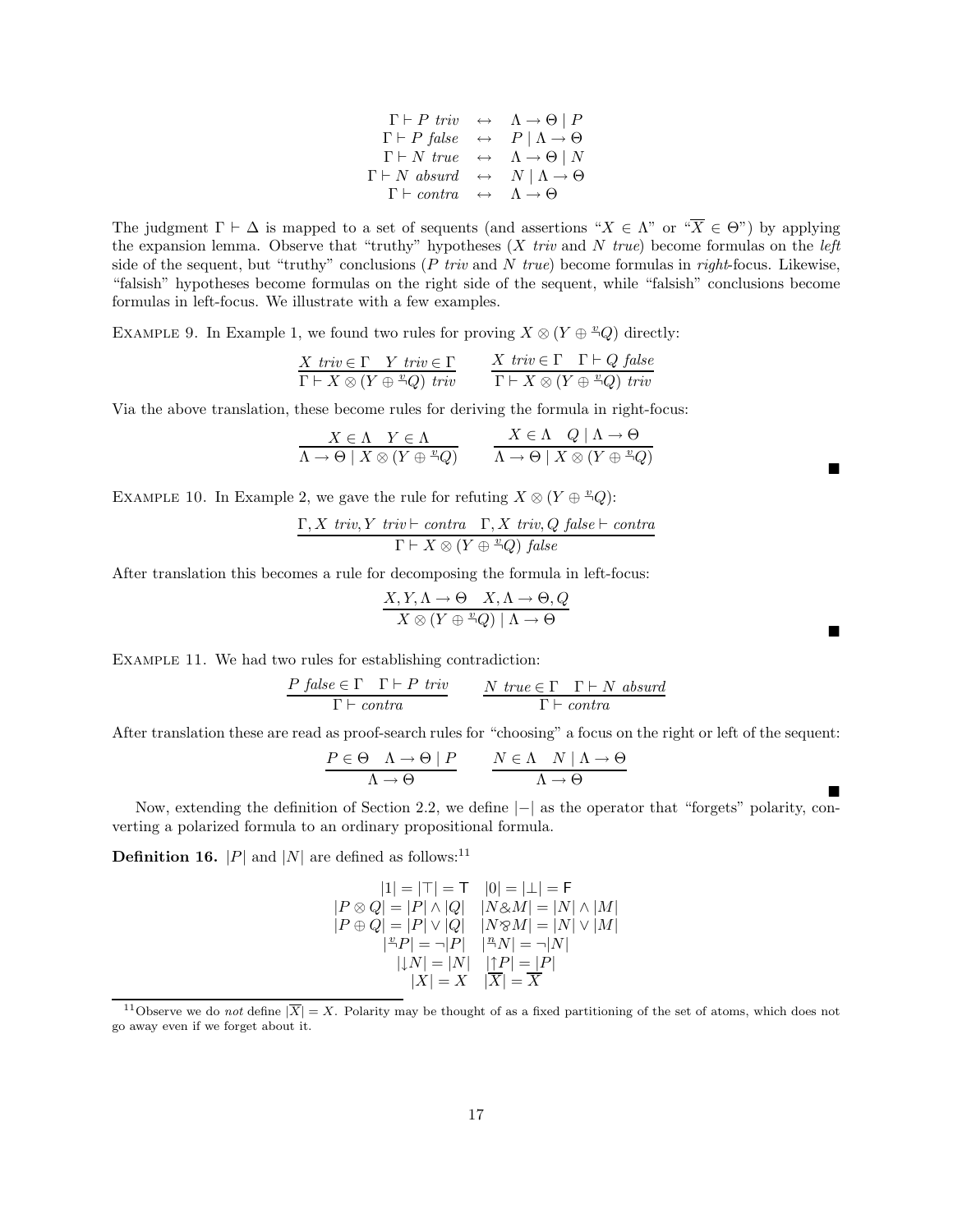$$
\begin{array}{rcl}
\Gamma \vdash P \ \mathit{triv} & \leftrightarrow & \Lambda \to \Theta \mid P \\
\Gamma \vdash P \ \mathit{false} & \leftrightarrow & P \mid \Lambda \to \Theta \\
\Gamma \vdash N \ \mathit{true} & \leftrightarrow & \Lambda \to \Theta \mid N \\
\Gamma \vdash N \ \mathit{absurd} & \leftrightarrow & N \mid \Lambda \to \Theta \\
\Gamma \vdash \mathit{contra} & \leftrightarrow & \Lambda \to \Theta
\end{array}
$$

The judgment $\Gamma \vdash \Delta$ is mapped to a set of sequents (and assertions "$X \in \Lambda$" or "$\overline{X} \in \Theta$") by applying the expansion lemma. Observe that "truthy" hypotheses ($X$ *triv* and $N$ *true*) become formulas on the *left* side of the sequent, but "truthy" conclusions ($P$ *triv* and $N$ *true*) become formulas in *right*-focus. Likewise, "falsish" hypotheses become formulas on the right side of the sequent, while "falsish" conclusions become formulas in left-focus. We illustrate with a few examples.

Example 9. In Example 1, we found two rules for proving $X \otimes (Y \oplus {}^{v}\!\neg Q)$ directly:

$$
\frac{X \ \mathit{triv} \in \Gamma \quad Y \ \mathit{triv} \in \Gamma}{\Gamma \vdash X \otimes (Y \oplus {}^{v}\!\neg Q) \ \mathit{triv}} \qquad \frac{X \ \mathit{triv} \in \Gamma \quad \Gamma \vdash Q \ \mathit{false}}{\Gamma \vdash X \otimes (Y \oplus {}^{v}\!\neg Q) \ \mathit{triv}}
$$

Via the above translation, these become rules for deriving the formula in right-focus:

$$
\frac{X \in \Lambda \quad Y \in \Lambda}{\Lambda \to \Theta \mid X \otimes (Y \oplus {}^{v}\!\neg Q)} \qquad \frac{X \in \Lambda \quad Q \mid \Lambda \to \Theta}{\Lambda \to \Theta \mid X \otimes (Y \oplus {}^{v}\!\neg Q)}
$$

■

Example 10. In Example 2, we gave the rule for refuting $X \otimes (Y \oplus {}^{v}\!\neg Q)$:

$$
\frac{\Gamma, X \ \mathit{triv}, Y \ \mathit{triv} \vdash \mathit{contra} \quad \Gamma, X \ \mathit{triv}, Q \ \mathit{false} \vdash \mathit{contra}}{\Gamma \vdash X \otimes (Y \oplus {}^{v}\!\neg Q) \ \mathit{false}}
$$

After translation this becomes a rule for decomposing the formula in left-focus:

$$
\frac{X, Y, \Lambda \to \Theta \quad X, \Lambda \to \Theta, Q}{X \otimes (Y \oplus {}^{v}\!\neg Q) \mid \Lambda \to \Theta}
$$

■

Example 11. We had two rules for establishing contradiction:

$$
\frac{P \ \mathit{false} \in \Gamma \quad \Gamma \vdash P \ \mathit{triv}}{\Gamma \vdash \mathit{contra}} \qquad \frac{N \ \mathit{true} \in \Gamma \quad \Gamma \vdash N \ \mathit{absurd}}{\Gamma \vdash \mathit{contra}}
$$

After translation these are read as proof-search rules for "choosing" a focus on the right or left of the sequent:

$$
\frac{P \in \Theta \quad \Lambda \to \Theta \mid P}{\Lambda \to \Theta} \qquad \frac{N \in \Lambda \quad N \mid \Lambda \to \Theta}{\Lambda \to \Theta}
$$

■

Now, extending the definition of Section 2.2, we define $|{-}|$ as the operator that "forgets" polarity, converting a polarized formula to an ordinary propositional formula.

**Definition 16.** $|P|$ and $|N|$ are defined as follows:[11]

$$
\begin{array}{cc}
|1| = |\top| = \mathsf{T} & |0| = |\bot| = \mathsf{F} \\
|P \otimes Q| = |P| \wedge |Q| & |N \& M| = |N| \wedge |M| \\
|P \oplus Q| = |P| \vee |Q| & |N ⅋ M| = |N| \vee |M| \\
|{}^{v}\!\neg P| = \neg|P| & |{}^{n}\!\neg N| = \neg|N| \\
|{\downarrow} N| = |N| & |{\uparrow} P| = |P| \\
|X| = X & |\overline{X}| = \overline{X}
\end{array}
$$

[11] Observe we do *not* define $|\overline{X}| = X$. Polarity may be thought of as a fixed partitioning of the set of atoms, which does not go away even if we forget about it.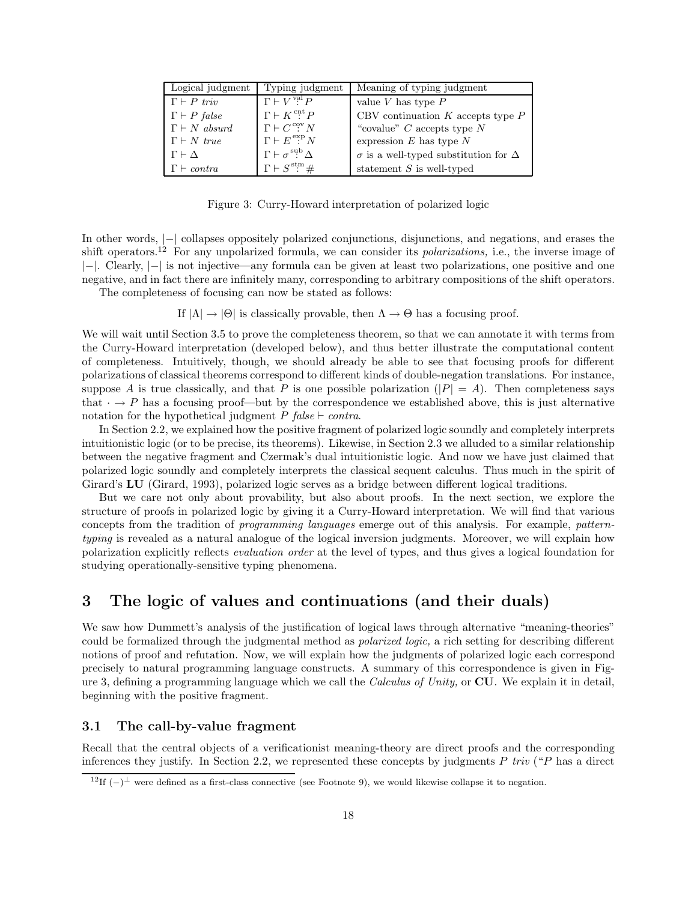| Logical judgment | Typing judgment | Meaning of typing judgment |
|---|---|---|
| $\Gamma \vdash P\ \mathit{triv}$ | $\Gamma \vdash V \overset{\text{val}}{:} P$ | value $V$ has type $P$ |
| $\Gamma \vdash P\ \mathit{false}$ | $\Gamma \vdash K \overset{\text{cnt}}{:} P$ | CBV continuation $K$ accepts type $P$ |
| $\Gamma \vdash N\ \mathit{absurd}$ | $\Gamma \vdash C \overset{\text{cov}}{:} N$ | "covalue" $C$ accepts type $N$ |
| $\Gamma \vdash N\ \mathit{true}$ | $\Gamma \vdash E \overset{\text{exp}}{:} N$ | expression $E$ has type $N$ |
| $\Gamma \vdash \Delta$ | $\Gamma \vdash \sigma \overset{\text{sub}}{:} \Delta$ | $\sigma$ is a well-typed substitution for $\Delta$ |
| $\Gamma \vdash \mathit{contra}$ | $\Gamma \vdash S \overset{\text{stm}}{:} \#$ | statement $S$ is well-typed |

Figure 3: Curry-Howard interpretation of polarized logic

In other words, $|-|$ collapses oppositely polarized conjunctions, disjunctions, and negations, and erases the shift operators.[12] For any unpolarized formula, we can consider its *polarizations,* i.e., the inverse image of $|-|$. Clearly, $|-|$ is not injective—any formula can be given at least two polarizations, one positive and one negative, and in fact there are infinitely many, corresponding to arbitrary compositions of the shift operators.

The completeness of focusing can now be stated as follows:

$$\text{If } |\Lambda| \to |\Theta| \text{ is classically provable, then } \Lambda \to \Theta \text{ has a focusing proof.}$$

We will wait until Section 3.5 to prove the completeness theorem, so that we can annotate it with terms from the Curry-Howard interpretation (developed below), and thus better illustrate the computational content of completeness. Intuitively, though, we should already be able to see that focusing proofs for different polarizations of classical theorems correspond to different kinds of double-negation translations. For instance, suppose $A$ is true classically, and that $P$ is one possible polarization ($|P| = A$). Then completeness says that $\cdot \to P$ has a focusing proof—but by the correspondence we established above, this is just alternative notation for the hypothetical judgment $P\ \mathit{false} \vdash \mathit{contra}$.

In Section 2.2, we explained how the positive fragment of polarized logic soundly and completely interprets intuitionistic logic (or to be precise, its theorems). Likewise, in Section 2.3 we alluded to a similar relationship between the negative fragment and Czermak's dual intuitionistic logic. And now we have just claimed that polarized logic soundly and completely interprets the classical sequent calculus. Thus much in the spirit of Girard's **LU** (Girard, 1993), polarized logic serves as a bridge between different logical traditions.

But we care not only about provability, but also about proofs. In the next section, we explore the structure of proofs in polarized logic by giving it a Curry-Howard interpretation. We will find that various concepts from the tradition of *programming languages* emerge out of this analysis. For example, *pattern-typing* is revealed as a natural analogue of the logical inversion judgments. Moreover, we will explain how polarization explicitly reflects *evaluation order* at the level of types, and thus gives a logical foundation for studying operationally-sensitive typing phenomena.

# 3 The logic of values and continuations (and their duals)

We saw how Dummett's analysis of the justification of logical laws through alternative "meaning-theories" could be formalized through the judgmental method as *polarized logic,* a rich setting for describing different notions of proof and refutation. Now, we will explain how the judgments of polarized logic each correspond precisely to natural programming language constructs. A summary of this correspondence is given in Figure 3, defining a programming language which we call the *Calculus of Unity,* or **CU**. We explain it in detail, beginning with the positive fragment.

## 3.1 The call-by-value fragment

Recall that the central objects of a verificationist meaning-theory are direct proofs and the corresponding inferences they justify. In Section 2.2, we represented these concepts by judgments $P\ \mathit{triv}$ ("$P$ has a direct

[12] If $(-)^{\perp}$ were defined as a first-class connective (see Footnote 9), we would likewise collapse it to negation.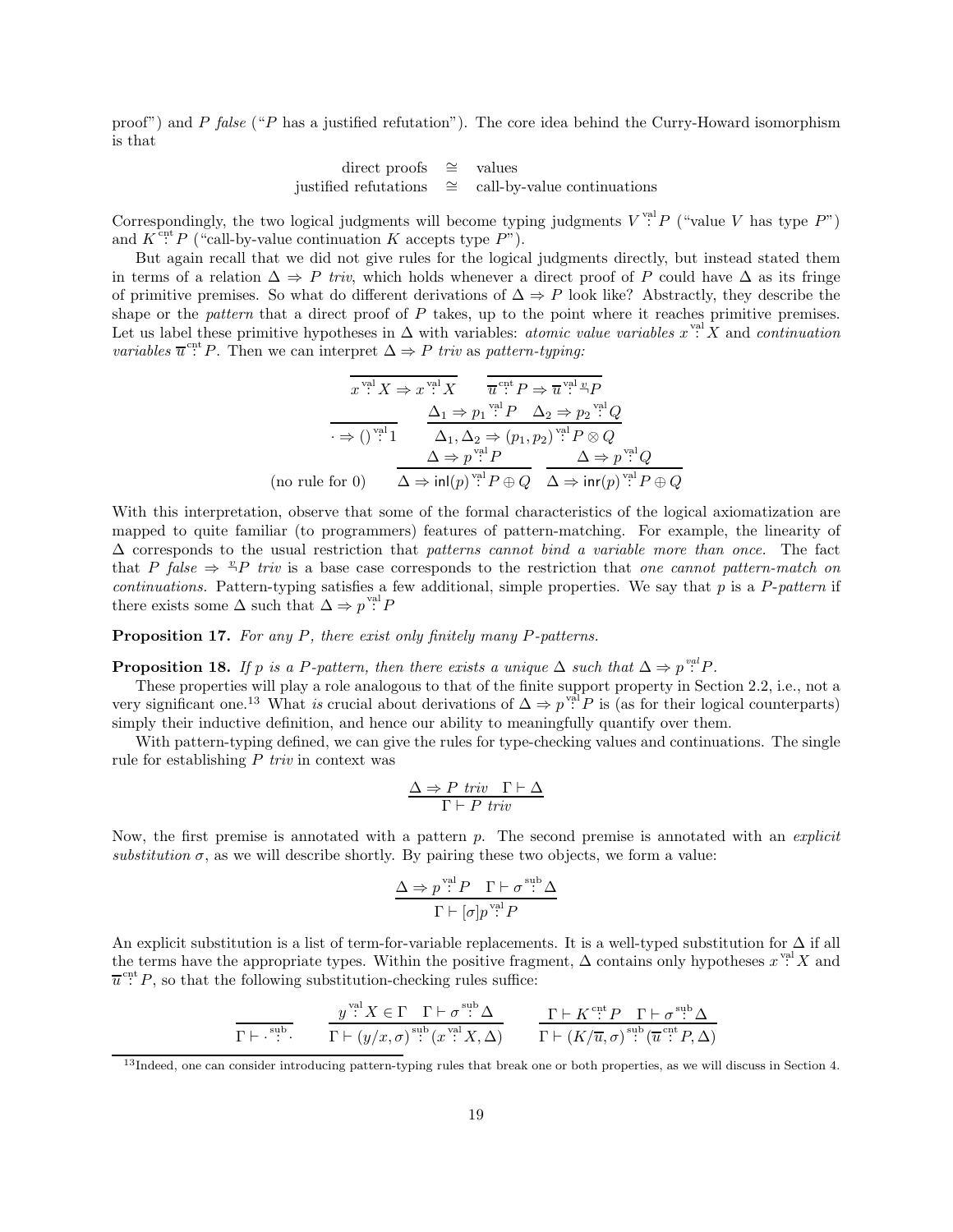proof") and $P$ *false* ("$P$ has a justified refutation"). The core idea behind the Curry-Howard isomorphism is that

$$\begin{array}{rcl} \text{direct proofs} & \cong & \text{values} \\ \text{justified refutations} & \cong & \text{call-by-value continuations} \end{array}$$

Correspondingly, the two logical judgments will become typing judgments $V \overset{\text{val}}{:} P$ ("value $V$ has type $P$") and $K \overset{\text{cnt}}{:} P$ ("call-by-value continuation $K$ accepts type $P$").

But again recall that we did not give rules for the logical judgments directly, but instead stated them in terms of a relation $\Delta \Rightarrow P$ *triv*, which holds whenever a direct proof of $P$ could have $\Delta$ as its fringe of primitive premises. So what do different derivations of $\Delta \Rightarrow P$ look like? Abstractly, they describe the shape or the *pattern* that a direct proof of $P$ takes, up to the point where it reaches primitive premises. Let us label these primitive hypotheses in $\Delta$ with variables: *atomic value variables* $x \overset{\text{val}}{:} X$ and *continuation variables* $\overline{u} \overset{\text{cnt}}{:} P$. Then we can interpret $\Delta \Rightarrow P$ *triv* as *pattern-typing:*

$$\frac{}{x \overset{\text{val}}{:} X \Rightarrow x \overset{\text{val}}{:} X} \qquad \frac{}{\overline{u} \overset{\text{cnt}}{:} P \Rightarrow \overline{u} \overset{\text{val}}{:} {}^{\underline{v}}P}$$

$$\frac{}{\cdot \Rightarrow () \overset{\text{val}}{:} 1} \qquad \frac{\Delta_1 \Rightarrow p_1 \overset{\text{val}}{:} P \quad \Delta_2 \Rightarrow p_2 \overset{\text{val}}{:} Q}{\Delta_1, \Delta_2 \Rightarrow (p_1, p_2) \overset{\text{val}}{:} P \otimes Q}$$

$$\text{(no rule for 0)} \qquad \frac{\Delta \Rightarrow p \overset{\text{val}}{:} P}{\Delta \Rightarrow \mathsf{inl}(p) \overset{\text{val}}{:} P \oplus Q} \qquad \frac{\Delta \Rightarrow p \overset{\text{val}}{:} Q}{\Delta \Rightarrow \mathsf{inr}(p) \overset{\text{val}}{:} P \oplus Q}$$

With this interpretation, observe that some of the formal characteristics of the logical axiomatization are mapped to quite familiar (to programmers) features of pattern-matching. For example, the linearity of $\Delta$ corresponds to the usual restriction that *patterns cannot bind a variable more than once.* The fact that $P$ *false* $\Rightarrow {}^{\underline{v}}P$ *triv* is a base case corresponds to the restriction that *one cannot pattern-match on continuations.* Pattern-typing satisfies a few additional, simple properties. We say that $p$ is a $P$*-pattern* if there exists some $\Delta$ such that $\Delta \Rightarrow p \overset{\text{val}}{:} P$

**Proposition 17.** *For any $P$, there exist only finitely many $P$-patterns.*

**Proposition 18.** *If $p$ is a $P$-pattern, then there exists a unique $\Delta$ such that $\Delta \Rightarrow p \overset{val}{:} P$.*

These properties will play a role analogous to that of the finite support property in Section 2.2, i.e., not a very significant one.[13] What *is* crucial about derivations of $\Delta \Rightarrow p \overset{\text{val}}{:} P$ is (as for their logical counterparts) simply their inductive definition, and hence our ability to meaningfully quantify over them.

With pattern-typing defined, we can give the rules for type-checking values and continuations. The single rule for establishing $P$ *triv* in context was

$$\frac{\Delta \Rightarrow P \ \mathit{triv} \quad \Gamma \vdash \Delta}{\Gamma \vdash P \ \mathit{triv}}$$

Now, the first premise is annotated with a pattern $p$. The second premise is annotated with an *explicit substitution* $\sigma$, as we will describe shortly. By pairing these two objects, we form a value:

$$\frac{\Delta \Rightarrow p \overset{\text{val}}{:} P \quad \Gamma \vdash \sigma \overset{\text{sub}}{:} \Delta}{\Gamma \vdash [\sigma]p \overset{\text{val}}{:} P}$$

An explicit substitution is a list of term-for-variable replacements. It is a well-typed substitution for $\Delta$ if all the terms have the appropriate types. Within the positive fragment, $\Delta$ contains only hypotheses $x \overset{\text{val}}{:} X$ and $\overline{u} \overset{\text{cnt}}{:} P$, so that the following substitution-checking rules suffice:

$$\frac{}{\Gamma \vdash \cdot \overset{\text{sub}}{:} \cdot} \qquad \frac{y \overset{\text{val}}{:} X \in \Gamma \quad \Gamma \vdash \sigma \overset{\text{sub}}{:} \Delta}{\Gamma \vdash (y/x, \sigma) \overset{\text{sub}}{:} (x \overset{\text{val}}{:} X, \Delta)} \qquad \frac{\Gamma \vdash K \overset{\text{cnt}}{:} P \quad \Gamma \vdash \sigma \overset{\text{sub}}{:} \Delta}{\Gamma \vdash (K/\overline{u}, \sigma) \overset{\text{sub}}{:} (\overline{u} \overset{\text{cnt}}{:} P, \Delta)}$$

[13] Indeed, one can consider introducing pattern-typing rules that break one or both properties, as we will discuss in Section 4.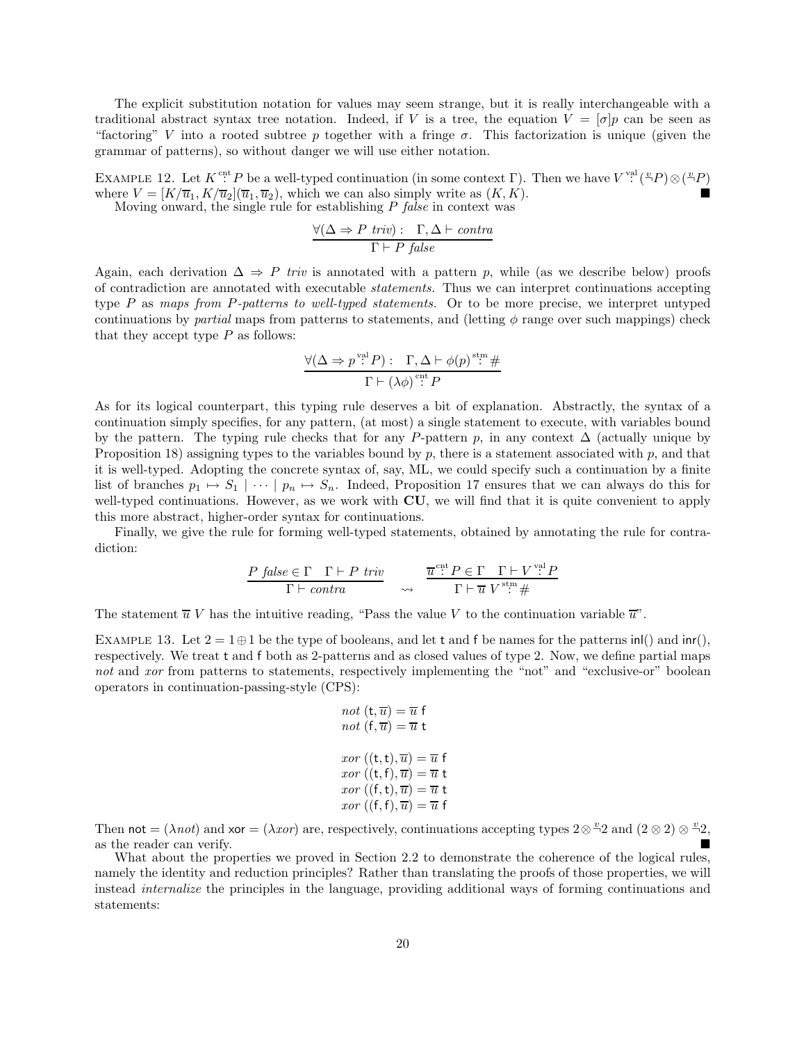The explicit substitution notation for values may seem strange, but it is really interchangeable with a traditional abstract syntax tree notation. Indeed, if $V$ is a tree, the equation $V = [\sigma]p$ can be seen as "factoring" $V$ into a rooted subtree $p$ together with a fringe $\sigma$. This factorization is unique (given the grammar of patterns), so without danger we will use either notation.

Example 12. Let $K \overset{\text{cnt}}{:} P$ be a well-typed continuation (in some context $\Gamma$). Then we have $V \overset{\text{val}}{:} ({}^{v}\!\neg P) \otimes ({}^{v}\!\neg P)$ where $V = [K/\overline{u}_1, K/\overline{u}_2](\overline{u}_1, \overline{u}_2)$, which we can also simply write as $(K, K)$. ■

Moving onward, the single rule for establishing $P$ *false* in context was

$$\frac{\forall(\Delta \Rightarrow P \ \mathit{triv}) : \quad \Gamma, \Delta \vdash \mathit{contra}}{\Gamma \vdash P \ \mathit{false}}$$

Again, each derivation $\Delta \Rightarrow P$ *triv* is annotated with a pattern $p$, while (as we describe below) proofs of contradiction are annotated with executable *statements*. Thus we can interpret continuations accepting type $P$ as *maps from $P$-patterns to well-typed statements*. Or to be more precise, we interpret untyped continuations by *partial* maps from patterns to statements, and (letting $\phi$ range over such mappings) check that they accept type $P$ as follows:

$$\frac{\forall(\Delta \Rightarrow p \overset{\text{val}}{:} P) : \quad \Gamma, \Delta \vdash \phi(p) \overset{\text{stm}}{:} \#}{\Gamma \vdash (\lambda\phi) \overset{\text{cnt}}{:} P}$$

As for its logical counterpart, this typing rule deserves a bit of explanation. Abstractly, the syntax of a continuation simply specifies, for any pattern, (at most) a single statement to execute, with variables bound by the pattern. The typing rule checks that for any $P$-pattern $p$, in any context $\Delta$ (actually unique by Proposition 18) assigning types to the variables bound by $p$, there is a statement associated with $p$, and that it is well-typed. Adopting the concrete syntax of, say, ML, we could specify such a continuation by a finite list of branches $p_1 \mapsto S_1 \mid \cdots \mid p_n \mapsto S_n$. Indeed, Proposition 17 ensures that we can always do this for well-typed continuations. However, as we work with **CU**, we will find that it is quite convenient to apply this more abstract, higher-order syntax for continuations.

Finally, we give the rule for forming well-typed statements, obtained by annotating the rule for contradiction:

$$\frac{P \ \mathit{false} \in \Gamma \quad \Gamma \vdash P \ \mathit{triv}}{\Gamma \vdash \mathit{contra}} \quad \rightsquigarrow \quad \frac{\overline{u} \overset{\text{cnt}}{:} P \in \Gamma \quad \Gamma \vdash V \overset{\text{val}}{:} P}{\Gamma \vdash \overline{u}\ V \overset{\text{stm}}{:} \#}$$

The statement $\overline{u}\ V$ has the intuitive reading, "Pass the value $V$ to the continuation variable $\overline{u}$".

Example 13. Let $2 = 1 \oplus 1$ be the type of booleans, and let $\mathsf{t}$ and $\mathsf{f}$ be names for the patterns $\mathsf{inl}()$ and $\mathsf{inr}()$, respectively. We treat $\mathsf{t}$ and $\mathsf{f}$ both as 2-patterns and as closed values of type 2. Now, we define partial maps *not* and *xor* from patterns to statements, respectively implementing the "not" and "exclusive-or" boolean operators in continuation-passing-style (CPS):

$$\begin{aligned}
\mathit{not}\ (\mathsf{t}, \overline{u}) &= \overline{u}\ \mathsf{f} \\
\mathit{not}\ (\mathsf{f}, \overline{u}) &= \overline{u}\ \mathsf{t} \\
\\
\mathit{xor}\ ((\mathsf{t},\mathsf{t}), \overline{u}) &= \overline{u}\ \mathsf{f} \\
\mathit{xor}\ ((\mathsf{t},\mathsf{f}), \overline{u}) &= \overline{u}\ \mathsf{t} \\
\mathit{xor}\ ((\mathsf{f},\mathsf{t}), \overline{u}) &= \overline{u}\ \mathsf{t} \\
\mathit{xor}\ ((\mathsf{f},\mathsf{f}), \overline{u}) &= \overline{u}\ \mathsf{f}
\end{aligned}$$

Then $\mathsf{not} = (\lambda \mathit{not})$ and $\mathsf{xor} = (\lambda \mathit{xor})$ are, respectively, continuations accepting types $2 \otimes {}^{v}\!\neg 2$ and $(2 \otimes 2) \otimes {}^{v}\!\neg 2$, as the reader can verify. ■

What about the properties we proved in Section 2.2 to demonstrate the coherence of the logical rules, namely the identity and reduction principles? Rather than translating the proofs of those properties, we will instead *internalize* the principles in the language, providing additional ways of forming continuations and statements: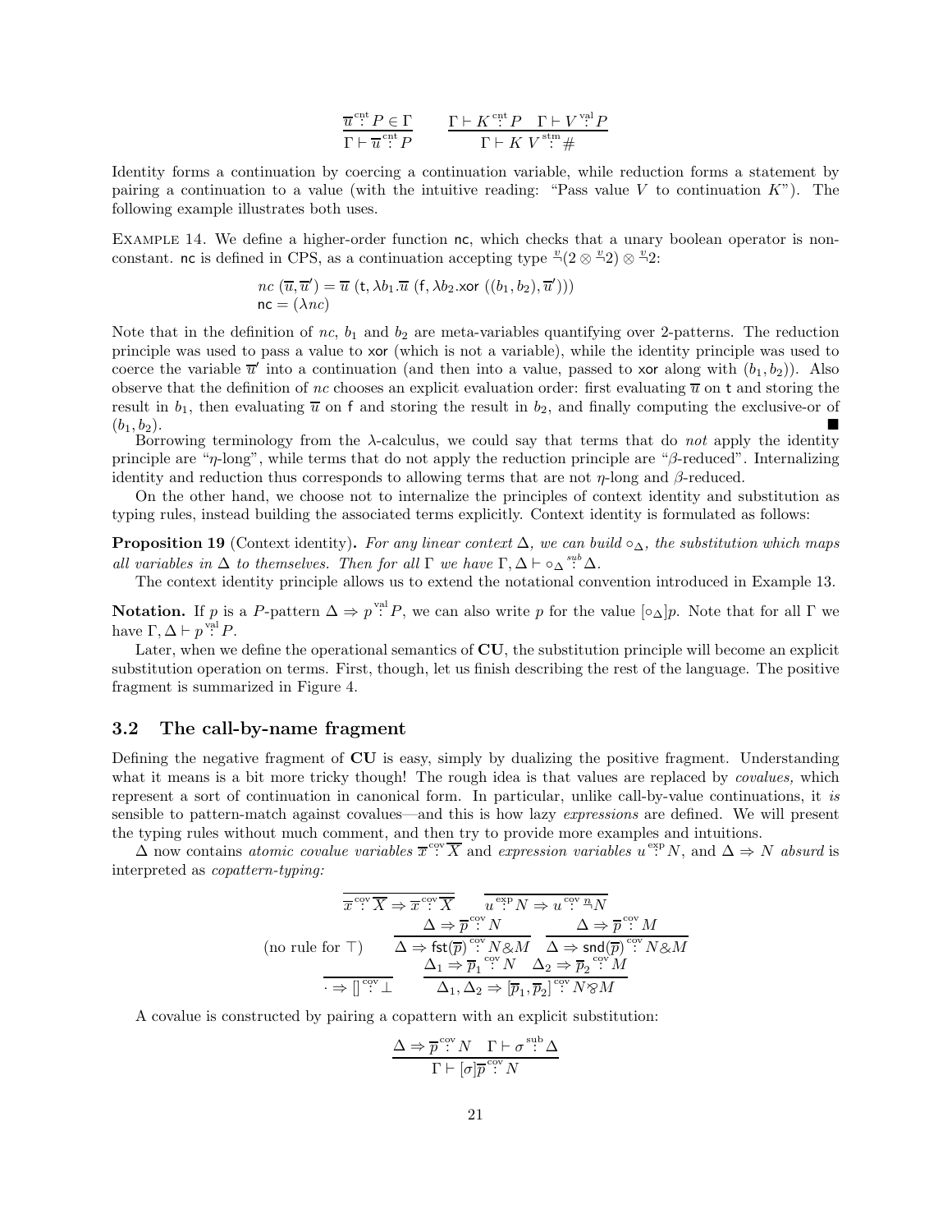$$\frac{\overline{u} \overset{\text{cnt}}{:} P \in \Gamma}{\Gamma \vdash \overline{u} \overset{\text{cnt}}{:} P} \qquad \frac{\Gamma \vdash K \overset{\text{cnt}}{:} P \quad \Gamma \vdash V \overset{\text{val}}{:} P}{\Gamma \vdash K\ V \overset{\text{stm}}{:} \#}$$

Identity forms a continuation by coercing a continuation variable, while reduction forms a statement by pairing a continuation to a value (with the intuitive reading: "Pass value $V$ to continuation $K$"). The following example illustrates both uses.

Example 14. We define a higher-order function $\mathsf{nc}$, which checks that a unary boolean operator is non-constant. $\mathsf{nc}$ is defined in CPS, as a continuation accepting type $\overset{v}{\neg}(2 \otimes \overset{v}{\neg}2) \otimes \overset{v}{\neg}2$:

$$\begin{aligned} &nc\ (\overline{u}, \overline{u}') = \overline{u}\ (\mathsf{t}, \lambda b_1.\overline{u}\ (\mathsf{f}, \lambda b_2.\mathsf{xor}\ ((b_1, b_2), \overline{u}'))) \\ &\mathsf{nc} = (\lambda nc) \end{aligned}$$

Note that in the definition of $nc$, $b_1$ and $b_2$ are meta-variables quantifying over 2-patterns. The reduction principle was used to pass a value to $\mathsf{xor}$ (which is not a variable), while the identity principle was used to coerce the variable $\overline{u}'$ into a continuation (and then into a value, passed to $\mathsf{xor}$ along with $(b_1, b_2)$). Also observe that the definition of $nc$ chooses an explicit evaluation order: first evaluating $\overline{u}$ on $\mathsf{t}$ and storing the result in $b_1$, then evaluating $\overline{u}$ on $\mathsf{f}$ and storing the result in $b_2$, and finally computing the exclusive-or of $(b_1, b_2)$. ∎

Borrowing terminology from the λ-calculus, we could say that terms that do *not* apply the identity principle are "η-long", while terms that do not apply the reduction principle are "β-reduced". Internalizing identity and reduction thus corresponds to allowing terms that are not η-long and β-reduced.

On the other hand, we choose not to internalize the principles of context identity and substitution as typing rules, instead building the associated terms explicitly. Context identity is formulated as follows:

**Proposition 19** (Context identity)**.** *For any linear context $\Delta$, we can build $\circ_\Delta$, the substitution which maps all variables in $\Delta$ to themselves. Then for all $\Gamma$ we have $\Gamma, \Delta \vdash \circ_\Delta \overset{sub}{:} \Delta$.*

The context identity principle allows us to extend the notational convention introduced in Example 13.

**Notation.** If $p$ is a $P$-pattern $\Delta \Rightarrow p \overset{\text{val}}{:} P$, we can also write $p$ for the value $[\circ_\Delta]p$. Note that for all $\Gamma$ we have $\Gamma, \Delta \vdash p \overset{\text{val}}{:} P$.

Later, when we define the operational semantics of **CU**, the substitution principle will become an explicit substitution operation on terms. First, though, let us finish describing the rest of the language. The positive fragment is summarized in Figure 4.

## 3.2 The call-by-name fragment

Defining the negative fragment of **CU** is easy, simply by dualizing the positive fragment. Understanding what it means is a bit more tricky though! The rough idea is that values are replaced by *covalues,* which represent a sort of continuation in canonical form. In particular, unlike call-by-value continuations, it *is* sensible to pattern-match against covalues—and this is how lazy *expressions* are defined. We will present the typing rules without much comment, and then try to provide more examples and intuitions.

$\Delta$ now contains *atomic covalue variables* $\overline{x} \overset{\text{cov}}{:} \overline{X}$ and *expression variables* $u \overset{\text{exp}}{:} N$, and $\Delta \Rightarrow N$ *absurd* is interpreted as *copattern-typing:*

$$\frac{}{\overline{x} \overset{\text{cov}}{:} \overline{X} \Rightarrow \overline{x} \overset{\text{cov}}{:} \overline{X}} \qquad \frac{}{u \overset{\text{exp}}{:} N \Rightarrow u \overset{\text{cov}}{:} \overset{n}{\neg} N}$$

$$\text{(no rule for } \top) \qquad \frac{\Delta \Rightarrow \overline{p} \overset{\text{cov}}{:} N}{\Delta \Rightarrow \mathsf{fst}(\overline{p}) \overset{\text{cov}}{:} N \& M} \quad \frac{\Delta \Rightarrow \overline{p} \overset{\text{cov}}{:} M}{\Delta \Rightarrow \mathsf{snd}(\overline{p}) \overset{\text{cov}}{:} N \& M}$$

$$\frac{}{\cdot \Rightarrow [] \overset{\text{cov}}{:} \bot} \qquad \frac{\Delta_1 \Rightarrow \overline{p}_1 \overset{\text{cov}}{:} N \quad \Delta_2 \Rightarrow \overline{p}_2 \overset{\text{cov}}{:} M}{\Delta_1, \Delta_2 \Rightarrow [\overline{p}_1, \overline{p}_2] \overset{\text{cov}}{:} N \invamp M}$$

A covalue is constructed by pairing a copattern with an explicit substitution:

$$\frac{\Delta \Rightarrow \overline{p} \overset{\text{cov}}{:} N \quad \Gamma \vdash \sigma \overset{\text{sub}}{:} \Delta}{\Gamma \vdash [\sigma]\overline{p} \overset{\text{cov}}{:} N}$$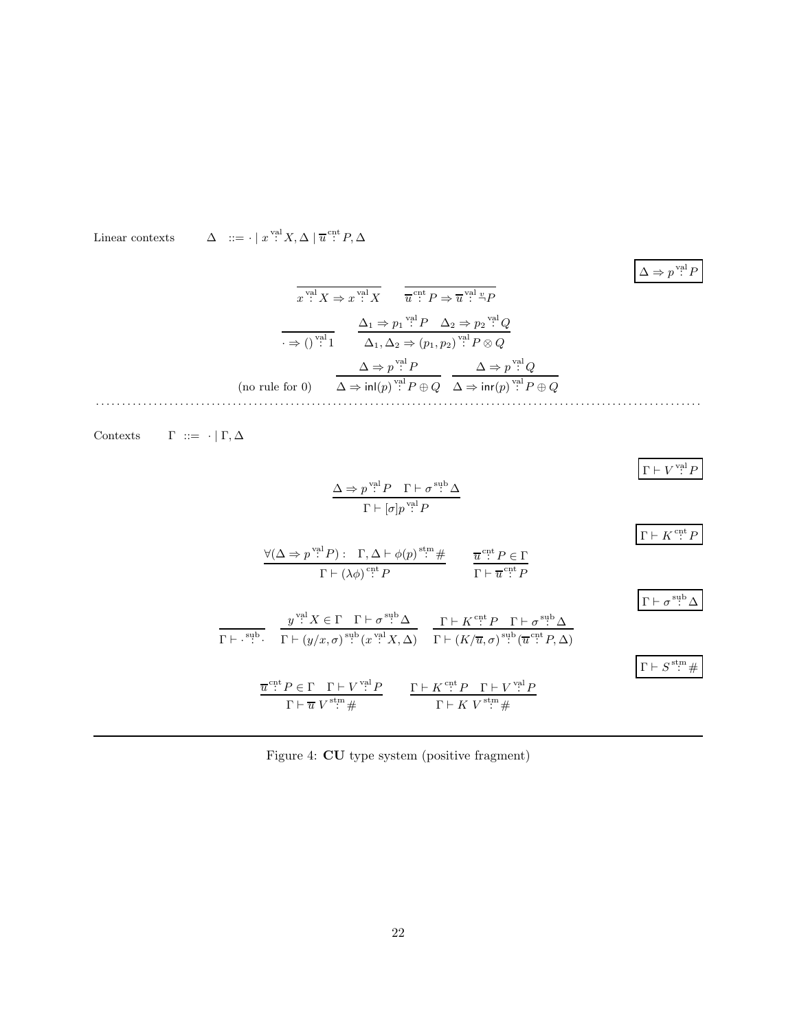Linear contexts $\quad \Delta \;::=\; \cdot \mid x \overset{\text{val}}{:} X, \Delta \mid \overline{u} \overset{\text{cnt}}{:} P, \Delta$

$$\boxed{\Delta \Rightarrow p \overset{\text{val}}{:} P}$$

$$\frac{}{x \overset{\text{val}}{:} X \Rightarrow x \overset{\text{val}}{:} X} \qquad \frac{}{\overline{u} \overset{\text{cnt}}{:} P \Rightarrow \overline{u} \overset{\text{val}}{:} \overset{v}{\neg} P}$$

$$\frac{}{\cdot \Rightarrow () \overset{\text{val}}{:} 1} \qquad \frac{\Delta_1 \Rightarrow p_1 \overset{\text{val}}{:} P \quad \Delta_2 \Rightarrow p_2 \overset{\text{val}}{:} Q}{\Delta_1, \Delta_2 \Rightarrow (p_1, p_2) \overset{\text{val}}{:} P \otimes Q}$$

$$\text{(no rule for 0)} \qquad \frac{\Delta \Rightarrow p \overset{\text{val}}{:} P}{\Delta \Rightarrow \mathsf{inl}(p) \overset{\text{val}}{:} P \oplus Q} \quad \frac{\Delta \Rightarrow p \overset{\text{val}}{:} Q}{\Delta \Rightarrow \mathsf{inr}(p) \overset{\text{val}}{:} P \oplus Q}$$

---

Contexts $\quad \Gamma \;::=\; \cdot \mid \Gamma, \Delta$

$$\boxed{\Gamma \vdash V \overset{\text{val}}{:} P}$$

$$\frac{\Delta \Rightarrow p \overset{\text{val}}{:} P \quad \Gamma \vdash \sigma \overset{\text{sub}}{:} \Delta}{\Gamma \vdash [\sigma]p \overset{\text{val}}{:} P}$$

$$\boxed{\Gamma \vdash K \overset{\text{cnt}}{:} P}$$

$$\frac{\forall(\Delta \Rightarrow p \overset{\text{val}}{:} P) : \quad \Gamma, \Delta \vdash \phi(p) \overset{\text{stm}}{:} \#}{\Gamma \vdash (\lambda\phi) \overset{\text{cnt}}{:} P} \qquad \frac{\overline{u} \overset{\text{cnt}}{:} P \in \Gamma}{\Gamma \vdash \overline{u} \overset{\text{cnt}}{:} P}$$

$$\boxed{\Gamma \vdash \sigma \overset{\text{sub}}{:} \Delta}$$

$$\frac{}{\Gamma \vdash \cdot \overset{\text{sub}}{:} \cdot} \quad \frac{y \overset{\text{val}}{:} X \in \Gamma \quad \Gamma \vdash \sigma \overset{\text{sub}}{:} \Delta}{\Gamma \vdash (y/x, \sigma) \overset{\text{sub}}{:} (x \overset{\text{val}}{:} X, \Delta)} \quad \frac{\Gamma \vdash K \overset{\text{cnt}}{:} P \quad \Gamma \vdash \sigma \overset{\text{sub}}{:} \Delta}{\Gamma \vdash (K/\overline{u}, \sigma) \overset{\text{sub}}{:} (\overline{u} \overset{\text{cnt}}{:} P, \Delta)}$$

$$\boxed{\Gamma \vdash S \overset{\text{stm}}{:} \#}$$

$$\frac{\overline{u} \overset{\text{cnt}}{:} P \in \Gamma \quad \Gamma \vdash V \overset{\text{val}}{:} P}{\Gamma \vdash \overline{u}\; V \overset{\text{stm}}{:} \#} \qquad \frac{\Gamma \vdash K \overset{\text{cnt}}{:} P \quad \Gamma \vdash V \overset{\text{val}}{:} P}{\Gamma \vdash K\; V \overset{\text{stm}}{:} \#}$$

Figure 4: **CU** type system (positive fragment)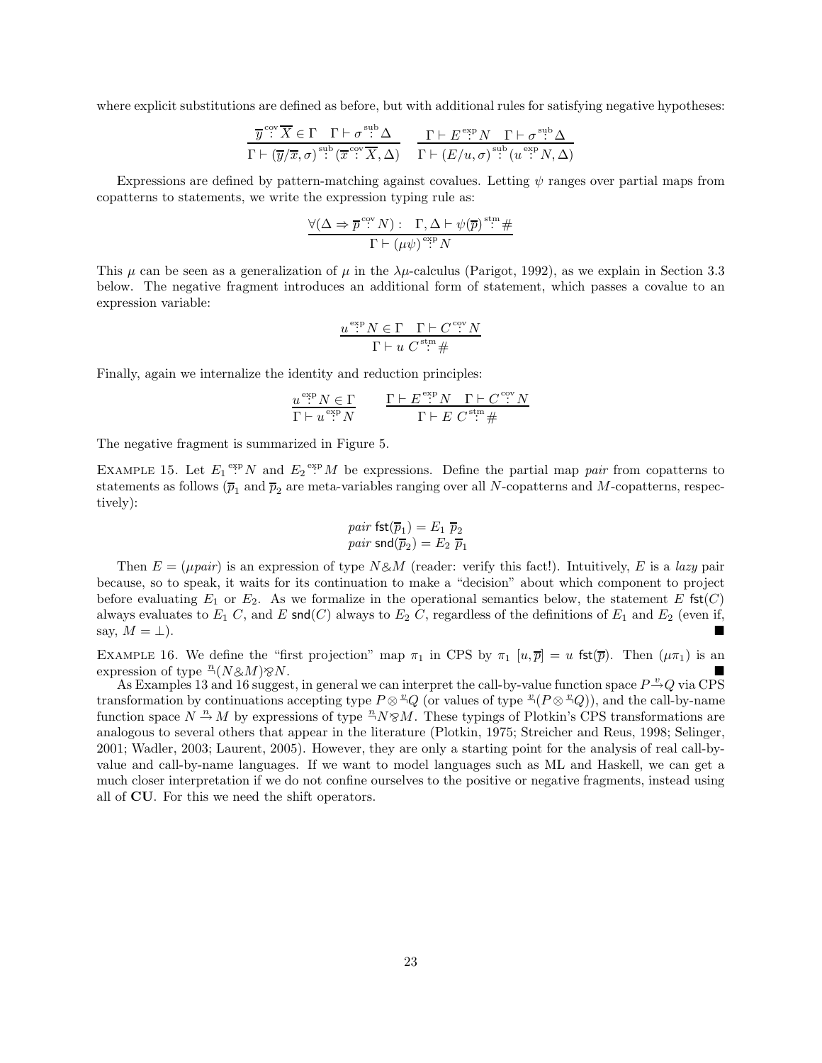where explicit substitutions are defined as before, but with additional rules for satisfying negative hypotheses:

$$\frac{\overline{y} \overset{\text{cov}}{:} \overline{X} \in \Gamma \quad \Gamma \vdash \sigma \overset{\text{sub}}{:} \Delta}{\Gamma \vdash (\overline{y}/\overline{x}, \sigma) \overset{\text{sub}}{:} (\overline{x} \overset{\text{cov}}{:} \overline{X}, \Delta)} \qquad \frac{\Gamma \vdash E \overset{\text{exp}}{:} N \quad \Gamma \vdash \sigma \overset{\text{sub}}{:} \Delta}{\Gamma \vdash (E/u, \sigma) \overset{\text{sub}}{:} (u \overset{\text{exp}}{:} N, \Delta)}$$

Expressions are defined by pattern-matching against covalues. Letting $\psi$ ranges over partial maps from copatterns to statements, we write the expression typing rule as:

$$\frac{\forall(\Delta \Rightarrow \overline{p} \overset{\text{cov}}{:} N): \quad \Gamma, \Delta \vdash \psi(\overline{p}) \overset{\text{stm}}{:} \#}{\Gamma \vdash (\mu\psi) \overset{\text{exp}}{:} N}$$

This $\mu$ can be seen as a generalization of $\mu$ in the $\lambda\mu$-calculus (Parigot, 1992), as we explain in Section 3.3 below. The negative fragment introduces an additional form of statement, which passes a covalue to an expression variable:

$$\frac{u \overset{\text{exp}}{:} N \in \Gamma \quad \Gamma \vdash C \overset{\text{cov}}{:} N}{\Gamma \vdash u\ C \overset{\text{stm}}{:} \#}$$

Finally, again we internalize the identity and reduction principles:

$$\frac{u \overset{\text{exp}}{:} N \in \Gamma}{\Gamma \vdash u \overset{\text{exp}}{:} N} \qquad \frac{\Gamma \vdash E \overset{\text{exp}}{:} N \quad \Gamma \vdash C \overset{\text{cov}}{:} N}{\Gamma \vdash E\ C \overset{\text{stm}}{:} \#}$$

The negative fragment is summarized in Figure 5.

EXAMPLE 15. Let $E_1 \overset{\text{exp}}{:} N$ and $E_2 \overset{\text{exp}}{:} M$ be expressions. Define the partial map *pair* from copatterns to statements as follows ($\overline{p}_1$ and $\overline{p}_2$ are meta-variables ranging over all $N$-copatterns and $M$-copatterns, respectively):

$$\begin{aligned} &pair\ \mathsf{fst}(\overline{p}_1) = E_1\ \overline{p}_2 \\ &pair\ \mathsf{snd}(\overline{p}_2) = E_2\ \overline{p}_1 \end{aligned}$$

Then $E = (\mu pair)$ is an expression of type $N \& M$ (reader: verify this fact!). Intuitively, $E$ is a *lazy* pair because, so to speak, it waits for its continuation to make a "decision" about which component to project before evaluating $E_1$ or $E_2$. As we formalize in the operational semantics below, the statement $E\ \mathsf{fst}(C)$ always evaluates to $E_1\ C$, and $E\ \mathsf{snd}(C)$ always to $E_2\ C$, regardless of the definitions of $E_1$ and $E_2$ (even if, say, $M = \bot$). ■

EXAMPLE 16. We define the "first projection" map $\pi_1$ in CPS by $\pi_1\ [u, \overline{p}] = u\ \mathsf{fst}(\overline{p})$. Then $(\mu\pi_1)$ is an expression of type $\overset{n}{\neg}(N \& M) \parr N$. ■

As Examples 13 and 16 suggest, in general we can interpret the call-by-value function space $P \overset{v}{\to} Q$ via CPS transformation by continuations accepting type $P \otimes \overset{v}{\neg} Q$ (or values of type $\overset{v}{\neg}(P \otimes \overset{v}{\neg} Q)$), and the call-by-name function space $N \overset{n}{\to} M$ by expressions of type $\overset{n}{\neg} N \parr M$. These typings of Plotkin's CPS transformations are analogous to several others that appear in the literature (Plotkin, 1975; Streicher and Reus, 1998; Selinger, 2001; Wadler, 2003; Laurent, 2005). However, they are only a starting point for the analysis of real call-by-value and call-by-name languages. If we want to model languages such as ML and Haskell, we can get a much closer interpretation if we do not confine ourselves to the positive or negative fragments, instead using all of **CU**. For this we need the shift operators.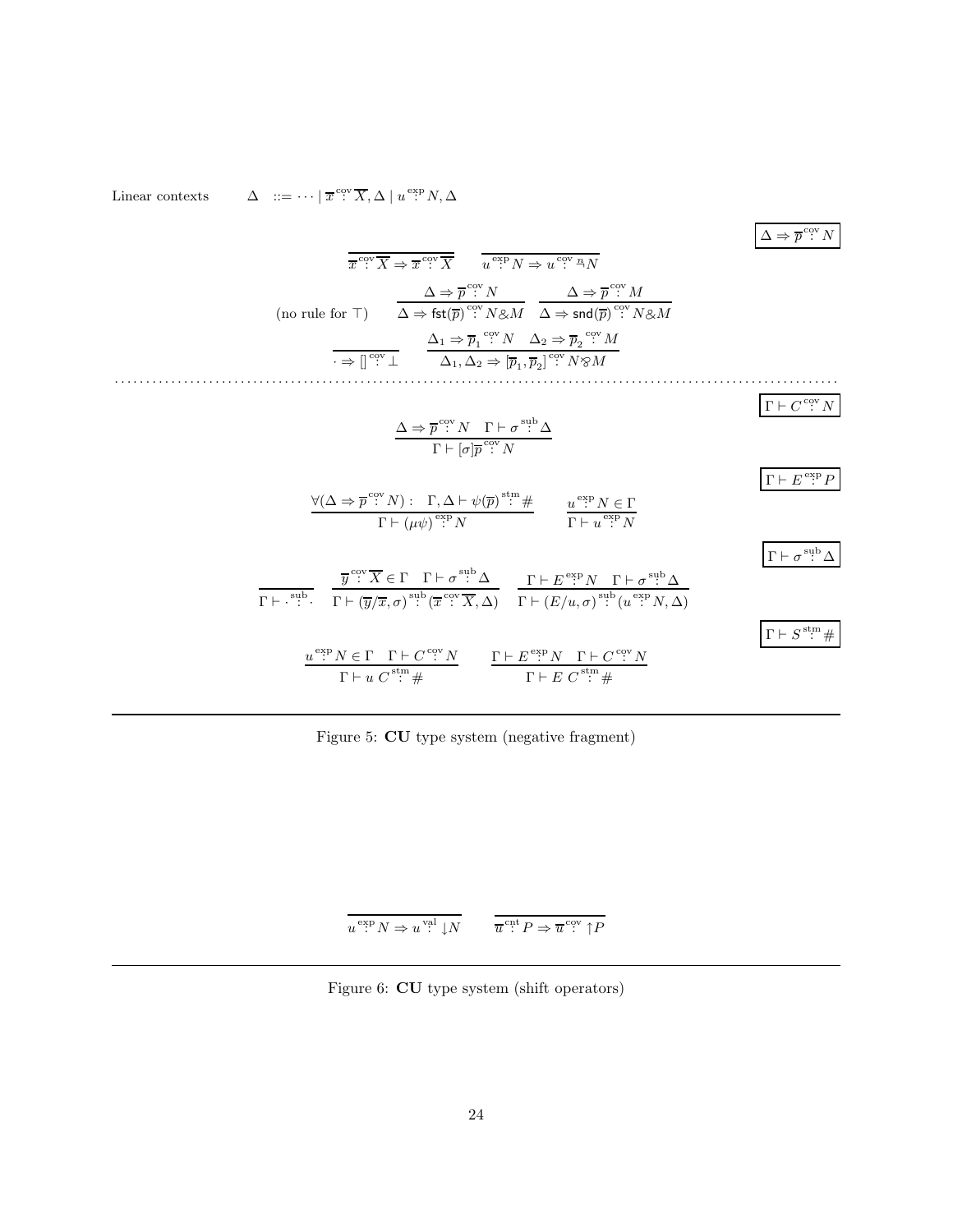Linear contexts $\quad \Delta \quad ::= \cdots \mid \overline{x} \overset{\text{cov}}{:} \overline{X}, \Delta \mid u \overset{\text{exp}}{:} N, \Delta$

$$\boxed{\Delta \Rightarrow \overline{p} \overset{\text{cov}}{:} N}$$

$$\frac{}{\overline{x} \overset{\text{cov}}{:} \overline{X} \Rightarrow \overline{x} \overset{\text{cov}}{:} \overline{X}} \qquad \frac{}{u \overset{\text{exp}}{:} N \Rightarrow u \overset{\text{cov}}{:} \neg N}$$

$$\text{(no rule for } \top) \qquad \frac{\Delta \Rightarrow \overline{p} \overset{\text{cov}}{:} N}{\Delta \Rightarrow \mathsf{fst}(\overline{p}) \overset{\text{cov}}{:} N \& M} \quad \frac{\Delta \Rightarrow \overline{p} \overset{\text{cov}}{:} M}{\Delta \Rightarrow \mathsf{snd}(\overline{p}) \overset{\text{cov}}{:} N \& M}$$

$$\frac{}{\cdot \Rightarrow [] \overset{\text{cov}}{:} \bot} \qquad \frac{\Delta_1 \Rightarrow \overline{p}_1 \overset{\text{cov}}{:} N \quad \Delta_2 \Rightarrow \overline{p}_2 \overset{\text{cov}}{:} M}{\Delta_1, \Delta_2 \Rightarrow [\overline{p}_1, \overline{p}_2] \overset{\text{cov}}{:} N \invamp M}$$

$$\boxed{\Gamma \vdash C \overset{\text{cov}}{:} N}$$

$$\frac{\Delta \Rightarrow \overline{p} \overset{\text{cov}}{:} N \quad \Gamma \vdash \sigma \overset{\text{sub}}{:} \Delta}{\Gamma \vdash [\sigma]\overline{p} \overset{\text{cov}}{:} N}$$

$$\boxed{\Gamma \vdash E \overset{\text{exp}}{:} P}$$

$$\frac{\forall (\Delta \Rightarrow \overline{p} \overset{\text{cov}}{:} N): \quad \Gamma, \Delta \vdash \psi(\overline{p}) \overset{\text{stm}}{:} \#}{\Gamma \vdash (\mu\psi) \overset{\text{exp}}{:} N} \qquad \frac{u \overset{\text{exp}}{:} N \in \Gamma}{\Gamma \vdash u \overset{\text{exp}}{:} N}$$

$$\boxed{\Gamma \vdash \sigma \overset{\text{sub}}{:} \Delta}$$

$$\frac{}{\Gamma \vdash \cdot \overset{\text{sub}}{:} \cdot} \quad \frac{\overline{y} \overset{\text{cov}}{:} \overline{X} \in \Gamma \quad \Gamma \vdash \sigma \overset{\text{sub}}{:} \Delta}{\Gamma \vdash (\overline{y}/\overline{x}, \sigma) \overset{\text{sub}}{:} (\overline{x} \overset{\text{cov}}{:} \overline{X}, \Delta)} \quad \frac{\Gamma \vdash E \overset{\text{exp}}{:} N \quad \Gamma \vdash \sigma \overset{\text{sub}}{:} \Delta}{\Gamma \vdash (E/u, \sigma) \overset{\text{sub}}{:} (u \overset{\text{exp}}{:} N, \Delta)}$$

$$\boxed{\Gamma \vdash S \overset{\text{stm}}{:} \#}$$

$$\frac{u \overset{\text{exp}}{:} N \in \Gamma \quad \Gamma \vdash C \overset{\text{cov}}{:} N}{\Gamma \vdash u\ C \overset{\text{stm}}{:} \#} \qquad \frac{\Gamma \vdash E \overset{\text{exp}}{:} N \quad \Gamma \vdash C \overset{\text{cov}}{:} N}{\Gamma \vdash E\ C \overset{\text{stm}}{:} \#}$$

Figure 5: **CU** type system (negative fragment)

$$\frac{}{u \overset{\text{exp}}{:} N \Rightarrow u \overset{\text{val}}{:} \downarrow N} \qquad \frac{}{\overline{u} \overset{\text{cnt}}{:} P \Rightarrow \overline{u} \overset{\text{cov}}{:} \uparrow P}$$

Figure 6: **CU** type system (shift operators)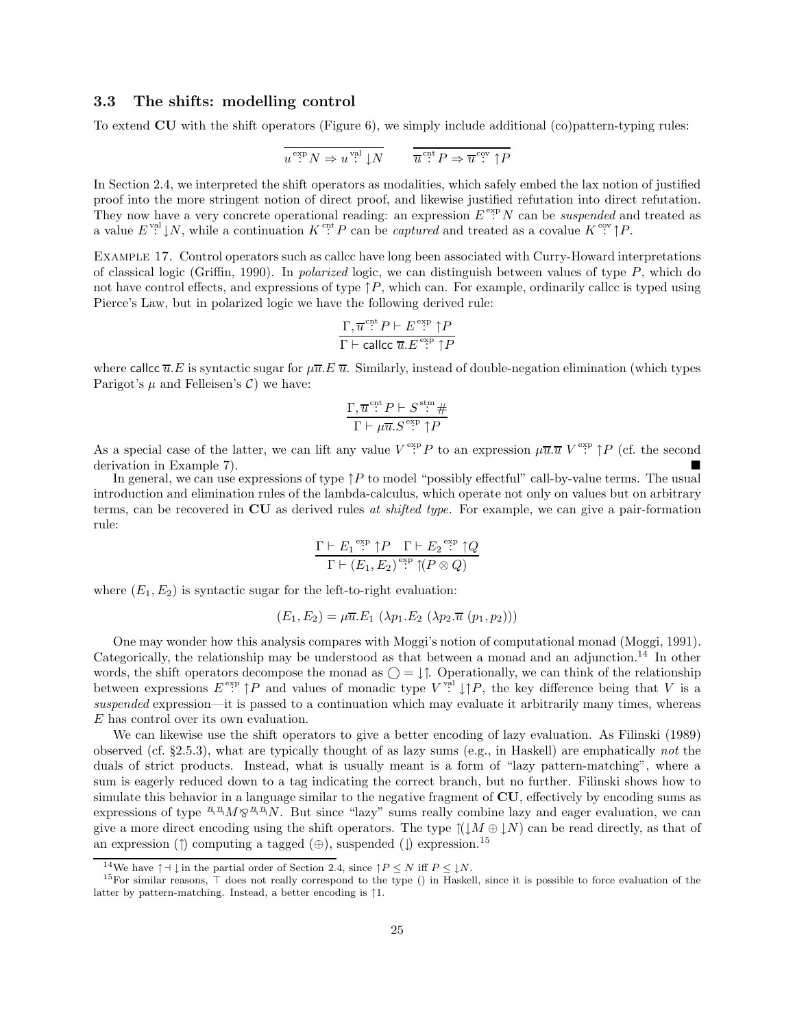### 3.3 The shifts: modelling control

To extend **CU** with the shift operators (Figure 6), we simply include additional (co)pattern-typing rules:

$$\frac{}{u \overset{\text{exp}}{:} N \Rightarrow u \overset{\text{val}}{:} \downarrow N} \qquad \frac{}{\overline{u} \overset{\text{cnt}}{:} P \Rightarrow \overline{u} \overset{\text{cov}}{:} \uparrow P}$$

In Section 2.4, we interpreted the shift operators as modalities, which safely embed the lax notion of justified proof into the more stringent notion of direct proof, and likewise justified refutation into direct refutation. They now have a very concrete operational reading: an expression $E \overset{\text{exp}}{:} N$ can be *suspended* and treated as a value $E \overset{\text{val}}{:} \downarrow N$, while a continuation $K \overset{\text{cnt}}{:} P$ can be *captured* and treated as a covalue $K \overset{\text{cov}}{:} \uparrow P$.

Example 17. Control operators such as callcc have long been associated with Curry-Howard interpretations of classical logic (Griffin, 1990). In *polarized* logic, we can distinguish between values of type $P$, which do not have control effects, and expressions of type $\uparrow P$, which can. For example, ordinarily callcc is typed using Pierce's Law, but in polarized logic we have the following derived rule:

$$\frac{\Gamma, \overline{u} \overset{\text{cnt}}{:} P \vdash E \overset{\text{exp}}{:} \uparrow P}{\Gamma \vdash \mathsf{callcc}\ \overline{u}.E \overset{\text{exp}}{:} \uparrow P}$$

where $\mathsf{callcc}\ \overline{u}.E$ is syntactic sugar for $\mu\overline{u}.E\ \overline{u}$. Similarly, instead of double-negation elimination (which types Parigot's $\mu$ and Felleisen's $\mathcal{C}$) we have:

$$\frac{\Gamma, \overline{u} \overset{\text{cnt}}{:} P \vdash S \overset{\text{stm}}{:} \#}{\Gamma \vdash \mu\overline{u}.S \overset{\text{exp}}{:} \uparrow P}$$

As a special case of the latter, we can lift any value $V \overset{\text{exp}}{:} P$ to an expression $\mu\overline{u}.\overline{u}\ V \overset{\text{exp}}{:} \uparrow P$ (cf. the second derivation in Example 7). ■

In general, we can use expressions of type $\uparrow P$ to model "possibly effectful" call-by-value terms. The usual introduction and elimination rules of the lambda-calculus, which operate not only on values but on arbitrary terms, can be recovered in **CU** as derived rules *at shifted type*. For example, we can give a pair-formation rule:

$$\frac{\Gamma \vdash E_1 \overset{\text{exp}}{:} \uparrow P \quad \Gamma \vdash E_2 \overset{\text{exp}}{:} \uparrow Q}{\Gamma \vdash (E_1, E_2) \overset{\text{exp}}{:} \uparrow(P \otimes Q)}$$

where $(E_1, E_2)$ is syntactic sugar for the left-to-right evaluation:

$$(E_1, E_2) = \mu\overline{u}.E_1\ (\lambda p_1.E_2\ (\lambda p_2.\overline{u}\ (p_1, p_2)))$$

One may wonder how this analysis compares with Moggi's notion of computational monad (Moggi, 1991). Categorically, the relationship may be understood as that between a monad and an adjunction.[14] In other words, the shift operators decompose the monad as $\bigcirc = \downarrow\uparrow$. Operationally, we can think of the relationship between expressions $E \overset{\text{exp}}{:} \uparrow P$ and values of monadic type $V \overset{\text{val}}{:} \downarrow\uparrow P$, the key difference being that $V$ is a *suspended* expression—it is passed to a continuation which may evaluate it arbitrarily many times, whereas $E$ has control over its own evaluation.

We can likewise use the shift operators to give a better encoding of lazy evaluation. As Filinski (1989) observed (cf. §2.5.3), what are typically thought of as lazy sums (e.g., in Haskell) are emphatically *not* the duals of strict products. Instead, what is usually meant is a form of "lazy pattern-matching", where a sum is eagerly reduced down to a tag indicating the correct branch, but no further. Filinski shows how to simulate this behavior in a language similar to the negative fragment of **CU**, effectively by encoding sums as expressions of type ${}^{n}\!\neg{}^{n}\!\neg M \mathbin{\otimes} {}^{n}\!\neg{}^{n}\!\neg N$. But since "lazy" sums really combine lazy and eager evaluation, we can give a more direct encoding using the shift operators. The type $\uparrow(\downarrow M \oplus \downarrow N)$ can be read directly, as that of an expression ($\uparrow$) computing a tagged ($\oplus$), suspended ($\downarrow$) expression.[15]

---

[14] We have $\uparrow \dashv \downarrow$ in the partial order of Section 2.4, since $\uparrow P \leq N$ iff $P \leq \downarrow N$.

[15] For similar reasons, $\top$ does not really correspond to the type () in Haskell, since it is possible to force evaluation of the latter by pattern-matching. Instead, a better encoding is $\uparrow 1$.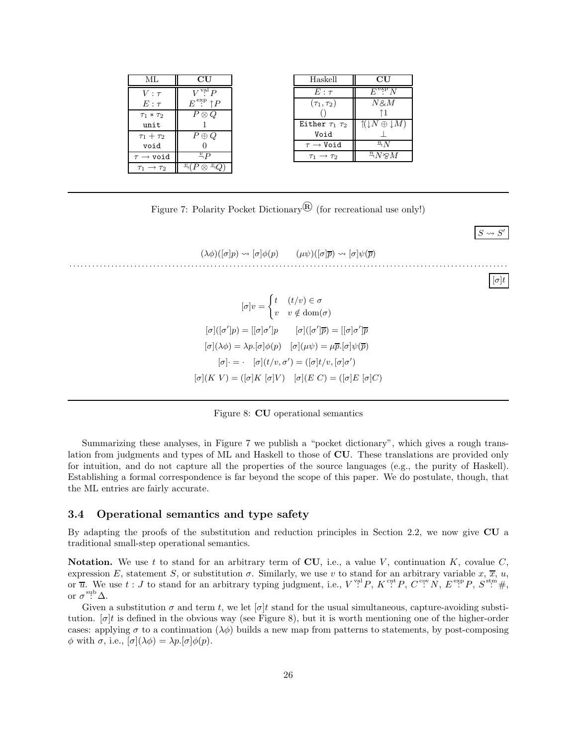| ML | **CU** |
|---|---|
| $V : \tau$ | $V \overset{\text{val}}{:} P$ |
| $E : \tau$ | $E \overset{\text{exp}}{:} \uparrow P$ |
| $\tau_1 * \tau_2$ | $P \otimes Q$ |
| `unit` | $1$ |
| $\tau_1 + \tau_2$ | $P \oplus Q$ |
| `void` | $0$ |
| $\tau \rightarrow$ `void` | $\overset{v}{\neg} P$ |
| $\tau_1 \rightarrow \tau_2$ | $\overset{v}{\neg}(P \otimes \overset{v}{\neg} Q)$ |

| Haskell | **CU** |
|---|---|
| $E : \tau$ | $E \overset{\text{exp}}{:} N$ |
| $(\tau_1, \tau_2)$ | $N \& M$ |
| $()$ | $\uparrow 1$ |
| `Either` $\tau_1\ \tau_2$ | $\uparrow(\downarrow N \oplus \downarrow M)$ |
| `Void` | $\bot$ |
| $\tau \rightarrow$ `Void` | $\overset{n}{\neg} N$ |
| $\tau_1 \rightarrow \tau_2$ | $\overset{n}{\neg} N \otimes M$ |

Figure 7: Polarity Pocket Dictionary® (for recreational use only!)

$\boxed{S \rightsquigarrow S'}$

$$(\lambda\phi)([\sigma]p) \rightsquigarrow [\sigma]\phi(p) \qquad (\mu\psi)([\sigma]\overline{p}) \rightsquigarrow [\sigma]\psi(\overline{p})$$

$\boxed{[\sigma]t}$

$$[\sigma]v = \begin{cases} t & (t/v) \in \sigma \\ v & v \notin \text{dom}(\sigma) \end{cases}$$

$$[\sigma]([\sigma']p) = [[\sigma]\sigma']p \qquad [\sigma]([\sigma']\overline{p}) = [[\sigma]\sigma']\overline{p}$$

$$[\sigma](\lambda\phi) = \lambda p.[\sigma]\phi(p) \quad [\sigma](\mu\psi) = \mu\overline{p}.[\sigma]\psi(\overline{p})$$

$$[\sigma]\cdot = \cdot \quad [\sigma](t/v, \sigma') = ([\sigma]t/v, [\sigma]\sigma')$$

$$[\sigma](K\ V) = ([\sigma]K\ [\sigma]V) \quad [\sigma](E\ C) = ([\sigma]E\ [\sigma]C)$$

Figure 8: **CU** operational semantics

Summarizing these analyses, in Figure 7 we publish a "pocket dictionary", which gives a rough translation from judgments and types of ML and Haskell to those of **CU**. These translations are provided only for intuition, and do not capture all the properties of the source languages (e.g., the purity of Haskell). Establishing a formal correspondence is far beyond the scope of this paper. We do postulate, though, that the ML entries are fairly accurate.

### 3.4 Operational semantics and type safety

By adapting the proofs of the substitution and reduction principles in Section 2.2, we now give **CU** a traditional small-step operational semantics.

**Notation.** We use $t$ to stand for an arbitrary term of **CU**, i.e., a value $V$, continuation $K$, covalue $C$, expression $E$, statement $S$, or substitution $\sigma$. Similarly, we use $v$ to stand for an arbitrary variable $x$, $\overline{x}$, $u$, or $\overline{u}$. We use $t : J$ to stand for an arbitrary typing judgment, i.e., $V \overset{\text{val}}{:} P$, $K \overset{\text{cnt}}{:} P$, $C \overset{\text{cov}}{:} N$, $E \overset{\text{exp}}{:} P$, $S \overset{\text{stm}}{:} \#$, or $\sigma \overset{\text{sub}}{:} \Delta$.

Given a substitution $\sigma$ and term $t$, we let $[\sigma]t$ stand for the usual simultaneous, capture-avoiding substitution. $[\sigma]t$ is defined in the obvious way (see Figure 8), but it is worth mentioning one of the higher-order cases: applying $\sigma$ to a continuation $(\lambda\phi)$ builds a new map from patterns to statements, by post-composing $\phi$ with $\sigma$, i.e., $[\sigma](\lambda\phi) = \lambda p.[\sigma]\phi(p)$.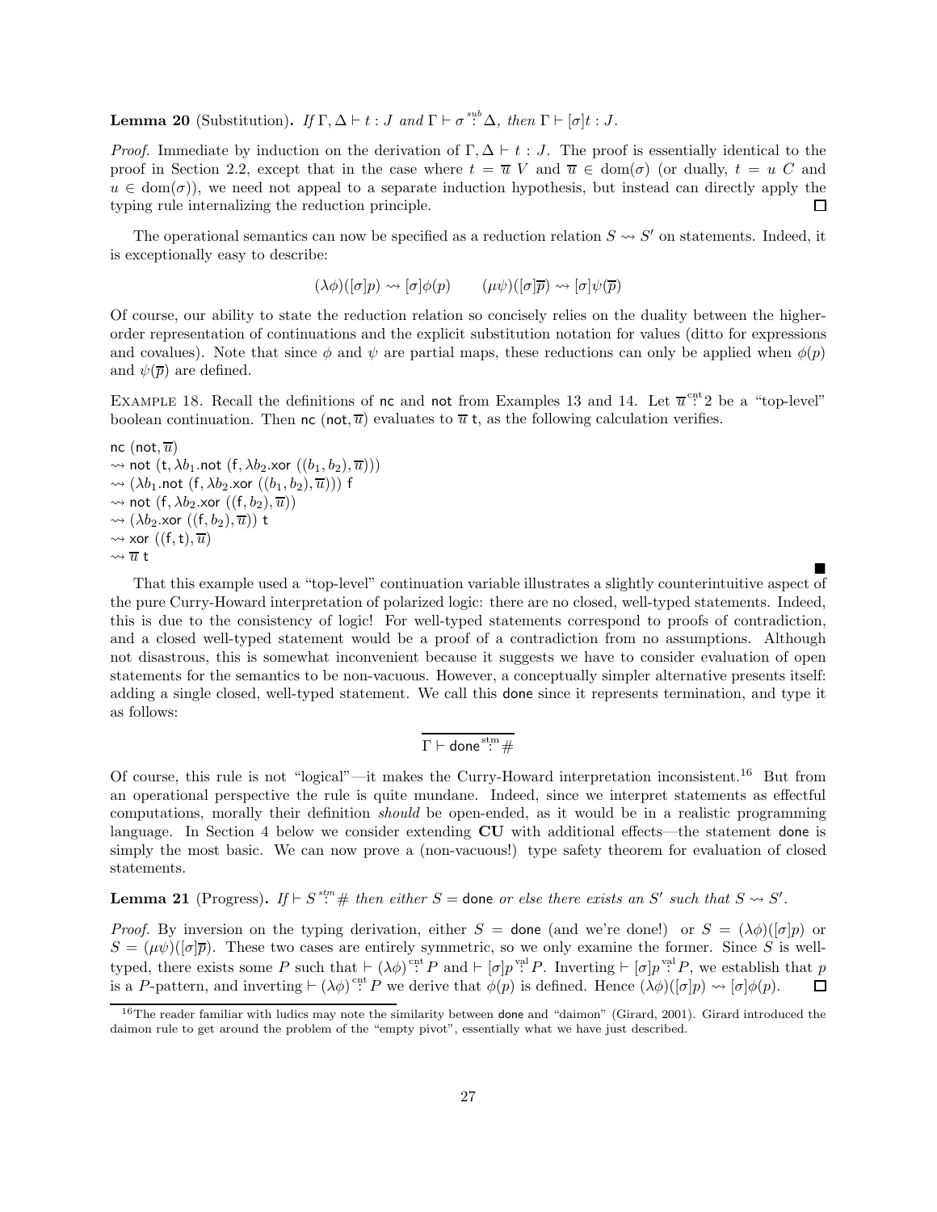**Lemma 20** (Substitution)**.** *If* $\Gamma, \Delta \vdash t : J$ *and* $\Gamma \vdash \sigma \overset{sub}{:} \Delta$*, then* $\Gamma \vdash [\sigma]t : J$.

*Proof.* Immediate by induction on the derivation of $\Gamma, \Delta \vdash t : J$. The proof is essentially identical to the proof in Section 2.2, except that in the case where $t = \overline{u}\ V$ and $\overline{u} \in \mathrm{dom}(\sigma)$ (or dually, $t = u\ C$ and $u \in \mathrm{dom}(\sigma)$), we need not appeal to a separate induction hypothesis, but instead can directly apply the typing rule internalizing the reduction principle. □

The operational semantics can now be specified as a reduction relation $S \rightsquigarrow S'$ on statements. Indeed, it is exceptionally easy to describe:

$$(\lambda\phi)([\sigma]p) \rightsquigarrow [\sigma]\phi(p) \qquad (\mu\psi)([\sigma]\overline{p}) \rightsquigarrow [\sigma]\psi(\overline{p})$$

Of course, our ability to state the reduction relation so concisely relies on the duality between the higher-order representation of continuations and the explicit substitution notation for values (ditto for expressions and covalues). Note that since $\phi$ and $\psi$ are partial maps, these reductions can only be applied when $\phi(p)$ and $\psi(\overline{p})$ are defined.

Example 18. Recall the definitions of nc and not from Examples 13 and 14. Let $\overline{u} \overset{\mathrm{cnt}}{:} 2$ be a "top-level" boolean continuation. Then nc $(\mathsf{not}, \overline{u})$ evaluates to $\overline{u}$ t, as the following calculation verifies.

nc $(\mathsf{not}, \overline{u})$
$\rightsquigarrow$ not $(\mathsf{t}, \lambda b_1.\mathsf{not}\ (\mathsf{f}, \lambda b_2.\mathsf{xor}\ ((b_1, b_2), \overline{u})))$
$\rightsquigarrow (\lambda b_1.\mathsf{not}\ (\mathsf{f}, \lambda b_2.\mathsf{xor}\ ((b_1, b_2), \overline{u})))$ f
$\rightsquigarrow$ not $(\mathsf{f}, \lambda b_2.\mathsf{xor}\ ((\mathsf{f}, b_2), \overline{u}))$
$\rightsquigarrow (\lambda b_2.\mathsf{xor}\ ((\mathsf{f}, b_2), \overline{u}))$ t
$\rightsquigarrow$ xor $((\mathsf{f}, \mathsf{t}), \overline{u})$
$\rightsquigarrow \overline{u}$ t

■

That this example used a "top-level" continuation variable illustrates a slightly counterintuitive aspect of the pure Curry-Howard interpretation of polarized logic: there are no closed, well-typed statements. Indeed, this is due to the consistency of logic! For well-typed statements correspond to proofs of contradiction, and a closed well-typed statement would be a proof of a contradiction from no assumptions. Although not disastrous, this is somewhat inconvenient because it suggests we have to consider evaluation of open statements for the semantics to be non-vacuous. However, a conceptually simpler alternative presents itself: adding a single closed, well-typed statement. We call this done since it represents termination, and type it as follows:

$$\overline{\Gamma \vdash \mathsf{done} \overset{\mathrm{stm}}{:} \#}$$

Of course, this rule is not "logical"—it makes the Curry-Howard interpretation inconsistent.[16] But from an operational perspective the rule is quite mundane. Indeed, since we interpret statements as effectful computations, morally their definition *should* be open-ended, as it would be in a realistic programming language. In Section 4 below we consider extending **CU** with additional effects—the statement done is simply the most basic. We can now prove a (non-vacuous!) type safety theorem for evaluation of closed statements.

**Lemma 21** (Progress)**.** *If* $\vdash S \overset{stm}{:} \#$ *then either* $S =$ done *or else there exists an* $S'$ *such that* $S \rightsquigarrow S'$.

*Proof.* By inversion on the typing derivation, either $S =$ done (and we're done!) or $S = (\lambda\phi)([\sigma]p)$ or $S = (\mu\psi)([\sigma]\overline{p})$. These two cases are entirely symmetric, so we only examine the former. Since $S$ is well-typed, there exists some $P$ such that $\vdash (\lambda\phi) \overset{\mathrm{cnt}}{:} P$ and $\vdash [\sigma]p \overset{\mathrm{val}}{:} P$. Inverting $\vdash [\sigma]p \overset{\mathrm{val}}{:} P$, we establish that $p$ is a $P$-pattern, and inverting $\vdash (\lambda\phi) \overset{\mathrm{cnt}}{:} P$ we derive that $\phi(p)$ is defined. Hence $(\lambda\phi)([\sigma]p) \rightsquigarrow [\sigma]\phi(p)$. □

[16] The reader familiar with ludics may note the similarity between done and "daimon" (Girard, 2001). Girard introduced the daimon rule to get around the problem of the "empty pivot", essentially what we have just described.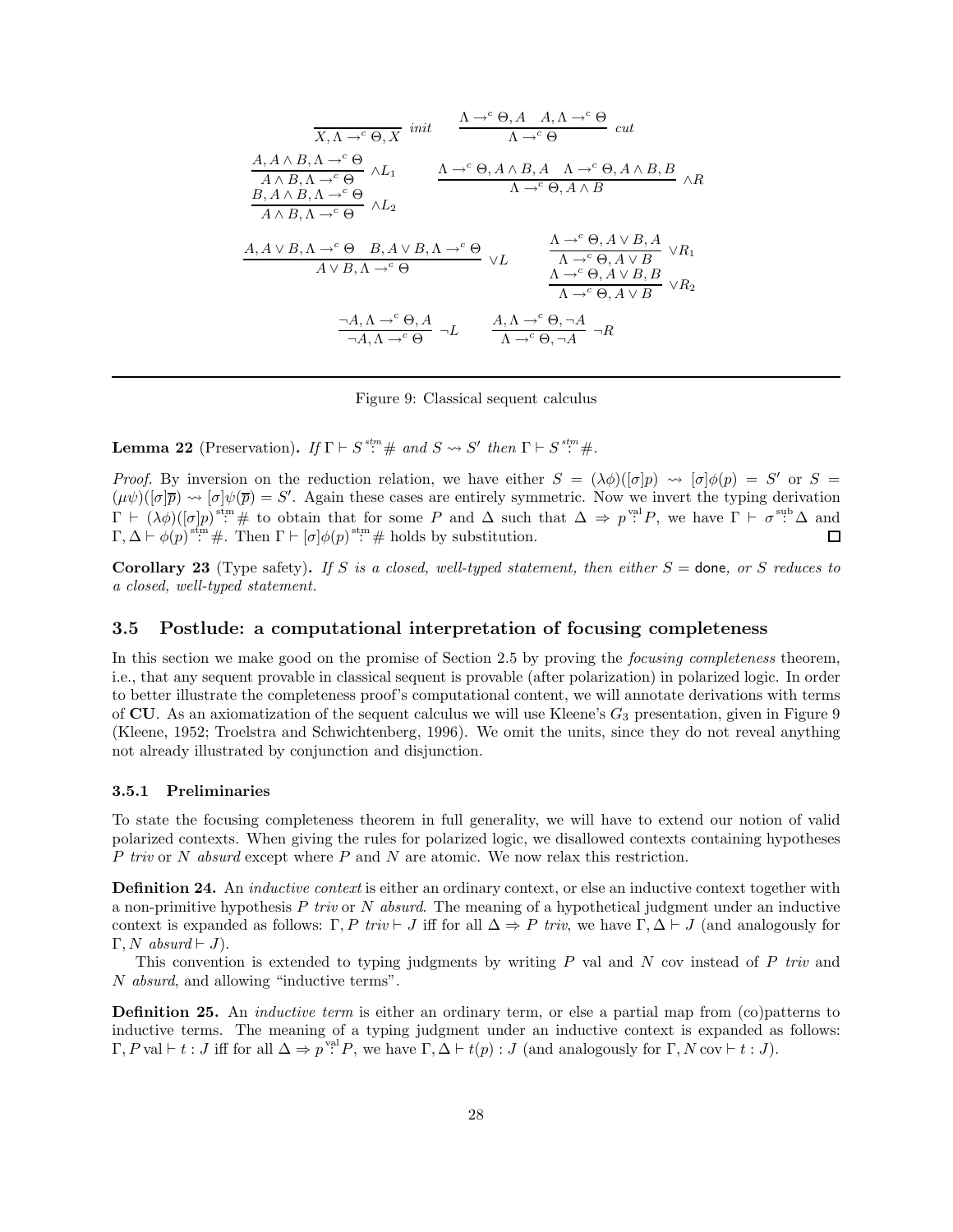$$\frac{}{X, \Lambda \rightarrow^c \Theta, X}\ init \qquad \frac{\Lambda \rightarrow^c \Theta, A \quad A, \Lambda \rightarrow^c \Theta}{\Lambda \rightarrow^c \Theta}\ cut$$

$$\frac{A, A \wedge B, \Lambda \rightarrow^c \Theta}{A \wedge B, \Lambda \rightarrow^c \Theta}\ \wedge L_1 \qquad \frac{\Lambda \rightarrow^c \Theta, A \wedge B, A \quad \Lambda \rightarrow^c \Theta, A \wedge B, B}{\Lambda \rightarrow^c \Theta, A \wedge B}\ \wedge R$$

$$\frac{B, A \wedge B, \Lambda \rightarrow^c \Theta}{A \wedge B, \Lambda \rightarrow^c \Theta}\ \wedge L_2$$

$$\frac{A, A \vee B, \Lambda \rightarrow^c \Theta \quad B, A \vee B, \Lambda \rightarrow^c \Theta}{A \vee B, \Lambda \rightarrow^c \Theta}\ \vee L \qquad \frac{\Lambda \rightarrow^c \Theta, A \vee B, A}{\Lambda \rightarrow^c \Theta, A \vee B}\ \vee R_1$$

$$\frac{\Lambda \rightarrow^c \Theta, A \vee B, B}{\Lambda \rightarrow^c \Theta, A \vee B}\ \vee R_2$$

$$\frac{\neg A, \Lambda \rightarrow^c \Theta, A}{\neg A, \Lambda \rightarrow^c \Theta}\ \neg L \qquad \frac{A, \Lambda \rightarrow^c \Theta, \neg A}{\Lambda \rightarrow^c \Theta, \neg A}\ \neg R$$

Figure 9: Classical sequent calculus

**Lemma 22** (Preservation)**.** *If $\Gamma \vdash S \overset{stm}{:} \#$ and $S \leadsto S'$ then $\Gamma \vdash S \overset{stm}{:} \#$.*

*Proof.* By inversion on the reduction relation, we have either $S = (\lambda\phi)([\sigma]p) \leadsto [\sigma]\phi(p) = S'$ or $S = (\mu\psi)([\sigma]\overline{p}) \leadsto [\sigma]\psi(\overline{p}) = S'$. Again these cases are entirely symmetric. Now we invert the typing derivation $\Gamma \vdash (\lambda\phi)([\sigma]p) \overset{\text{stm}}{:} \#$ to obtain that for some $P$ and $\Delta$ such that $\Delta \Rightarrow p \overset{\text{val}}{:} P$, we have $\Gamma \vdash \sigma \overset{\text{sub}}{:} \Delta$ and $\Gamma, \Delta \vdash \phi(p) \overset{\text{stm}}{:} \#$. Then $\Gamma \vdash [\sigma]\phi(p) \overset{\text{stm}}{:} \#$ holds by substitution. ∎

**Corollary 23** (Type safety)**.** *If $S$ is a closed, well-typed statement, then either $S =$ done, or $S$ reduces to a closed, well-typed statement.*

## 3.5 Postlude: a computational interpretation of focusing completeness

In this section we make good on the promise of Section 2.5 by proving the *focusing completeness* theorem, i.e., that any sequent provable in classical sequent is provable (after polarization) in polarized logic. In order to better illustrate the completeness proof's computational content, we will annotate derivations with terms of **CU**. As an axiomatization of the sequent calculus we will use Kleene's $G_3$ presentation, given in Figure 9 (Kleene, 1952; Troelstra and Schwichtenberg, 1996). We omit the units, since they do not reveal anything not already illustrated by conjunction and disjunction.

### 3.5.1 Preliminaries

To state the focusing completeness theorem in full generality, we will have to extend our notion of valid polarized contexts. When giving the rules for polarized logic, we disallowed contexts containing hypotheses $P$ *triv* or $N$ *absurd* except where $P$ and $N$ are atomic. We now relax this restriction.

**Definition 24.** An *inductive context* is either an ordinary context, or else an inductive context together with a non-primitive hypothesis $P$ *triv* or $N$ *absurd*. The meaning of a hypothetical judgment under an inductive context is expanded as follows: $\Gamma, P$ *triv* $\vdash J$ iff for all $\Delta \Rightarrow P$ *triv*, we have $\Gamma, \Delta \vdash J$ (and analogously for $\Gamma, N$ *absurd* $\vdash J$).

This convention is extended to typing judgments by writing $P$ val and $N$ cov instead of $P$ *triv* and $N$ *absurd*, and allowing "inductive terms".

**Definition 25.** An *inductive term* is either an ordinary term, or else a partial map from (co)patterns to inductive terms. The meaning of a typing judgment under an inductive context is expanded as follows: $\Gamma, P \,\text{val} \vdash t : J$ iff for all $\Delta \Rightarrow p \overset{\text{val}}{:} P$, we have $\Gamma, \Delta \vdash t(p) : J$ (and analogously for $\Gamma, N\,\text{cov} \vdash t : J$).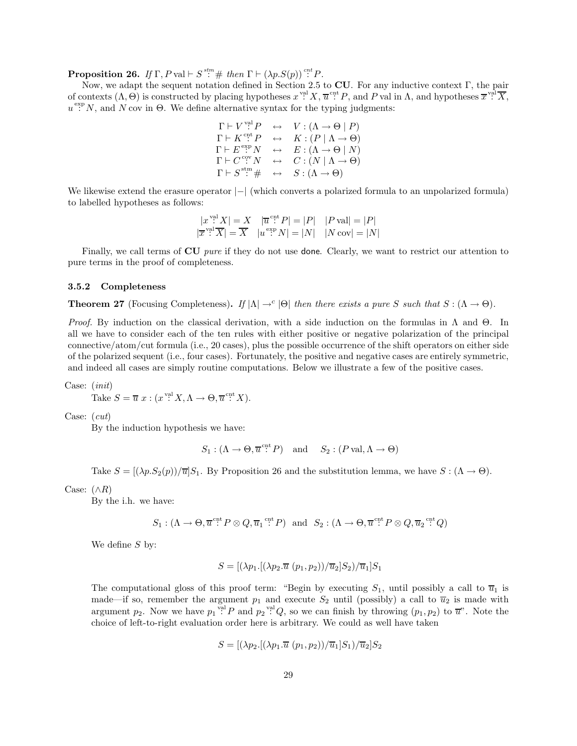**Proposition 26.** *If* $\Gamma, P\,\text{val} \vdash S \overset{stm}{:} \#$ *then* $\Gamma \vdash (\lambda p.S(p)) \overset{cnt}{:} P$.

Now, we adapt the sequent notation defined in Section 2.5 to **CU**. For any inductive context $\Gamma$, the pair of contexts $(\Lambda, \Theta)$ is constructed by placing hypotheses $x \overset{\text{val}}{:} X$, $\overline{u} \overset{\text{cnt}}{:} P$, and $P\,\text{val}$ in $\Lambda$, and hypotheses $\overline{x} \overset{\text{val}}{:} \overline{X}$, $u \overset{\text{exp}}{:} N$, and $N\,\text{cov}$ in $\Theta$. We define alternative syntax for the typing judgments:

$$
\begin{array}{rcl}
\Gamma \vdash V \overset{\text{val}}{:} P & \leftrightarrow & V : (\Lambda \to \Theta \mid P) \\
\Gamma \vdash K \overset{\text{cnt}}{:} P & \leftrightarrow & K : (P \mid \Lambda \to \Theta) \\
\Gamma \vdash E \overset{\text{exp}}{:} N & \leftrightarrow & E : (\Lambda \to \Theta \mid N) \\
\Gamma \vdash C \overset{\text{cov}}{:} N & \leftrightarrow & C : (N \mid \Lambda \to \Theta) \\
\Gamma \vdash S \overset{\text{stm}}{:} \# & \leftrightarrow & S : (\Lambda \to \Theta)
\end{array}
$$

We likewise extend the erasure operator $|{-}|$ (which converts a polarized formula to an unpolarized formula) to labelled hypotheses as follows:

$$
\begin{array}{ccc}
|x \overset{\text{val}}{:} X| = X & |\overline{u} \overset{\text{cnt}}{:} P| = |P| & |P\,\text{val}| = |P| \\
|\overline{x} \overset{\text{val}}{:} \overline{X}| = \overline{X} & |u \overset{\text{exp}}{:} N| = |N| & |N\,\text{cov}| = |N|
\end{array}
$$

Finally, we call terms of **CU** *pure* if they do not use done. Clearly, we want to restrict our attention to pure terms in the proof of completeness.

### 3.5.2 Completeness

**Theorem 27** (Focusing Completeness)**.** *If* $|\Lambda| \to^c |\Theta|$ *then there exists a pure* $S$ *such that* $S : (\Lambda \to \Theta)$.

*Proof.* By induction on the classical derivation, with a side induction on the formulas in $\Lambda$ and $\Theta$. In all we have to consider each of the ten rules with either positive or negative polarization of the principal connective/atom/cut formula (i.e., 20 cases), plus the possible occurrence of the shift operators on either side of the polarized sequent (i.e., four cases). Fortunately, the positive and negative cases are entirely symmetric, and indeed all cases are simply routine computations. Below we illustrate a few of the positive cases.

Case: (*init*)

Take $S = \overline{u}\ x : (x \overset{\text{val}}{:} X, \Lambda \to \Theta, \overline{u} \overset{\text{cnt}}{:} X)$.

Case: (*cut*)

By the induction hypothesis we have:

$$S_1 : (\Lambda \to \Theta, \overline{u} \overset{\text{cnt}}{:} P) \quad \text{and} \quad S_2 : (P\,\text{val}, \Lambda \to \Theta)$$

Take $S = [(\lambda p.S_2(p))/\overline{u}]S_1$. By Proposition 26 and the substitution lemma, we have $S : (\Lambda \to \Theta)$.

Case: ($\wedge R$)

By the i.h. we have:

$$S_1 : (\Lambda \to \Theta, \overline{u} \overset{\text{cnt}}{:} P \otimes Q, \overline{u}_1 \overset{\text{cnt}}{:} P) \ \text{ and } \ S_2 : (\Lambda \to \Theta, \overline{u} \overset{\text{cnt}}{:} P \otimes Q, \overline{u}_2 \overset{\text{cnt}}{:} Q)$$

We define $S$ by:

$$S = [(\lambda p_1.[(\lambda p_2.\overline{u}\ (p_1, p_2))/\overline{u}_2]S_2)/\overline{u}_1]S_1$$

The computational gloss of this proof term: "Begin by executing $S_1$, until possibly a call to $\overline{u}_1$ is made—if so, remember the argument $p_1$ and execute $S_2$ until (possibly) a call to $\overline{u}_2$ is made with argument $p_2$. Now we have $p_1 \overset{\text{val}}{:} P$ and $p_2 \overset{\text{val}}{:} Q$, so we can finish by throwing $(p_1, p_2)$ to $\overline{u}$". Note the choice of left-to-right evaluation order here is arbitrary. We could as well have taken

$$S = [(\lambda p_2.[(\lambda p_1.\overline{u}\ (p_1, p_2))/\overline{u}_1]S_1)/\overline{u}_2]S_2$$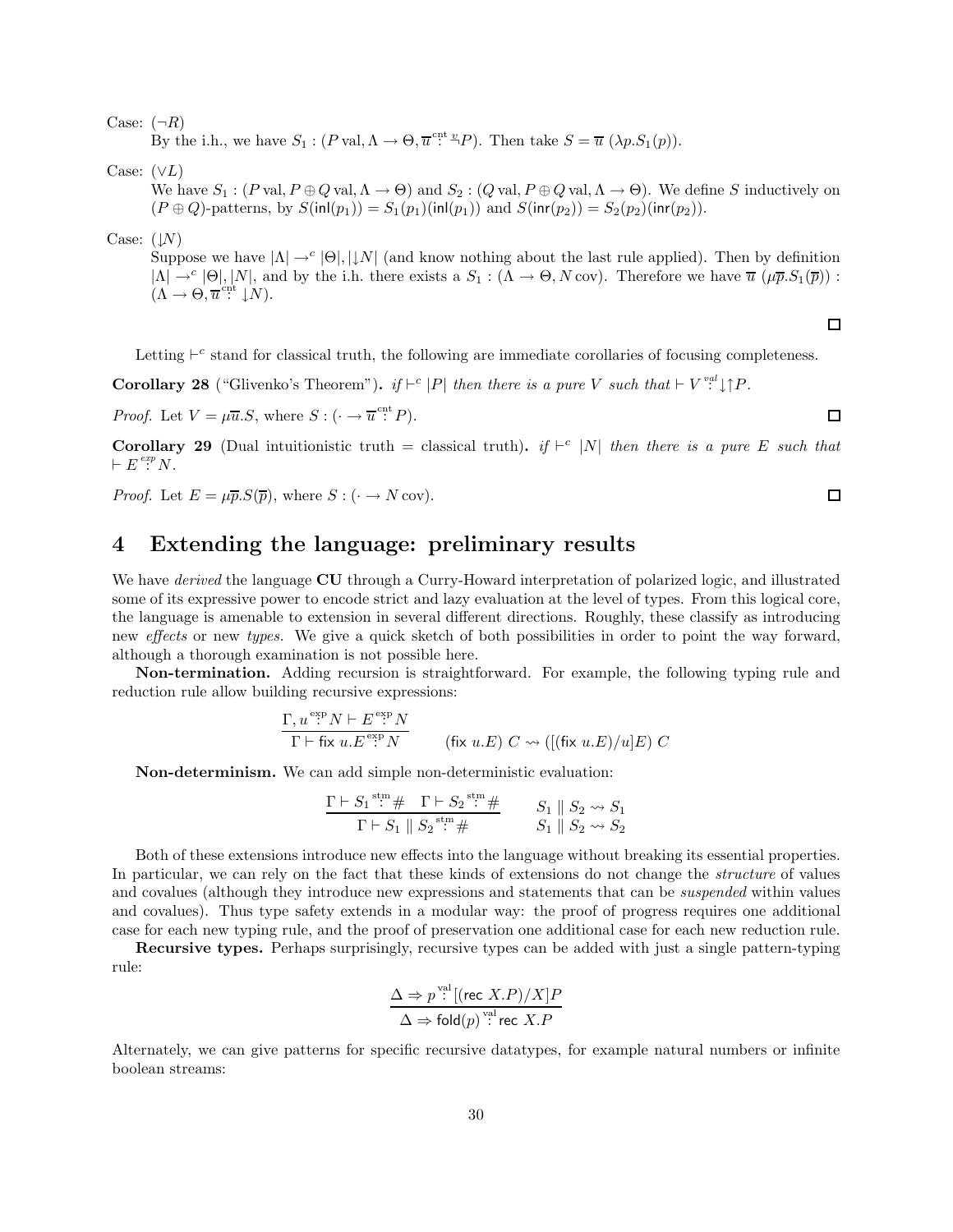Case: $(\neg R)$

By the i.h., we have $S_1 : (P\,\text{val}, \Lambda \to \Theta, \overline{u} \overset{\text{cnt}}{:} \overset{v}{\neg} P)$. Then take $S = \overline{u}\ (\lambda p.S_1(p))$.

Case: $(\vee L)$

We have $S_1 : (P\,\text{val}, P \oplus Q\,\text{val}, \Lambda \to \Theta)$ and $S_2 : (Q\,\text{val}, P \oplus Q\,\text{val}, \Lambda \to \Theta)$. We define $S$ inductively on $(P \oplus Q)$-patterns, by $S(\mathsf{inl}(p_1)) = S_1(p_1)(\mathsf{inl}(p_1))$ and $S(\mathsf{inr}(p_2)) = S_2(p_2)(\mathsf{inr}(p_2))$.

Case: $(\downarrow N)$

Suppose we have $|\Lambda| \to^c |\Theta|, |\downarrow N|$ (and know nothing about the last rule applied). Then by definition $|\Lambda| \to^c |\Theta|, |N|$, and by the i.h. there exists a $S_1 : (\Lambda \to \Theta, N\,\text{cov})$. Therefore we have $\overline{u}\ (\mu\overline{p}.S_1(\overline{p})) : (\Lambda \to \Theta, \overline{u} \overset{\text{cnt}}{:} \downarrow N)$.

□

Letting $\vdash^c$ stand for classical truth, the following are immediate corollaries of focusing completeness.

**Corollary 28** ("Glivenko's Theorem"). *if* $\vdash^c |P|$ *then there is a pure* $V$ *such that* $\vdash V \overset{val}{:} \downarrow\uparrow P$.

*Proof.* Let $V = \mu\overline{u}.S$, where $S : (\cdot \to \overline{u} \overset{\text{cnt}}{:} P)$. □

**Corollary 29** (Dual intuitionistic truth = classical truth). *if* $\vdash^c |N|$ *then there is a pure* $E$ *such that* $\vdash E \overset{exp}{:} N$.

*Proof.* Let $E = \mu\overline{p}.S(\overline{p})$, where $S : (\cdot \to N\,\text{cov})$. □

# 4 Extending the language: preliminary results

We have *derived* the language **CU** through a Curry-Howard interpretation of polarized logic, and illustrated some of its expressive power to encode strict and lazy evaluation at the level of types. From this logical core, the language is amenable to extension in several different directions. Roughly, these classify as introducing new *effects* or new *types.* We give a quick sketch of both possibilities in order to point the way forward, although a thorough examination is not possible here.

**Non-termination.** Adding recursion is straightforward. For example, the following typing rule and reduction rule allow building recursive expressions:

$$\frac{\Gamma, u \overset{\text{exp}}{:} N \vdash E \overset{\text{exp}}{:} N}{\Gamma \vdash \mathsf{fix}\ u.E \overset{\text{exp}}{:} N} \qquad (\mathsf{fix}\ u.E)\ C \rightsquigarrow ([(\mathsf{fix}\ u.E)/u]E)\ C$$

**Non-determinism.** We can add simple non-deterministic evaluation:

$$\frac{\Gamma \vdash S_1 \overset{\text{stm}}{:} \# \quad \Gamma \vdash S_2 \overset{\text{stm}}{:} \#}{\Gamma \vdash S_1 \parallel S_2 \overset{\text{stm}}{:} \#} \qquad \begin{array}{l} S_1 \parallel S_2 \rightsquigarrow S_1 \\ S_1 \parallel S_2 \rightsquigarrow S_2 \end{array}$$

Both of these extensions introduce new effects into the language without breaking its essential properties. In particular, we can rely on the fact that these kinds of extensions do not change the *structure* of values and covalues (although they introduce new expressions and statements that can be *suspended* within values and covalues). Thus type safety extends in a modular way: the proof of progress requires one additional case for each new typing rule, and the proof of preservation one additional case for each new reduction rule.

**Recursive types.** Perhaps surprisingly, recursive types can be added with just a single pattern-typing rule:

$$\frac{\Delta \Rightarrow p \overset{\text{val}}{:} [(\mathsf{rec}\ X.P)/X]P}{\Delta \Rightarrow \mathsf{fold}(p) \overset{\text{val}}{:} \mathsf{rec}\ X.P}$$

Alternately, we can give patterns for specific recursive datatypes, for example natural numbers or infinite boolean streams: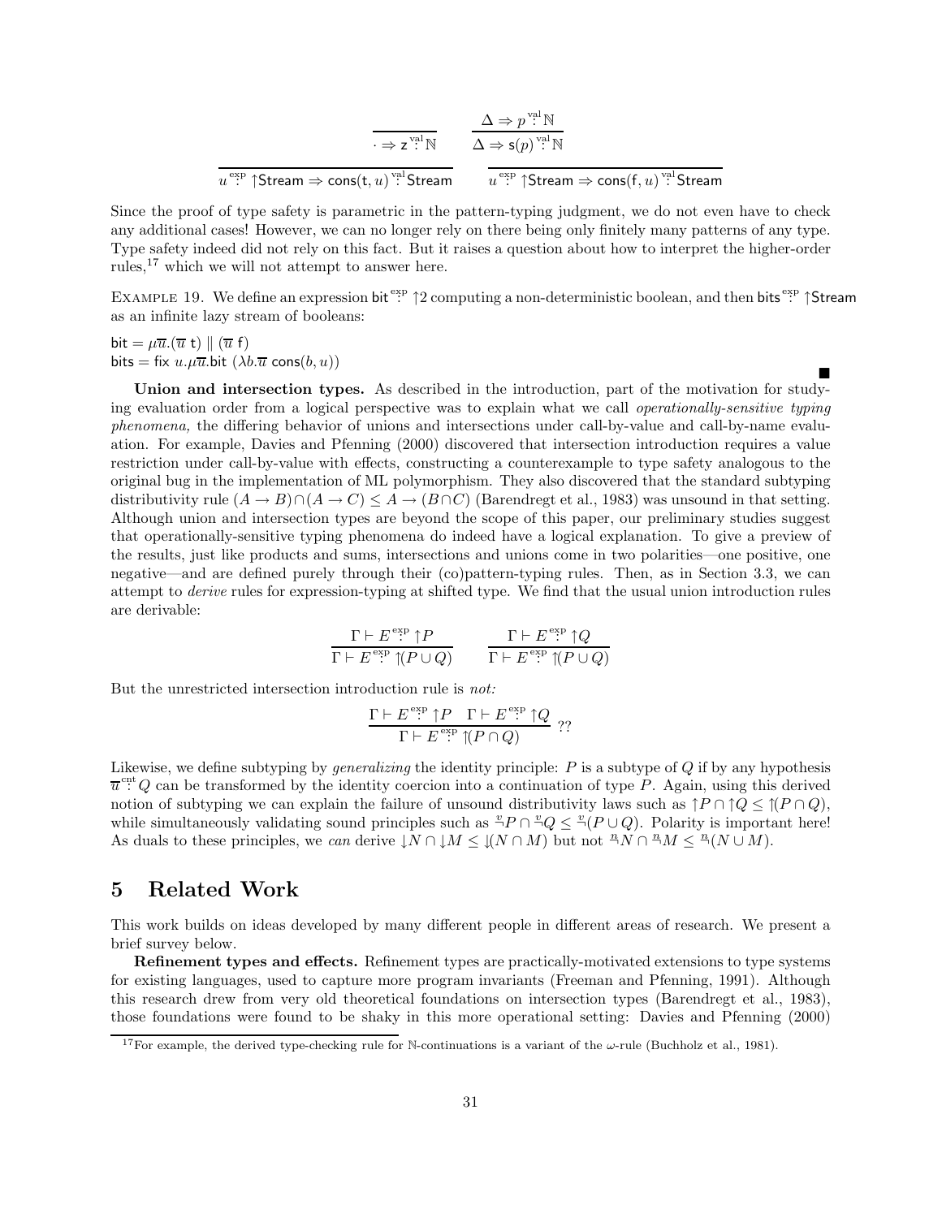$$\dfrac{}{u \overset{\text{exp}}{:} \uparrow\mathsf{Stream} \Rightarrow \mathsf{cons}(\mathsf{t}, u) \overset{\text{val}}{:} \mathsf{Stream}} \qquad \dfrac{}{u \overset{\text{exp}}{:} \uparrow\mathsf{Stream} \Rightarrow \mathsf{cons}(\mathsf{f}, u) \overset{\text{val}}{:} \mathsf{Stream}}$$

$$\dfrac{}{\cdot \Rightarrow \mathsf{z} \overset{\text{val}}{:} \mathbb{N}} \qquad \dfrac{\Delta \Rightarrow p \overset{\text{val}}{:} \mathbb{N}}{\Delta \Rightarrow \mathsf{s}(p) \overset{\text{val}}{:} \mathbb{N}}$$

Since the proof of type safety is parametric in the pattern-typing judgment, we do not even have to check any additional cases! However, we can no longer rely on there being only finitely many patterns of any type. Type safety indeed did not rely on this fact. But it raises a question about how to interpret the higher-order rules,[17] which we will not attempt to answer here.

EXAMPLE 19. We define an expression $\mathsf{bit} \overset{\text{exp}}{:} \uparrow 2$ computing a non-deterministic boolean, and then $\mathsf{bits} \overset{\text{exp}}{:} \uparrow\mathsf{Stream}$ as an infinite lazy stream of booleans:

$\mathsf{bit} = \mu\overline{u}.(\overline{u}\ \mathsf{t}) \parallel (\overline{u}\ \mathsf{f})$
$\mathsf{bits} = \mathsf{fix}\ u.\mu\overline{u}.\mathsf{bit}\ (\lambda b.\overline{u}\ \mathsf{cons}(b, u))$ ■

**Union and intersection types.** As described in the introduction, part of the motivation for studying evaluation order from a logical perspective was to explain what we call *operationally-sensitive typing phenomena,* the differing behavior of unions and intersections under call-by-value and call-by-name evaluation. For example, Davies and Pfenning (2000) discovered that intersection introduction requires a value restriction under call-by-value with effects, constructing a counterexample to type safety analogous to the original bug in the implementation of ML polymorphism. They also discovered that the standard subtyping distributivity rule $(A \to B) \cap (A \to C) \leq A \to (B \cap C)$ (Barendregt et al., 1983) was unsound in that setting. Although union and intersection types are beyond the scope of this paper, our preliminary studies suggest that operationally-sensitive typing phenomena do indeed have a logical explanation. To give a preview of the results, just like products and sums, intersections and unions come in two polarities—one positive, one negative—and are defined purely through their (co)pattern-typing rules. Then, as in Section 3.3, we can attempt to *derive* rules for expression-typing at shifted type. We find that the usual union introduction rules are derivable:

$$\dfrac{\Gamma \vdash E \overset{\text{exp}}{:} \uparrow P}{\Gamma \vdash E \overset{\text{exp}}{:} \Uparrow(P \cup Q)} \qquad \dfrac{\Gamma \vdash E \overset{\text{exp}}{:} \uparrow Q}{\Gamma \vdash E \overset{\text{exp}}{:} \Uparrow(P \cup Q)}$$

But the unrestricted intersection introduction rule is *not:*

$$\dfrac{\Gamma \vdash E \overset{\text{exp}}{:} \uparrow P \quad \Gamma \vdash E \overset{\text{exp}}{:} \uparrow Q}{\Gamma \vdash E \overset{\text{exp}}{:} \Uparrow(P \cap Q)}\ ??$$

Likewise, we define subtyping by *generalizing* the identity principle: $P$ is a subtype of $Q$ if by any hypothesis $\overline{u} \overset{\text{cnt}}{:} Q$ can be transformed by the identity coercion into a continuation of type $P$. Again, using this derived notion of subtyping we can explain the failure of unsound distributivity laws such as $\uparrow P \cap \uparrow Q \leq \Uparrow(P \cap Q)$, while simultaneously validating sound principles such as $\overset{v}{\neg} P \cap \overset{v}{\neg} Q \leq \overset{v}{\neg}(P \cup Q)$. Polarity is important here! As duals to these principles, we *can* derive $\downarrow N \cap \downarrow M \leq \Downarrow(N \cap M)$ but not $\overset{n}{\neg} N \cap \overset{n}{\neg} M \leq \overset{n}{\neg}(N \cup M)$.

## 5 Related Work

This work builds on ideas developed by many different people in different areas of research. We present a brief survey below.

**Refinement types and effects.** Refinement types are practically-motivated extensions to type systems for existing languages, used to capture more program invariants (Freeman and Pfenning, 1991). Although this research drew from very old theoretical foundations on intersection types (Barendregt et al., 1983), those foundations were found to be shaky in this more operational setting: Davies and Pfenning (2000)

[17] For example, the derived type-checking rule for $\mathbb{N}$-continuations is a variant of the $\omega$-rule (Buchholz et al., 1981).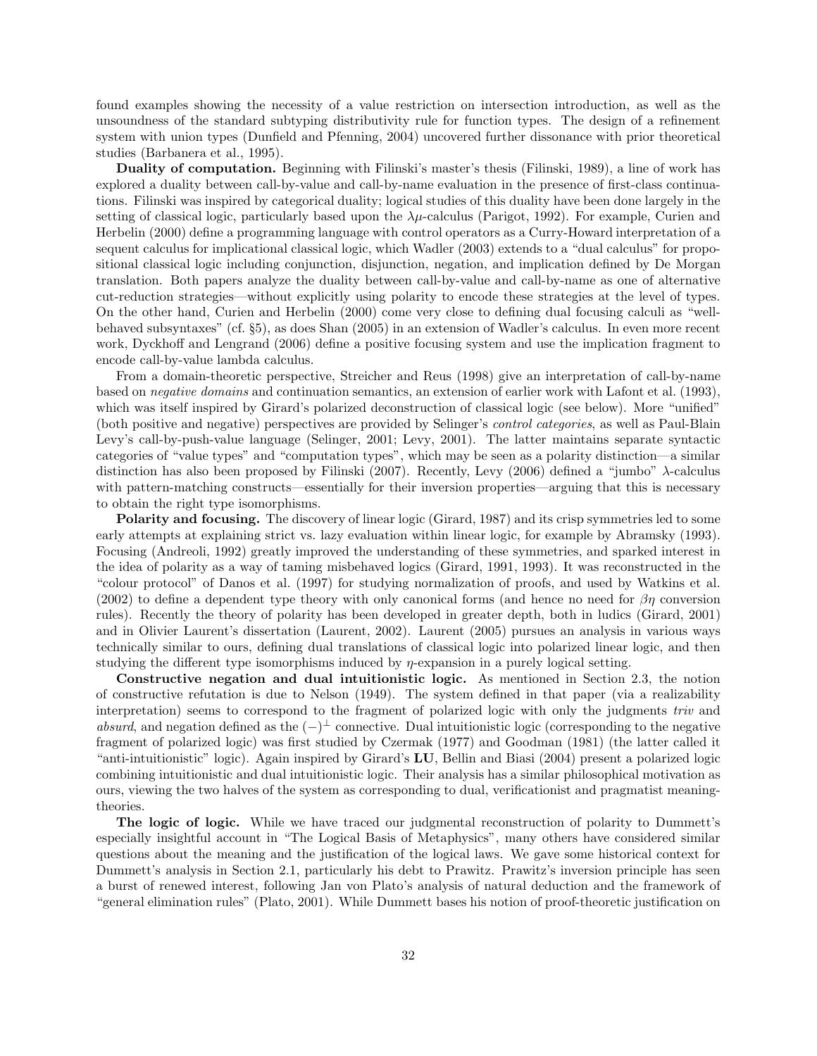found examples showing the necessity of a value restriction on intersection introduction, as well as the unsoundness of the standard subtyping distributivity rule for function types. The design of a refinement system with union types (Dunfield and Pfenning, 2004) uncovered further dissonance with prior theoretical studies (Barbanera et al., 1995).

**Duality of computation.** Beginning with Filinski's master's thesis (Filinski, 1989), a line of work has explored a duality between call-by-value and call-by-name evaluation in the presence of first-class continuations. Filinski was inspired by categorical duality; logical studies of this duality have been done largely in the setting of classical logic, particularly based upon the $\lambda\mu$-calculus (Parigot, 1992). For example, Curien and Herbelin (2000) define a programming language with control operators as a Curry-Howard interpretation of a sequent calculus for implicational classical logic, which Wadler (2003) extends to a "dual calculus" for propositional classical logic including conjunction, disjunction, negation, and implication defined by De Morgan translation. Both papers analyze the duality between call-by-value and call-by-name as one of alternative cut-reduction strategies—without explicitly using polarity to encode these strategies at the level of types. On the other hand, Curien and Herbelin (2000) come very close to defining dual focusing calculi as "well-behaved subsyntaxes" (cf. §5), as does Shan (2005) in an extension of Wadler's calculus. In even more recent work, Dyckhoff and Lengrand (2006) define a positive focusing system and use the implication fragment to encode call-by-value lambda calculus.

From a domain-theoretic perspective, Streicher and Reus (1998) give an interpretation of call-by-name based on *negative domains* and continuation semantics, an extension of earlier work with Lafont et al. (1993), which was itself inspired by Girard's polarized deconstruction of classical logic (see below). More "unified" (both positive and negative) perspectives are provided by Selinger's *control categories*, as well as Paul-Blain Levy's call-by-push-value language (Selinger, 2001; Levy, 2001). The latter maintains separate syntactic categories of "value types" and "computation types", which may be seen as a polarity distinction—a similar distinction has also been proposed by Filinski (2007). Recently, Levy (2006) defined a "jumbo" $\lambda$-calculus with pattern-matching constructs—essentially for their inversion properties—arguing that this is necessary to obtain the right type isomorphisms.

**Polarity and focusing.** The discovery of linear logic (Girard, 1987) and its crisp symmetries led to some early attempts at explaining strict vs. lazy evaluation within linear logic, for example by Abramsky (1993). Focusing (Andreoli, 1992) greatly improved the understanding of these symmetries, and sparked interest in the idea of polarity as a way of taming misbehaved logics (Girard, 1991, 1993). It was reconstructed in the "colour protocol" of Danos et al. (1997) for studying normalization of proofs, and used by Watkins et al. (2002) to define a dependent type theory with only canonical forms (and hence no need for $\beta\eta$ conversion rules). Recently the theory of polarity has been developed in greater depth, both in ludics (Girard, 2001) and in Olivier Laurent's dissertation (Laurent, 2002). Laurent (2005) pursues an analysis in various ways technically similar to ours, defining dual translations of classical logic into polarized linear logic, and then studying the different type isomorphisms induced by $\eta$-expansion in a purely logical setting.

**Constructive negation and dual intuitionistic logic.** As mentioned in Section 2.3, the notion of constructive refutation is due to Nelson (1949). The system defined in that paper (via a realizability interpretation) seems to correspond to the fragment of polarized logic with only the judgments *triv* and *absurd*, and negation defined as the $(-)^{\perp}$ connective. Dual intuitionistic logic (corresponding to the negative fragment of polarized logic) was first studied by Czermak (1977) and Goodman (1981) (the latter called it "anti-intuitionistic" logic). Again inspired by Girard's **LU**, Bellin and Biasi (2004) present a polarized logic combining intuitionistic and dual intuitionistic logic. Their analysis has a similar philosophical motivation as ours, viewing the two halves of the system as corresponding to dual, verificationist and pragmatist meaning-theories.

**The logic of logic.** While we have traced our judgmental reconstruction of polarity to Dummett's especially insightful account in "The Logical Basis of Metaphysics", many others have considered similar questions about the meaning and the justification of the logical laws. We gave some historical context for Dummett's analysis in Section 2.1, particularly his debt to Prawitz. Prawitz's inversion principle has seen a burst of renewed interest, following Jan von Plato's analysis of natural deduction and the framework of "general elimination rules" (Plato, 2001). While Dummett bases his notion of proof-theoretic justification on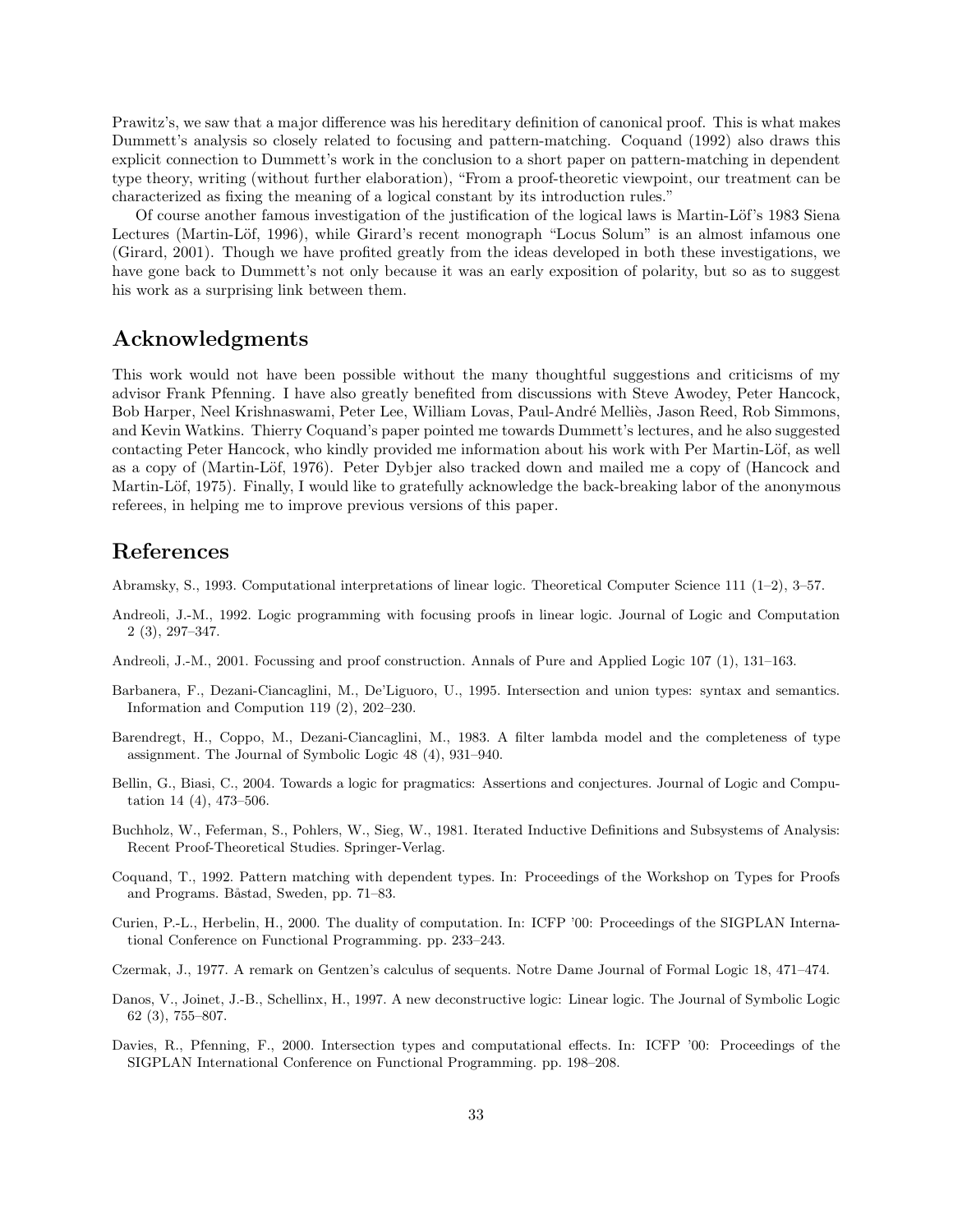Prawitz's, we saw that a major difference was his hereditary definition of canonical proof. This is what makes Dummett's analysis so closely related to focusing and pattern-matching. Coquand (1992) also draws this explicit connection to Dummett's work in the conclusion to a short paper on pattern-matching in dependent type theory, writing (without further elaboration), "From a proof-theoretic viewpoint, our treatment can be characterized as fixing the meaning of a logical constant by its introduction rules."

Of course another famous investigation of the justification of the logical laws is Martin-Löf's 1983 Siena Lectures (Martin-Löf, 1996), while Girard's recent monograph "Locus Solum" is an almost infamous one (Girard, 2001). Though we have profited greatly from the ideas developed in both these investigations, we have gone back to Dummett's not only because it was an early exposition of polarity, but so as to suggest his work as a surprising link between them.

## Acknowledgments

This work would not have been possible without the many thoughtful suggestions and criticisms of my advisor Frank Pfenning. I have also greatly benefited from discussions with Steve Awodey, Peter Hancock, Bob Harper, Neel Krishnaswami, Peter Lee, William Lovas, Paul-André Melliès, Jason Reed, Rob Simmons, and Kevin Watkins. Thierry Coquand's paper pointed me towards Dummett's lectures, and he also suggested contacting Peter Hancock, who kindly provided me information about his work with Per Martin-Löf, as well as a copy of (Martin-Löf, 1976). Peter Dybjer also tracked down and mailed me a copy of (Hancock and Martin-Löf, 1975). Finally, I would like to gratefully acknowledge the back-breaking labor of the anonymous referees, in helping me to improve previous versions of this paper.

## References

Abramsky, S., 1993. Computational interpretations of linear logic. Theoretical Computer Science 111 (1–2), 3–57.

Andreoli, J.-M., 1992. Logic programming with focusing proofs in linear logic. Journal of Logic and Computation 2 (3), 297–347.

Andreoli, J.-M., 2001. Focussing and proof construction. Annals of Pure and Applied Logic 107 (1), 131–163.

Barbanera, F., Dezani-Ciancaglini, M., De'Liguoro, U., 1995. Intersection and union types: syntax and semantics. Information and Compution 119 (2), 202–230.

Barendregt, H., Coppo, M., Dezani-Ciancaglini, M., 1983. A filter lambda model and the completeness of type assignment. The Journal of Symbolic Logic 48 (4), 931–940.

Bellin, G., Biasi, C., 2004. Towards a logic for pragmatics: Assertions and conjectures. Journal of Logic and Computation 14 (4), 473–506.

Buchholz, W., Feferman, S., Pohlers, W., Sieg, W., 1981. Iterated Inductive Definitions and Subsystems of Analysis: Recent Proof-Theoretical Studies. Springer-Verlag.

Coquand, T., 1992. Pattern matching with dependent types. In: Proceedings of the Workshop on Types for Proofs and Programs. Båstad, Sweden, pp. 71–83.

Curien, P.-L., Herbelin, H., 2000. The duality of computation. In: ICFP '00: Proceedings of the SIGPLAN International Conference on Functional Programming. pp. 233–243.

Czermak, J., 1977. A remark on Gentzen's calculus of sequents. Notre Dame Journal of Formal Logic 18, 471–474.

Danos, V., Joinet, J.-B., Schellinx, H., 1997. A new deconstructive logic: Linear logic. The Journal of Symbolic Logic 62 (3), 755–807.

Davies, R., Pfenning, F., 2000. Intersection types and computational effects. In: ICFP '00: Proceedings of the SIGPLAN International Conference on Functional Programming. pp. 198–208.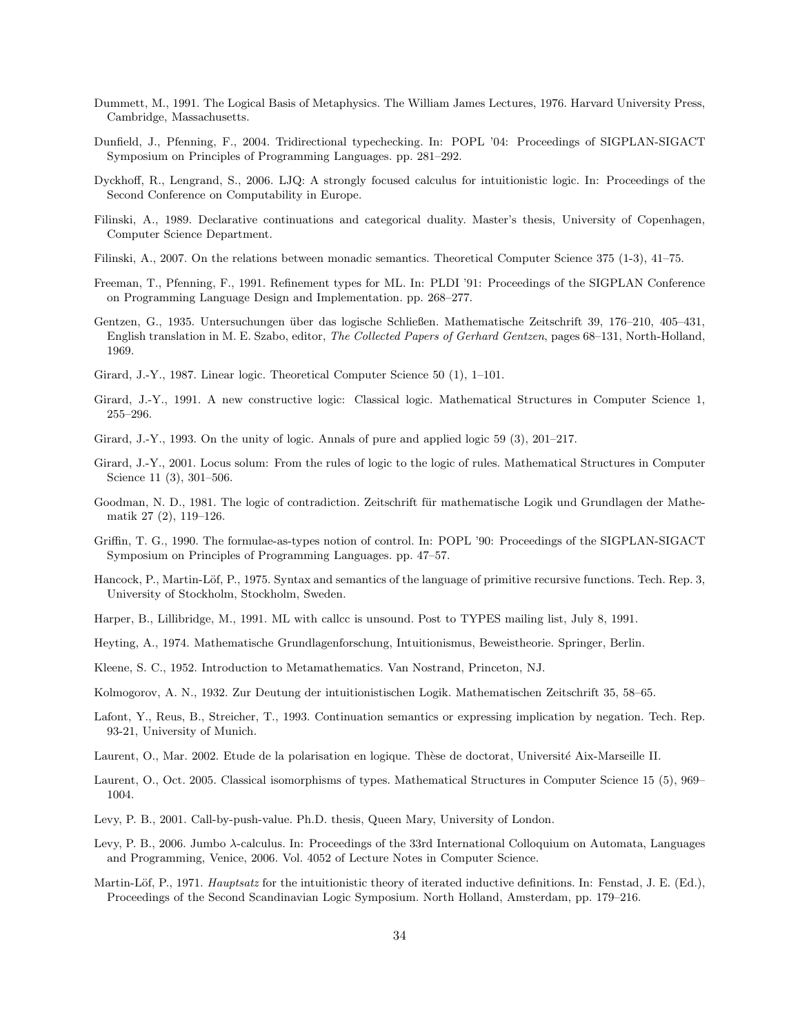Dummett, M., 1991. The Logical Basis of Metaphysics. The William James Lectures, 1976. Harvard University Press, Cambridge, Massachusetts.

Dunfield, J., Pfenning, F., 2004. Tridirectional typechecking. In: POPL '04: Proceedings of SIGPLAN-SIGACT Symposium on Principles of Programming Languages. pp. 281–292.

Dyckhoff, R., Lengrand, S., 2006. LJQ: A strongly focused calculus for intuitionistic logic. In: Proceedings of the Second Conference on Computability in Europe.

Filinski, A., 1989. Declarative continuations and categorical duality. Master's thesis, University of Copenhagen, Computer Science Department.

Filinski, A., 2007. On the relations between monadic semantics. Theoretical Computer Science 375 (1-3), 41–75.

Freeman, T., Pfenning, F., 1991. Refinement types for ML. In: PLDI '91: Proceedings of the SIGPLAN Conference on Programming Language Design and Implementation. pp. 268–277.

Gentzen, G., 1935. Untersuchungen über das logische Schließen. Mathematische Zeitschrift 39, 176–210, 405–431, English translation in M. E. Szabo, editor, *The Collected Papers of Gerhard Gentzen*, pages 68–131, North-Holland, 1969.

Girard, J.-Y., 1987. Linear logic. Theoretical Computer Science 50 (1), 1–101.

Girard, J.-Y., 1991. A new constructive logic: Classical logic. Mathematical Structures in Computer Science 1, 255–296.

Girard, J.-Y., 1993. On the unity of logic. Annals of pure and applied logic 59 (3), 201–217.

Girard, J.-Y., 2001. Locus solum: From the rules of logic to the logic of rules. Mathematical Structures in Computer Science 11 (3), 301–506.

Goodman, N. D., 1981. The logic of contradiction. Zeitschrift für mathematische Logik und Grundlagen der Mathematik 27 (2), 119–126.

Griffin, T. G., 1990. The formulae-as-types notion of control. In: POPL '90: Proceedings of the SIGPLAN-SIGACT Symposium on Principles of Programming Languages. pp. 47–57.

Hancock, P., Martin-Löf, P., 1975. Syntax and semantics of the language of primitive recursive functions. Tech. Rep. 3, University of Stockholm, Stockholm, Sweden.

Harper, B., Lillibridge, M., 1991. ML with callcc is unsound. Post to TYPES mailing list, July 8, 1991.

Heyting, A., 1974. Mathematische Grundlagenforschung, Intuitionismus, Beweistheorie. Springer, Berlin.

Kleene, S. C., 1952. Introduction to Metamathematics. Van Nostrand, Princeton, NJ.

Kolmogorov, A. N., 1932. Zur Deutung der intuitionistischen Logik. Mathematischen Zeitschrift 35, 58–65.

Lafont, Y., Reus, B., Streicher, T., 1993. Continuation semantics or expressing implication by negation. Tech. Rep. 93-21, University of Munich.

Laurent, O., Mar. 2002. Etude de la polarisation en logique. Thèse de doctorat, Université Aix-Marseille II.

Laurent, O., Oct. 2005. Classical isomorphisms of types. Mathematical Structures in Computer Science 15 (5), 969–1004.

Levy, P. B., 2001. Call-by-push-value. Ph.D. thesis, Queen Mary, University of London.

Levy, P. B., 2006. Jumbo λ-calculus. In: Proceedings of the 33rd International Colloquium on Automata, Languages and Programming, Venice, 2006. Vol. 4052 of Lecture Notes in Computer Science.

Martin-Löf, P., 1971. *Hauptsatz* for the intuitionistic theory of iterated inductive definitions. In: Fenstad, J. E. (Ed.), Proceedings of the Second Scandinavian Logic Symposium. North Holland, Amsterdam, pp. 179–216.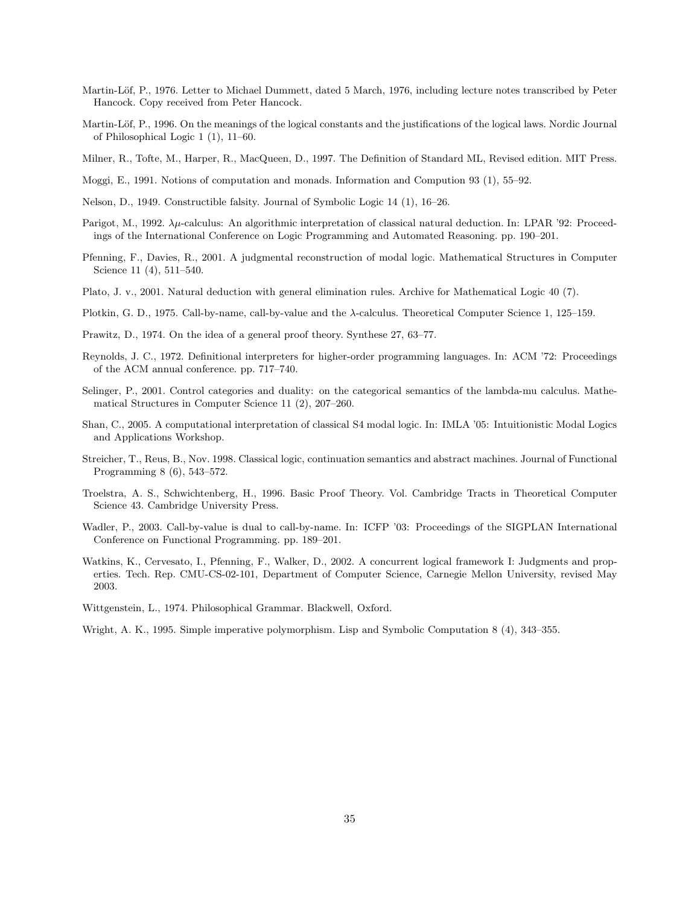Martin-Löf, P., 1976. Letter to Michael Dummett, dated 5 March, 1976, including lecture notes transcribed by Peter Hancock. Copy received from Peter Hancock.

Martin-Löf, P., 1996. On the meanings of the logical constants and the justifications of the logical laws. Nordic Journal of Philosophical Logic 1 (1), 11–60.

Milner, R., Tofte, M., Harper, R., MacQueen, D., 1997. The Definition of Standard ML, Revised edition. MIT Press.

Moggi, E., 1991. Notions of computation and monads. Information and Compution 93 (1), 55–92.

Nelson, D., 1949. Constructible falsity. Journal of Symbolic Logic 14 (1), 16–26.

Parigot, M., 1992. $\lambda\mu$-calculus: An algorithmic interpretation of classical natural deduction. In: LPAR '92: Proceedings of the International Conference on Logic Programming and Automated Reasoning. pp. 190–201.

Pfenning, F., Davies, R., 2001. A judgmental reconstruction of modal logic. Mathematical Structures in Computer Science 11 (4), 511–540.

Plato, J. v., 2001. Natural deduction with general elimination rules. Archive for Mathematical Logic 40 (7).

Plotkin, G. D., 1975. Call-by-name, call-by-value and the $\lambda$-calculus. Theoretical Computer Science 1, 125–159.

Prawitz, D., 1974. On the idea of a general proof theory. Synthese 27, 63–77.

Reynolds, J. C., 1972. Definitional interpreters for higher-order programming languages. In: ACM '72: Proceedings of the ACM annual conference. pp. 717–740.

Selinger, P., 2001. Control categories and duality: on the categorical semantics of the lambda-mu calculus. Mathematical Structures in Computer Science 11 (2), 207–260.

Shan, C., 2005. A computational interpretation of classical S4 modal logic. In: IMLA '05: Intuitionistic Modal Logics and Applications Workshop.

Streicher, T., Reus, B., Nov. 1998. Classical logic, continuation semantics and abstract machines. Journal of Functional Programming 8 (6), 543–572.

Troelstra, A. S., Schwichtenberg, H., 1996. Basic Proof Theory. Vol. Cambridge Tracts in Theoretical Computer Science 43. Cambridge University Press.

Wadler, P., 2003. Call-by-value is dual to call-by-name. In: ICFP '03: Proceedings of the SIGPLAN International Conference on Functional Programming. pp. 189–201.

Watkins, K., Cervesato, I., Pfenning, F., Walker, D., 2002. A concurrent logical framework I: Judgments and properties. Tech. Rep. CMU-CS-02-101, Department of Computer Science, Carnegie Mellon University, revised May 2003.

Wittgenstein, L., 1974. Philosophical Grammar. Blackwell, Oxford.

Wright, A. K., 1995. Simple imperative polymorphism. Lisp and Symbolic Computation 8 (4), 343–355.